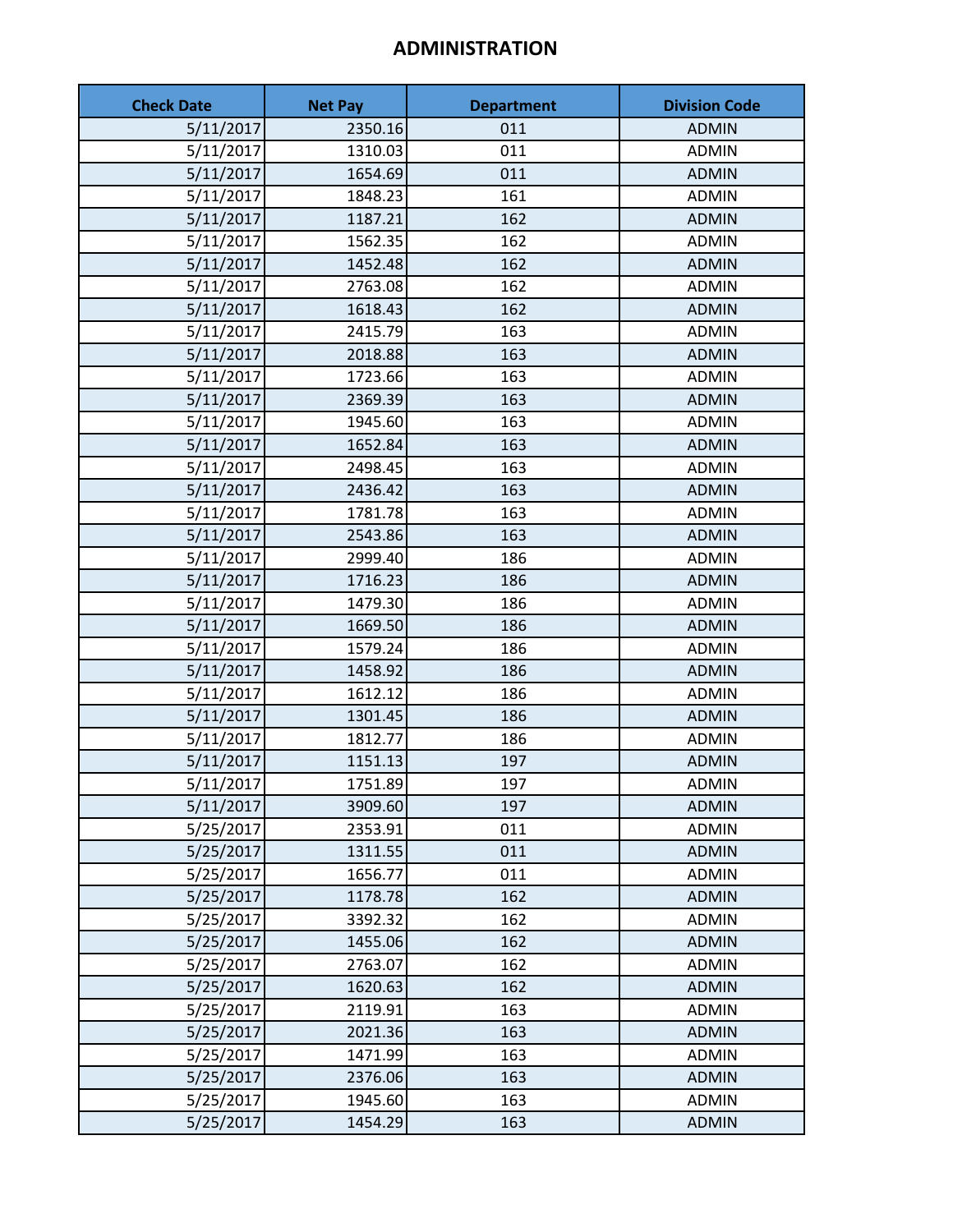# ADMINISTRATION

| Check Date | Net Pay | Department | Division Code |
|---|---|---|---|
| 5/11/2017 | 2350.16 | 011 | ADMIN |
| 5/11/2017 | 1310.03 | 011 | ADMIN |
| 5/11/2017 | 1654.69 | 011 | ADMIN |
| 5/11/2017 | 1848.23 | 161 | ADMIN |
| 5/11/2017 | 1187.21 | 162 | ADMIN |
| 5/11/2017 | 1562.35 | 162 | ADMIN |
| 5/11/2017 | 1452.48 | 162 | ADMIN |
| 5/11/2017 | 2763.08 | 162 | ADMIN |
| 5/11/2017 | 1618.43 | 162 | ADMIN |
| 5/11/2017 | 2415.79 | 163 | ADMIN |
| 5/11/2017 | 2018.88 | 163 | ADMIN |
| 5/11/2017 | 1723.66 | 163 | ADMIN |
| 5/11/2017 | 2369.39 | 163 | ADMIN |
| 5/11/2017 | 1945.60 | 163 | ADMIN |
| 5/11/2017 | 1652.84 | 163 | ADMIN |
| 5/11/2017 | 2498.45 | 163 | ADMIN |
| 5/11/2017 | 2436.42 | 163 | ADMIN |
| 5/11/2017 | 1781.78 | 163 | ADMIN |
| 5/11/2017 | 2543.86 | 163 | ADMIN |
| 5/11/2017 | 2999.40 | 186 | ADMIN |
| 5/11/2017 | 1716.23 | 186 | ADMIN |
| 5/11/2017 | 1479.30 | 186 | ADMIN |
| 5/11/2017 | 1669.50 | 186 | ADMIN |
| 5/11/2017 | 1579.24 | 186 | ADMIN |
| 5/11/2017 | 1458.92 | 186 | ADMIN |
| 5/11/2017 | 1612.12 | 186 | ADMIN |
| 5/11/2017 | 1301.45 | 186 | ADMIN |
| 5/11/2017 | 1812.77 | 186 | ADMIN |
| 5/11/2017 | 1151.13 | 197 | ADMIN |
| 5/11/2017 | 1751.89 | 197 | ADMIN |
| 5/11/2017 | 3909.60 | 197 | ADMIN |
| 5/25/2017 | 2353.91 | 011 | ADMIN |
| 5/25/2017 | 1311.55 | 011 | ADMIN |
| 5/25/2017 | 1656.77 | 011 | ADMIN |
| 5/25/2017 | 1178.78 | 162 | ADMIN |
| 5/25/2017 | 3392.32 | 162 | ADMIN |
| 5/25/2017 | 1455.06 | 162 | ADMIN |
| 5/25/2017 | 2763.07 | 162 | ADMIN |
| 5/25/2017 | 1620.63 | 162 | ADMIN |
| 5/25/2017 | 2119.91 | 163 | ADMIN |
| 5/25/2017 | 2021.36 | 163 | ADMIN |
| 5/25/2017 | 1471.99 | 163 | ADMIN |
| 5/25/2017 | 2376.06 | 163 | ADMIN |
| 5/25/2017 | 1945.60 | 163 | ADMIN |
| 5/25/2017 | 1454.29 | 163 | ADMIN |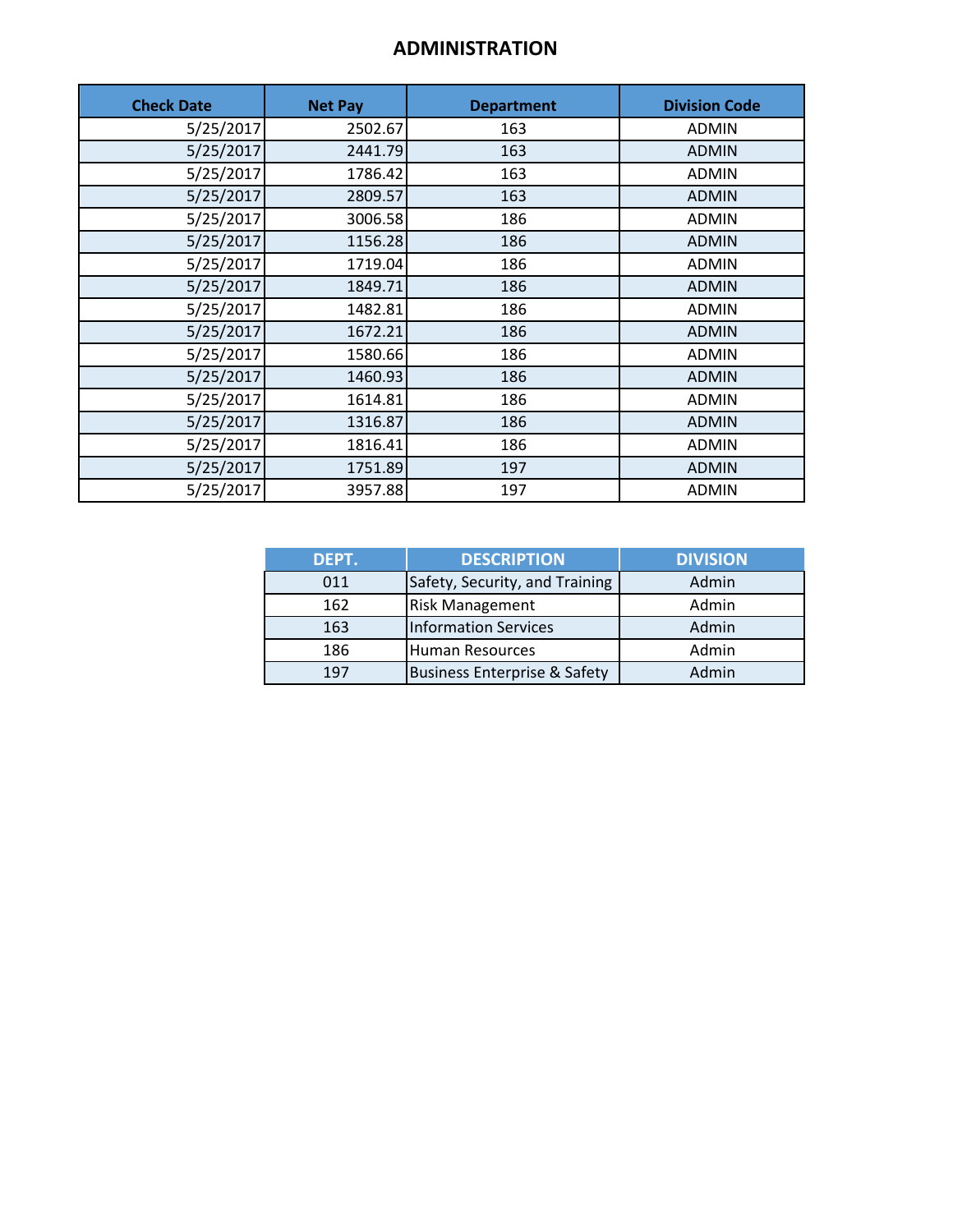# ADMINISTRATION

| Check Date | Net Pay | Department | Division Code |
|---|---|---|---|
| 5/25/2017 | 2502.67 | 163 | ADMIN |
| 5/25/2017 | 2441.79 | 163 | ADMIN |
| 5/25/2017 | 1786.42 | 163 | ADMIN |
| 5/25/2017 | 2809.57 | 163 | ADMIN |
| 5/25/2017 | 3006.58 | 186 | ADMIN |
| 5/25/2017 | 1156.28 | 186 | ADMIN |
| 5/25/2017 | 1719.04 | 186 | ADMIN |
| 5/25/2017 | 1849.71 | 186 | ADMIN |
| 5/25/2017 | 1482.81 | 186 | ADMIN |
| 5/25/2017 | 1672.21 | 186 | ADMIN |
| 5/25/2017 | 1580.66 | 186 | ADMIN |
| 5/25/2017 | 1460.93 | 186 | ADMIN |
| 5/25/2017 | 1614.81 | 186 | ADMIN |
| 5/25/2017 | 1316.87 | 186 | ADMIN |
| 5/25/2017 | 1816.41 | 186 | ADMIN |
| 5/25/2017 | 1751.89 | 197 | ADMIN |
| 5/25/2017 | 3957.88 | 197 | ADMIN |

| DEPT. | DESCRIPTION | DIVISION |
|---|---|---|
| 011 | Safety, Security, and Training | Admin |
| 162 | Risk Management | Admin |
| 163 | Information Services | Admin |
| 186 | Human Resources | Admin |
| 197 | Business Enterprise & Safety | Admin |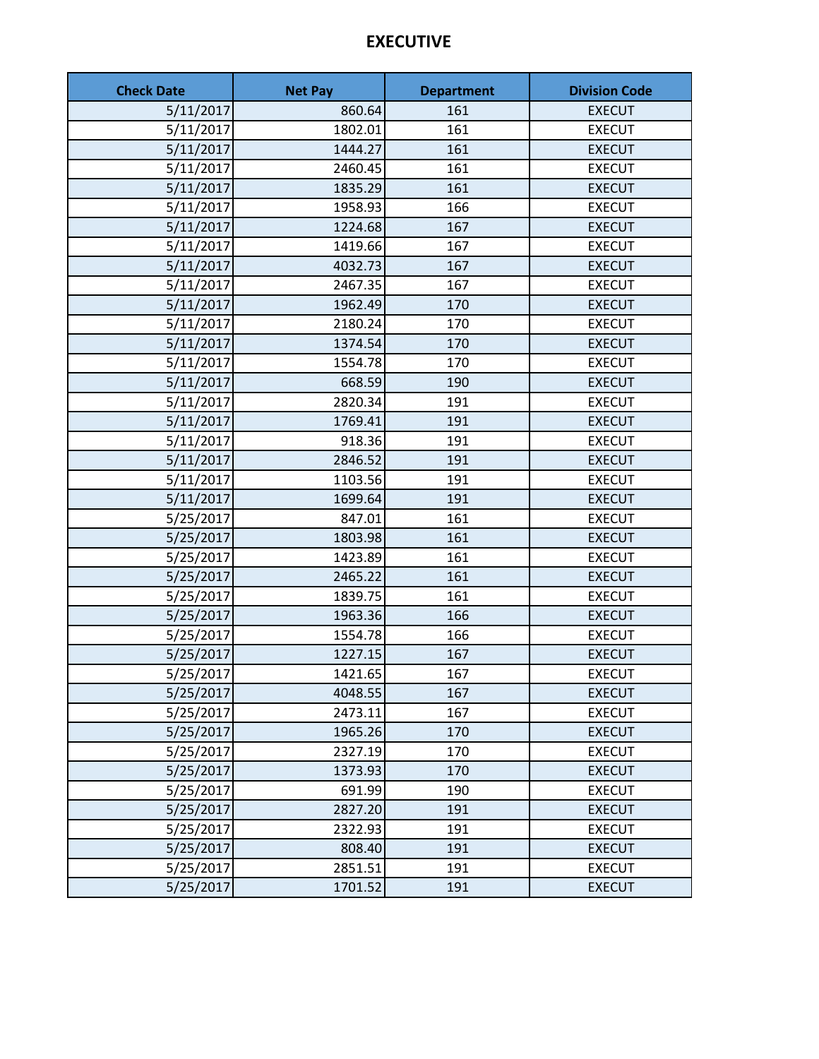# EXECUTIVE

| Check Date | Net Pay | Department | Division Code |
|---|---|---|---|
| 5/11/2017 | 860.64 | 161 | EXECUT |
| 5/11/2017 | 1802.01 | 161 | EXECUT |
| 5/11/2017 | 1444.27 | 161 | EXECUT |
| 5/11/2017 | 2460.45 | 161 | EXECUT |
| 5/11/2017 | 1835.29 | 161 | EXECUT |
| 5/11/2017 | 1958.93 | 166 | EXECUT |
| 5/11/2017 | 1224.68 | 167 | EXECUT |
| 5/11/2017 | 1419.66 | 167 | EXECUT |
| 5/11/2017 | 4032.73 | 167 | EXECUT |
| 5/11/2017 | 2467.35 | 167 | EXECUT |
| 5/11/2017 | 1962.49 | 170 | EXECUT |
| 5/11/2017 | 2180.24 | 170 | EXECUT |
| 5/11/2017 | 1374.54 | 170 | EXECUT |
| 5/11/2017 | 1554.78 | 170 | EXECUT |
| 5/11/2017 | 668.59 | 190 | EXECUT |
| 5/11/2017 | 2820.34 | 191 | EXECUT |
| 5/11/2017 | 1769.41 | 191 | EXECUT |
| 5/11/2017 | 918.36 | 191 | EXECUT |
| 5/11/2017 | 2846.52 | 191 | EXECUT |
| 5/11/2017 | 1103.56 | 191 | EXECUT |
| 5/11/2017 | 1699.64 | 191 | EXECUT |
| 5/25/2017 | 847.01 | 161 | EXECUT |
| 5/25/2017 | 1803.98 | 161 | EXECUT |
| 5/25/2017 | 1423.89 | 161 | EXECUT |
| 5/25/2017 | 2465.22 | 161 | EXECUT |
| 5/25/2017 | 1839.75 | 161 | EXECUT |
| 5/25/2017 | 1963.36 | 166 | EXECUT |
| 5/25/2017 | 1554.78 | 166 | EXECUT |
| 5/25/2017 | 1227.15 | 167 | EXECUT |
| 5/25/2017 | 1421.65 | 167 | EXECUT |
| 5/25/2017 | 4048.55 | 167 | EXECUT |
| 5/25/2017 | 2473.11 | 167 | EXECUT |
| 5/25/2017 | 1965.26 | 170 | EXECUT |
| 5/25/2017 | 2327.19 | 170 | EXECUT |
| 5/25/2017 | 1373.93 | 170 | EXECUT |
| 5/25/2017 | 691.99 | 190 | EXECUT |
| 5/25/2017 | 2827.20 | 191 | EXECUT |
| 5/25/2017 | 2322.93 | 191 | EXECUT |
| 5/25/2017 | 808.40 | 191 | EXECUT |
| 5/25/2017 | 2851.51 | 191 | EXECUT |
| 5/25/2017 | 1701.52 | 191 | EXECUT |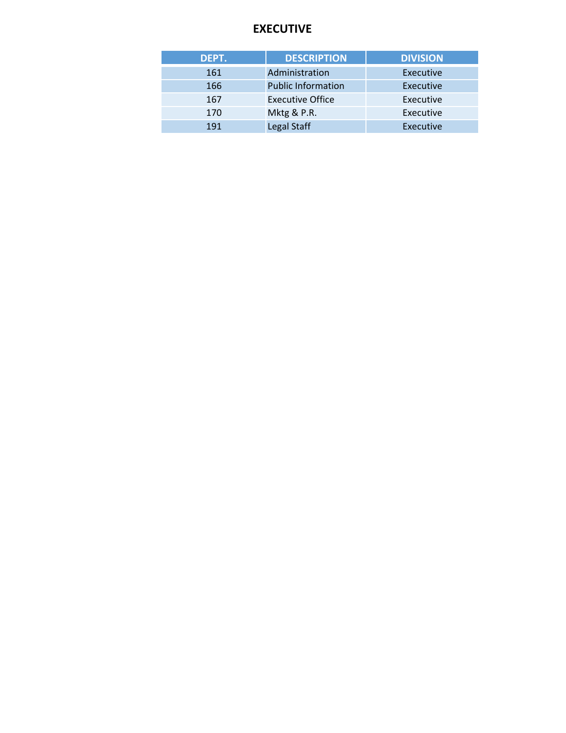# EXECUTIVE

| DEPT. | DESCRIPTION | DIVISION |
| --- | --- | --- |
| 161 | Administration | Executive |
| 166 | Public Information | Executive |
| 167 | Executive Office | Executive |
| 170 | Mktg & P.R. | Executive |
| 191 | Legal Staff | Executive |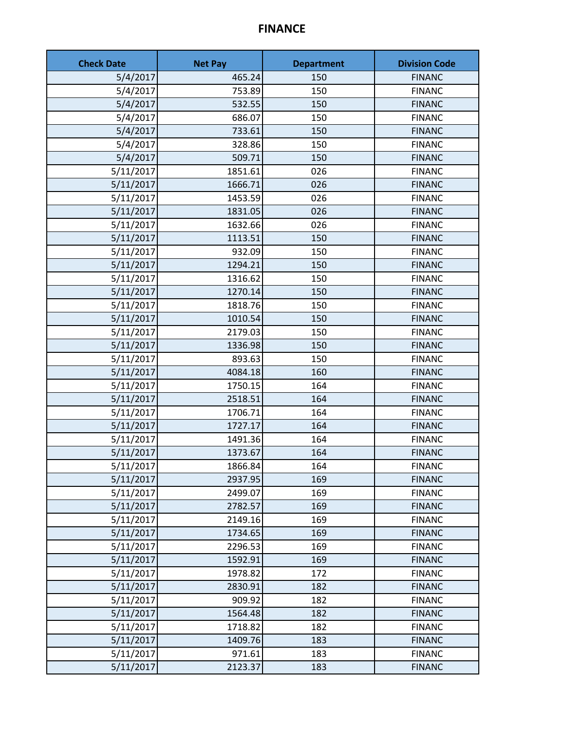# FINANCE

| Check Date | Net Pay | Department | Division Code |
|---|---|---|---|
| 5/4/2017 | 465.24 | 150 | FINANC |
| 5/4/2017 | 753.89 | 150 | FINANC |
| 5/4/2017 | 532.55 | 150 | FINANC |
| 5/4/2017 | 686.07 | 150 | FINANC |
| 5/4/2017 | 733.61 | 150 | FINANC |
| 5/4/2017 | 328.86 | 150 | FINANC |
| 5/4/2017 | 509.71 | 150 | FINANC |
| 5/11/2017 | 1851.61 | 026 | FINANC |
| 5/11/2017 | 1666.71 | 026 | FINANC |
| 5/11/2017 | 1453.59 | 026 | FINANC |
| 5/11/2017 | 1831.05 | 026 | FINANC |
| 5/11/2017 | 1632.66 | 026 | FINANC |
| 5/11/2017 | 1113.51 | 150 | FINANC |
| 5/11/2017 | 932.09 | 150 | FINANC |
| 5/11/2017 | 1294.21 | 150 | FINANC |
| 5/11/2017 | 1316.62 | 150 | FINANC |
| 5/11/2017 | 1270.14 | 150 | FINANC |
| 5/11/2017 | 1818.76 | 150 | FINANC |
| 5/11/2017 | 1010.54 | 150 | FINANC |
| 5/11/2017 | 2179.03 | 150 | FINANC |
| 5/11/2017 | 1336.98 | 150 | FINANC |
| 5/11/2017 | 893.63 | 150 | FINANC |
| 5/11/2017 | 4084.18 | 160 | FINANC |
| 5/11/2017 | 1750.15 | 164 | FINANC |
| 5/11/2017 | 2518.51 | 164 | FINANC |
| 5/11/2017 | 1706.71 | 164 | FINANC |
| 5/11/2017 | 1727.17 | 164 | FINANC |
| 5/11/2017 | 1491.36 | 164 | FINANC |
| 5/11/2017 | 1373.67 | 164 | FINANC |
| 5/11/2017 | 1866.84 | 164 | FINANC |
| 5/11/2017 | 2937.95 | 169 | FINANC |
| 5/11/2017 | 2499.07 | 169 | FINANC |
| 5/11/2017 | 2782.57 | 169 | FINANC |
| 5/11/2017 | 2149.16 | 169 | FINANC |
| 5/11/2017 | 1734.65 | 169 | FINANC |
| 5/11/2017 | 2296.53 | 169 | FINANC |
| 5/11/2017 | 1592.91 | 169 | FINANC |
| 5/11/2017 | 1978.82 | 172 | FINANC |
| 5/11/2017 | 2830.91 | 182 | FINANC |
| 5/11/2017 | 909.92 | 182 | FINANC |
| 5/11/2017 | 1564.48 | 182 | FINANC |
| 5/11/2017 | 1718.82 | 182 | FINANC |
| 5/11/2017 | 1409.76 | 183 | FINANC |
| 5/11/2017 | 971.61 | 183 | FINANC |
| 5/11/2017 | 2123.37 | 183 | FINANC |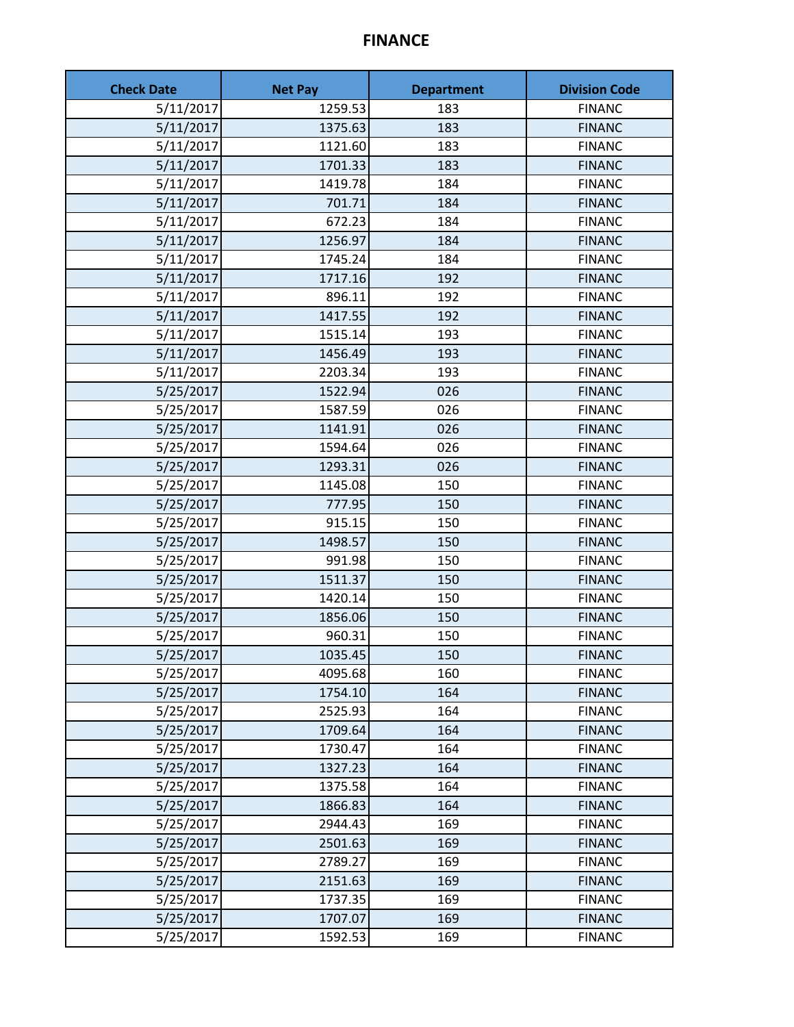# FINANCE

| Check Date | Net Pay | Department | Division Code |
|---|---|---|---|
| 5/11/2017 | 1259.53 | 183 | FINANC |
| 5/11/2017 | 1375.63 | 183 | FINANC |
| 5/11/2017 | 1121.60 | 183 | FINANC |
| 5/11/2017 | 1701.33 | 183 | FINANC |
| 5/11/2017 | 1419.78 | 184 | FINANC |
| 5/11/2017 | 701.71 | 184 | FINANC |
| 5/11/2017 | 672.23 | 184 | FINANC |
| 5/11/2017 | 1256.97 | 184 | FINANC |
| 5/11/2017 | 1745.24 | 184 | FINANC |
| 5/11/2017 | 1717.16 | 192 | FINANC |
| 5/11/2017 | 896.11 | 192 | FINANC |
| 5/11/2017 | 1417.55 | 192 | FINANC |
| 5/11/2017 | 1515.14 | 193 | FINANC |
| 5/11/2017 | 1456.49 | 193 | FINANC |
| 5/11/2017 | 2203.34 | 193 | FINANC |
| 5/25/2017 | 1522.94 | 026 | FINANC |
| 5/25/2017 | 1587.59 | 026 | FINANC |
| 5/25/2017 | 1141.91 | 026 | FINANC |
| 5/25/2017 | 1594.64 | 026 | FINANC |
| 5/25/2017 | 1293.31 | 026 | FINANC |
| 5/25/2017 | 1145.08 | 150 | FINANC |
| 5/25/2017 | 777.95 | 150 | FINANC |
| 5/25/2017 | 915.15 | 150 | FINANC |
| 5/25/2017 | 1498.57 | 150 | FINANC |
| 5/25/2017 | 991.98 | 150 | FINANC |
| 5/25/2017 | 1511.37 | 150 | FINANC |
| 5/25/2017 | 1420.14 | 150 | FINANC |
| 5/25/2017 | 1856.06 | 150 | FINANC |
| 5/25/2017 | 960.31 | 150 | FINANC |
| 5/25/2017 | 1035.45 | 150 | FINANC |
| 5/25/2017 | 4095.68 | 160 | FINANC |
| 5/25/2017 | 1754.10 | 164 | FINANC |
| 5/25/2017 | 2525.93 | 164 | FINANC |
| 5/25/2017 | 1709.64 | 164 | FINANC |
| 5/25/2017 | 1730.47 | 164 | FINANC |
| 5/25/2017 | 1327.23 | 164 | FINANC |
| 5/25/2017 | 1375.58 | 164 | FINANC |
| 5/25/2017 | 1866.83 | 164 | FINANC |
| 5/25/2017 | 2944.43 | 169 | FINANC |
| 5/25/2017 | 2501.63 | 169 | FINANC |
| 5/25/2017 | 2789.27 | 169 | FINANC |
| 5/25/2017 | 2151.63 | 169 | FINANC |
| 5/25/2017 | 1737.35 | 169 | FINANC |
| 5/25/2017 | 1707.07 | 169 | FINANC |
| 5/25/2017 | 1592.53 | 169 | FINANC |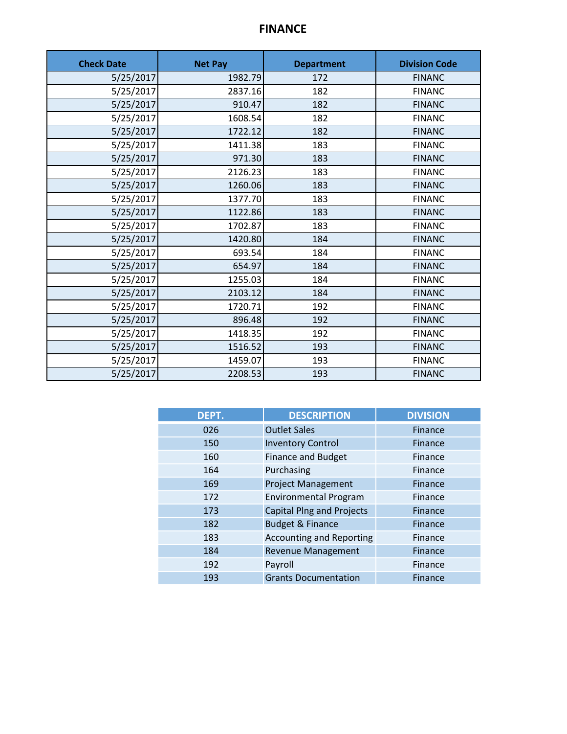# FINANCE

| Check Date | Net Pay | Department | Division Code |
|---|---|---|---|
| 5/25/2017 | 1982.79 | 172 | FINANC |
| 5/25/2017 | 2837.16 | 182 | FINANC |
| 5/25/2017 | 910.47 | 182 | FINANC |
| 5/25/2017 | 1608.54 | 182 | FINANC |
| 5/25/2017 | 1722.12 | 182 | FINANC |
| 5/25/2017 | 1411.38 | 183 | FINANC |
| 5/25/2017 | 971.30 | 183 | FINANC |
| 5/25/2017 | 2126.23 | 183 | FINANC |
| 5/25/2017 | 1260.06 | 183 | FINANC |
| 5/25/2017 | 1377.70 | 183 | FINANC |
| 5/25/2017 | 1122.86 | 183 | FINANC |
| 5/25/2017 | 1702.87 | 183 | FINANC |
| 5/25/2017 | 1420.80 | 184 | FINANC |
| 5/25/2017 | 693.54 | 184 | FINANC |
| 5/25/2017 | 654.97 | 184 | FINANC |
| 5/25/2017 | 1255.03 | 184 | FINANC |
| 5/25/2017 | 2103.12 | 184 | FINANC |
| 5/25/2017 | 1720.71 | 192 | FINANC |
| 5/25/2017 | 896.48 | 192 | FINANC |
| 5/25/2017 | 1418.35 | 192 | FINANC |
| 5/25/2017 | 1516.52 | 193 | FINANC |
| 5/25/2017 | 1459.07 | 193 | FINANC |
| 5/25/2017 | 2208.53 | 193 | FINANC |

| DEPT. | DESCRIPTION | DIVISION |
|---|---|---|
| 026 | Outlet Sales | Finance |
| 150 | Inventory Control | Finance |
| 160 | Finance and Budget | Finance |
| 164 | Purchasing | Finance |
| 169 | Project Management | Finance |
| 172 | Environmental Program | Finance |
| 173 | Capital Plng and Projects | Finance |
| 182 | Budget & Finance | Finance |
| 183 | Accounting and Reporting | Finance |
| 184 | Revenue Management | Finance |
| 192 | Payroll | Finance |
| 193 | Grants Documentation | Finance |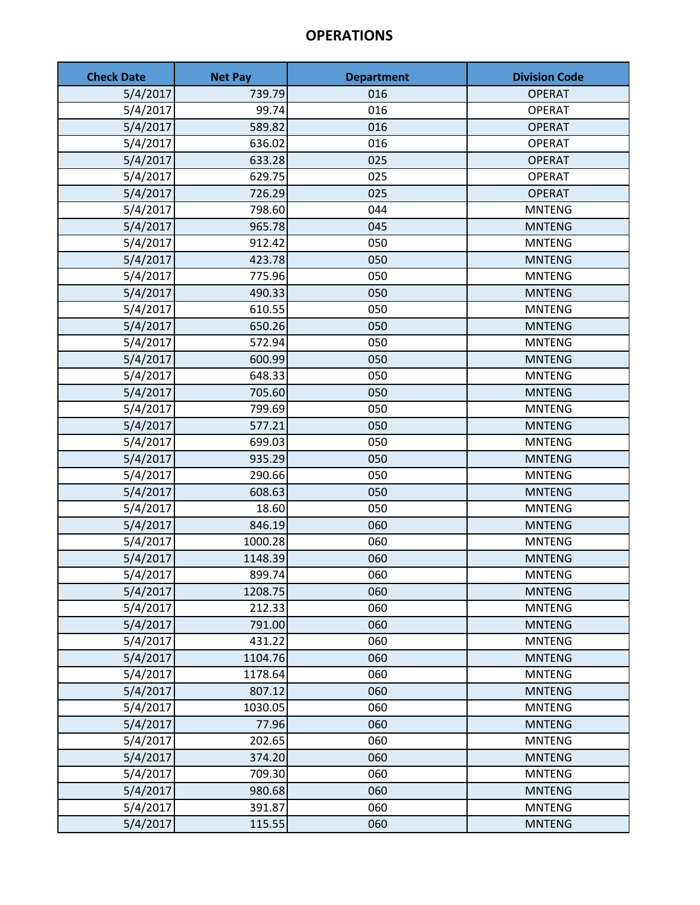# OPERATIONS

| Check Date | Net Pay | Department | Division Code |
|---|---|---|---|
| 5/4/2017 | 739.79 | 016 | OPERAT |
| 5/4/2017 | 99.74 | 016 | OPERAT |
| 5/4/2017 | 589.82 | 016 | OPERAT |
| 5/4/2017 | 636.02 | 016 | OPERAT |
| 5/4/2017 | 633.28 | 025 | OPERAT |
| 5/4/2017 | 629.75 | 025 | OPERAT |
| 5/4/2017 | 726.29 | 025 | OPERAT |
| 5/4/2017 | 798.60 | 044 | MNTENG |
| 5/4/2017 | 965.78 | 045 | MNTENG |
| 5/4/2017 | 912.42 | 050 | MNTENG |
| 5/4/2017 | 423.78 | 050 | MNTENG |
| 5/4/2017 | 775.96 | 050 | MNTENG |
| 5/4/2017 | 490.33 | 050 | MNTENG |
| 5/4/2017 | 610.55 | 050 | MNTENG |
| 5/4/2017 | 650.26 | 050 | MNTENG |
| 5/4/2017 | 572.94 | 050 | MNTENG |
| 5/4/2017 | 600.99 | 050 | MNTENG |
| 5/4/2017 | 648.33 | 050 | MNTENG |
| 5/4/2017 | 705.60 | 050 | MNTENG |
| 5/4/2017 | 799.69 | 050 | MNTENG |
| 5/4/2017 | 577.21 | 050 | MNTENG |
| 5/4/2017 | 699.03 | 050 | MNTENG |
| 5/4/2017 | 935.29 | 050 | MNTENG |
| 5/4/2017 | 290.66 | 050 | MNTENG |
| 5/4/2017 | 608.63 | 050 | MNTENG |
| 5/4/2017 | 18.60 | 050 | MNTENG |
| 5/4/2017 | 846.19 | 060 | MNTENG |
| 5/4/2017 | 1000.28 | 060 | MNTENG |
| 5/4/2017 | 1148.39 | 060 | MNTENG |
| 5/4/2017 | 899.74 | 060 | MNTENG |
| 5/4/2017 | 1208.75 | 060 | MNTENG |
| 5/4/2017 | 212.33 | 060 | MNTENG |
| 5/4/2017 | 791.00 | 060 | MNTENG |
| 5/4/2017 | 431.22 | 060 | MNTENG |
| 5/4/2017 | 1104.76 | 060 | MNTENG |
| 5/4/2017 | 1178.64 | 060 | MNTENG |
| 5/4/2017 | 807.12 | 060 | MNTENG |
| 5/4/2017 | 1030.05 | 060 | MNTENG |
| 5/4/2017 | 77.96 | 060 | MNTENG |
| 5/4/2017 | 202.65 | 060 | MNTENG |
| 5/4/2017 | 374.20 | 060 | MNTENG |
| 5/4/2017 | 709.30 | 060 | MNTENG |
| 5/4/2017 | 980.68 | 060 | MNTENG |
| 5/4/2017 | 391.87 | 060 | MNTENG |
| 5/4/2017 | 115.55 | 060 | MNTENG |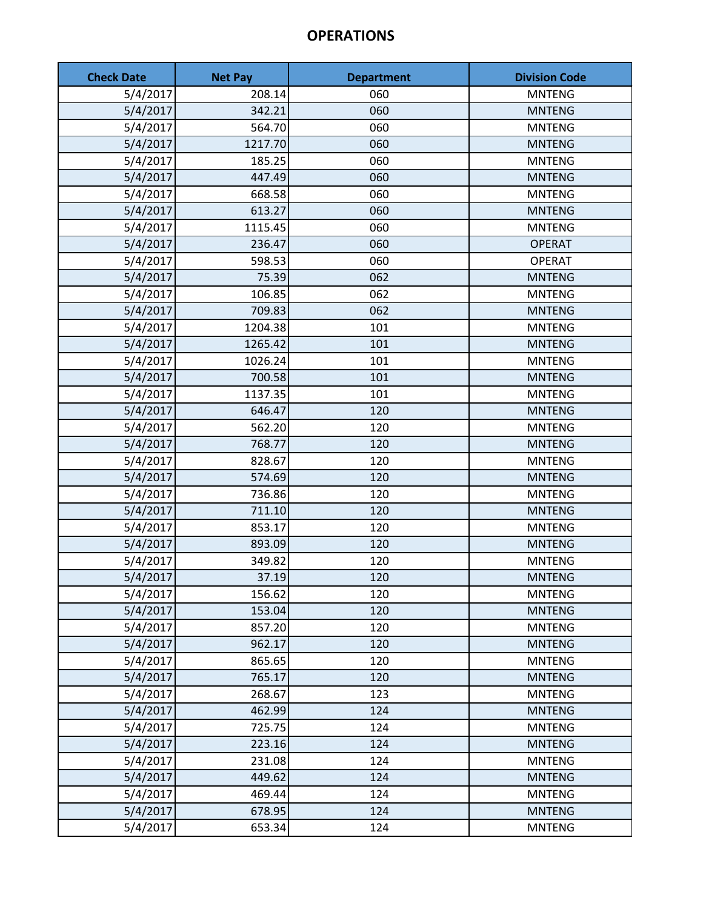# OPERATIONS

| Check Date | Net Pay | Department | Division Code |
|---|---|---|---|
| 5/4/2017 | 208.14 | 060 | MNTENG |
| 5/4/2017 | 342.21 | 060 | MNTENG |
| 5/4/2017 | 564.70 | 060 | MNTENG |
| 5/4/2017 | 1217.70 | 060 | MNTENG |
| 5/4/2017 | 185.25 | 060 | MNTENG |
| 5/4/2017 | 447.49 | 060 | MNTENG |
| 5/4/2017 | 668.58 | 060 | MNTENG |
| 5/4/2017 | 613.27 | 060 | MNTENG |
| 5/4/2017 | 1115.45 | 060 | MNTENG |
| 5/4/2017 | 236.47 | 060 | OPERAT |
| 5/4/2017 | 598.53 | 060 | OPERAT |
| 5/4/2017 | 75.39 | 062 | MNTENG |
| 5/4/2017 | 106.85 | 062 | MNTENG |
| 5/4/2017 | 709.83 | 062 | MNTENG |
| 5/4/2017 | 1204.38 | 101 | MNTENG |
| 5/4/2017 | 1265.42 | 101 | MNTENG |
| 5/4/2017 | 1026.24 | 101 | MNTENG |
| 5/4/2017 | 700.58 | 101 | MNTENG |
| 5/4/2017 | 1137.35 | 101 | MNTENG |
| 5/4/2017 | 646.47 | 120 | MNTENG |
| 5/4/2017 | 562.20 | 120 | MNTENG |
| 5/4/2017 | 768.77 | 120 | MNTENG |
| 5/4/2017 | 828.67 | 120 | MNTENG |
| 5/4/2017 | 574.69 | 120 | MNTENG |
| 5/4/2017 | 736.86 | 120 | MNTENG |
| 5/4/2017 | 711.10 | 120 | MNTENG |
| 5/4/2017 | 853.17 | 120 | MNTENG |
| 5/4/2017 | 893.09 | 120 | MNTENG |
| 5/4/2017 | 349.82 | 120 | MNTENG |
| 5/4/2017 | 37.19 | 120 | MNTENG |
| 5/4/2017 | 156.62 | 120 | MNTENG |
| 5/4/2017 | 153.04 | 120 | MNTENG |
| 5/4/2017 | 857.20 | 120 | MNTENG |
| 5/4/2017 | 962.17 | 120 | MNTENG |
| 5/4/2017 | 865.65 | 120 | MNTENG |
| 5/4/2017 | 765.17 | 120 | MNTENG |
| 5/4/2017 | 268.67 | 123 | MNTENG |
| 5/4/2017 | 462.99 | 124 | MNTENG |
| 5/4/2017 | 725.75 | 124 | MNTENG |
| 5/4/2017 | 223.16 | 124 | MNTENG |
| 5/4/2017 | 231.08 | 124 | MNTENG |
| 5/4/2017 | 449.62 | 124 | MNTENG |
| 5/4/2017 | 469.44 | 124 | MNTENG |
| 5/4/2017 | 678.95 | 124 | MNTENG |
| 5/4/2017 | 653.34 | 124 | MNTENG |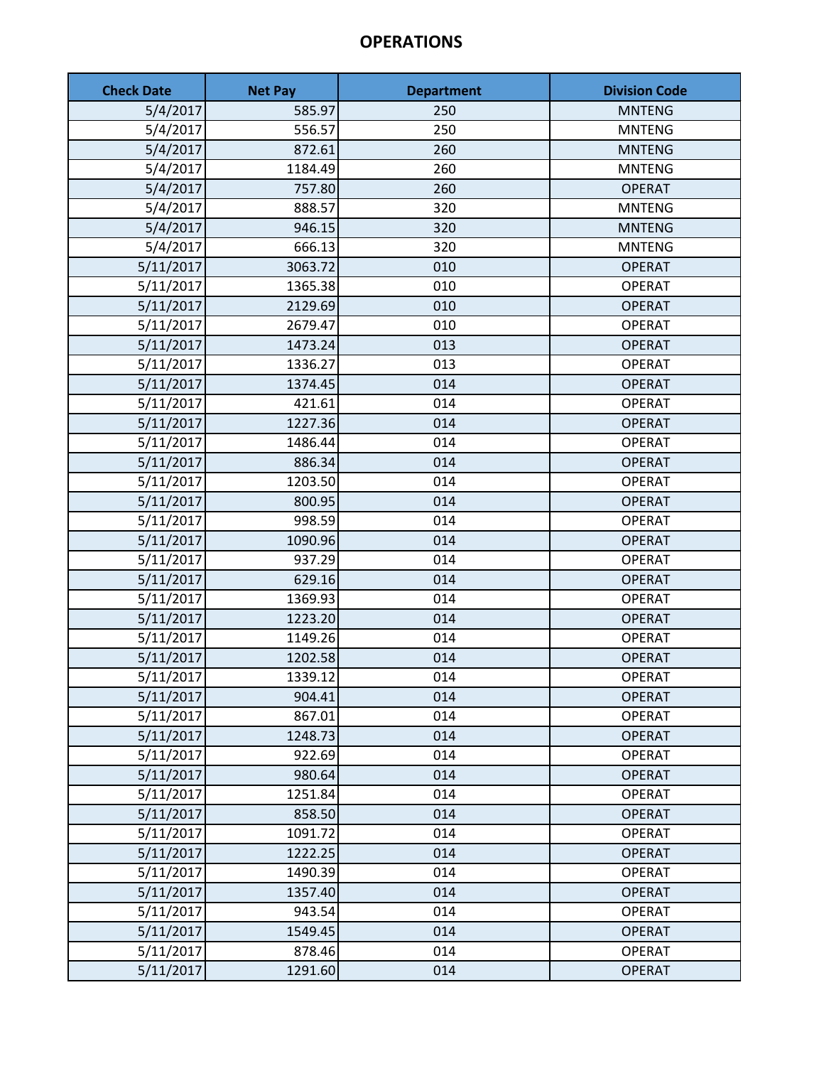# OPERATIONS

| Check Date | Net Pay | Department | Division Code |
|---|---|---|---|
| 5/4/2017 | 585.97 | 250 | MNTENG |
| 5/4/2017 | 556.57 | 250 | MNTENG |
| 5/4/2017 | 872.61 | 260 | MNTENG |
| 5/4/2017 | 1184.49 | 260 | MNTENG |
| 5/4/2017 | 757.80 | 260 | OPERAT |
| 5/4/2017 | 888.57 | 320 | MNTENG |
| 5/4/2017 | 946.15 | 320 | MNTENG |
| 5/4/2017 | 666.13 | 320 | MNTENG |
| 5/11/2017 | 3063.72 | 010 | OPERAT |
| 5/11/2017 | 1365.38 | 010 | OPERAT |
| 5/11/2017 | 2129.69 | 010 | OPERAT |
| 5/11/2017 | 2679.47 | 010 | OPERAT |
| 5/11/2017 | 1473.24 | 013 | OPERAT |
| 5/11/2017 | 1336.27 | 013 | OPERAT |
| 5/11/2017 | 1374.45 | 014 | OPERAT |
| 5/11/2017 | 421.61 | 014 | OPERAT |
| 5/11/2017 | 1227.36 | 014 | OPERAT |
| 5/11/2017 | 1486.44 | 014 | OPERAT |
| 5/11/2017 | 886.34 | 014 | OPERAT |
| 5/11/2017 | 1203.50 | 014 | OPERAT |
| 5/11/2017 | 800.95 | 014 | OPERAT |
| 5/11/2017 | 998.59 | 014 | OPERAT |
| 5/11/2017 | 1090.96 | 014 | OPERAT |
| 5/11/2017 | 937.29 | 014 | OPERAT |
| 5/11/2017 | 629.16 | 014 | OPERAT |
| 5/11/2017 | 1369.93 | 014 | OPERAT |
| 5/11/2017 | 1223.20 | 014 | OPERAT |
| 5/11/2017 | 1149.26 | 014 | OPERAT |
| 5/11/2017 | 1202.58 | 014 | OPERAT |
| 5/11/2017 | 1339.12 | 014 | OPERAT |
| 5/11/2017 | 904.41 | 014 | OPERAT |
| 5/11/2017 | 867.01 | 014 | OPERAT |
| 5/11/2017 | 1248.73 | 014 | OPERAT |
| 5/11/2017 | 922.69 | 014 | OPERAT |
| 5/11/2017 | 980.64 | 014 | OPERAT |
| 5/11/2017 | 1251.84 | 014 | OPERAT |
| 5/11/2017 | 858.50 | 014 | OPERAT |
| 5/11/2017 | 1091.72 | 014 | OPERAT |
| 5/11/2017 | 1222.25 | 014 | OPERAT |
| 5/11/2017 | 1490.39 | 014 | OPERAT |
| 5/11/2017 | 1357.40 | 014 | OPERAT |
| 5/11/2017 | 943.54 | 014 | OPERAT |
| 5/11/2017 | 1549.45 | 014 | OPERAT |
| 5/11/2017 | 878.46 | 014 | OPERAT |
| 5/11/2017 | 1291.60 | 014 | OPERAT |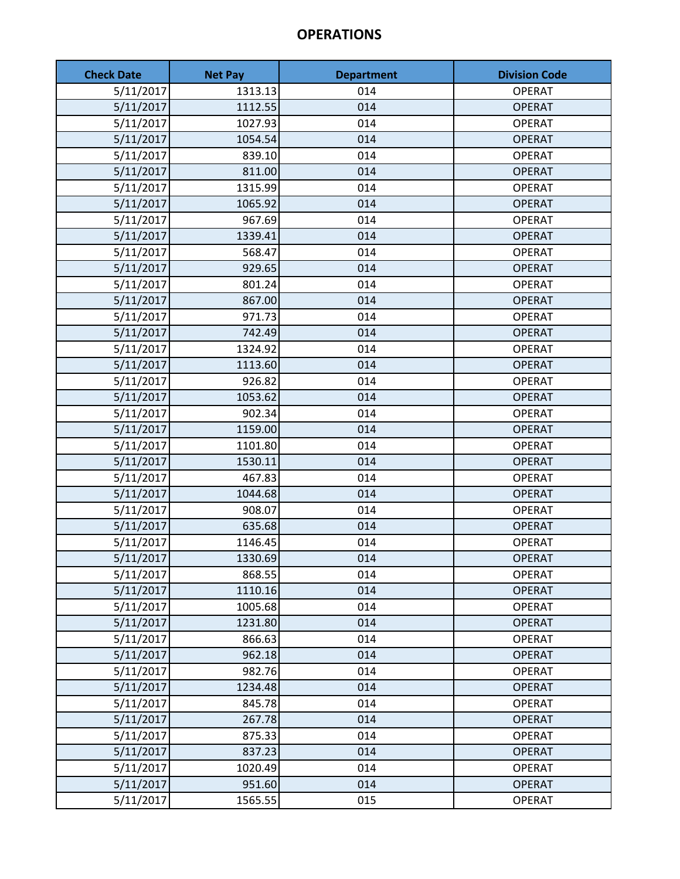# OPERATIONS

| Check Date | Net Pay | Department | Division Code |
|---|---|---|---|
| 5/11/2017 | 1313.13 | 014 | OPERAT |
| 5/11/2017 | 1112.55 | 014 | OPERAT |
| 5/11/2017 | 1027.93 | 014 | OPERAT |
| 5/11/2017 | 1054.54 | 014 | OPERAT |
| 5/11/2017 | 839.10 | 014 | OPERAT |
| 5/11/2017 | 811.00 | 014 | OPERAT |
| 5/11/2017 | 1315.99 | 014 | OPERAT |
| 5/11/2017 | 1065.92 | 014 | OPERAT |
| 5/11/2017 | 967.69 | 014 | OPERAT |
| 5/11/2017 | 1339.41 | 014 | OPERAT |
| 5/11/2017 | 568.47 | 014 | OPERAT |
| 5/11/2017 | 929.65 | 014 | OPERAT |
| 5/11/2017 | 801.24 | 014 | OPERAT |
| 5/11/2017 | 867.00 | 014 | OPERAT |
| 5/11/2017 | 971.73 | 014 | OPERAT |
| 5/11/2017 | 742.49 | 014 | OPERAT |
| 5/11/2017 | 1324.92 | 014 | OPERAT |
| 5/11/2017 | 1113.60 | 014 | OPERAT |
| 5/11/2017 | 926.82 | 014 | OPERAT |
| 5/11/2017 | 1053.62 | 014 | OPERAT |
| 5/11/2017 | 902.34 | 014 | OPERAT |
| 5/11/2017 | 1159.00 | 014 | OPERAT |
| 5/11/2017 | 1101.80 | 014 | OPERAT |
| 5/11/2017 | 1530.11 | 014 | OPERAT |
| 5/11/2017 | 467.83 | 014 | OPERAT |
| 5/11/2017 | 1044.68 | 014 | OPERAT |
| 5/11/2017 | 908.07 | 014 | OPERAT |
| 5/11/2017 | 635.68 | 014 | OPERAT |
| 5/11/2017 | 1146.45 | 014 | OPERAT |
| 5/11/2017 | 1330.69 | 014 | OPERAT |
| 5/11/2017 | 868.55 | 014 | OPERAT |
| 5/11/2017 | 1110.16 | 014 | OPERAT |
| 5/11/2017 | 1005.68 | 014 | OPERAT |
| 5/11/2017 | 1231.80 | 014 | OPERAT |
| 5/11/2017 | 866.63 | 014 | OPERAT |
| 5/11/2017 | 962.18 | 014 | OPERAT |
| 5/11/2017 | 982.76 | 014 | OPERAT |
| 5/11/2017 | 1234.48 | 014 | OPERAT |
| 5/11/2017 | 845.78 | 014 | OPERAT |
| 5/11/2017 | 267.78 | 014 | OPERAT |
| 5/11/2017 | 875.33 | 014 | OPERAT |
| 5/11/2017 | 837.23 | 014 | OPERAT |
| 5/11/2017 | 1020.49 | 014 | OPERAT |
| 5/11/2017 | 951.60 | 014 | OPERAT |
| 5/11/2017 | 1565.55 | 015 | OPERAT |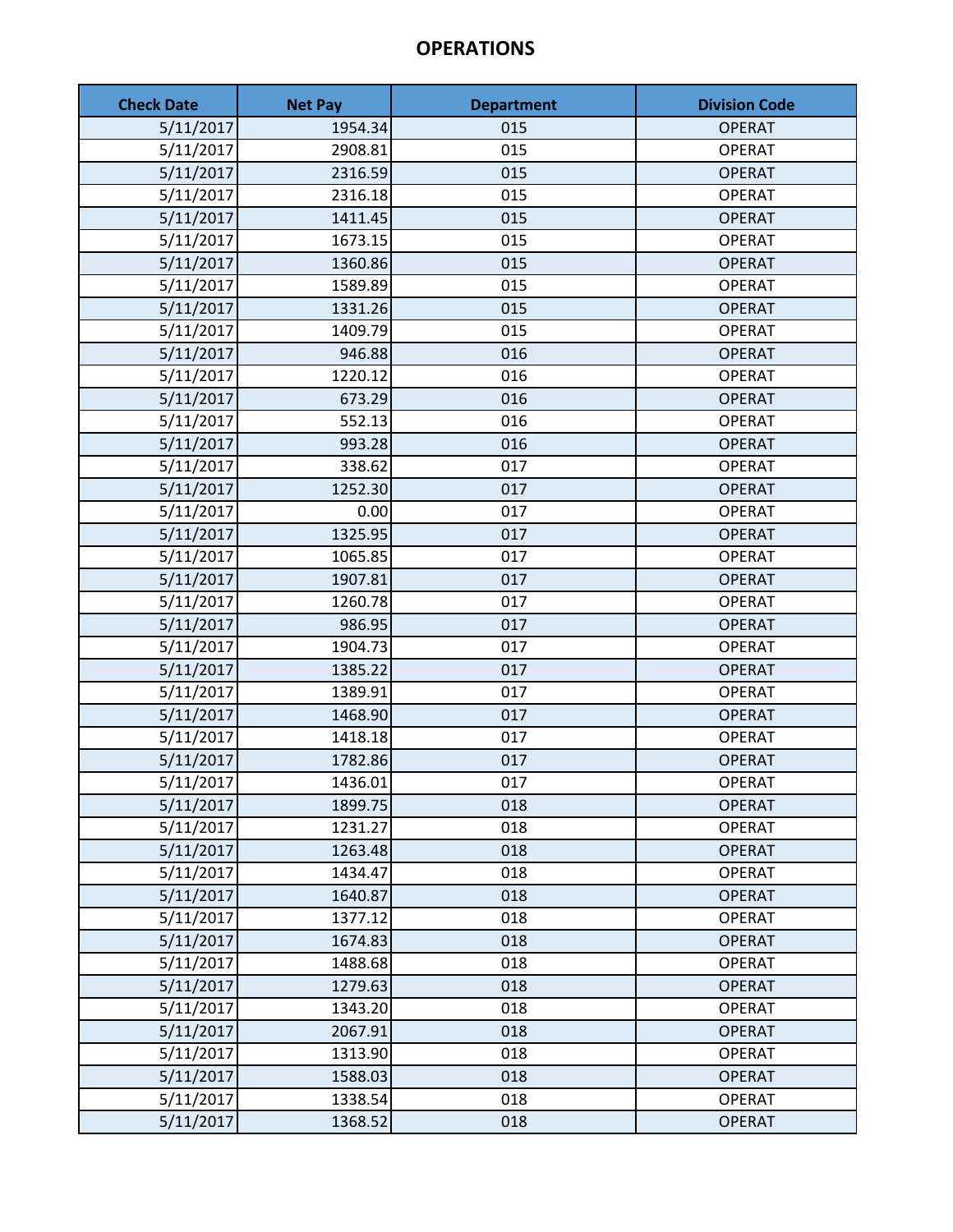# OPERATIONS

| Check Date | Net Pay | Department | Division Code |
|---|---|---|---|
| 5/11/2017 | 1954.34 | 015 | OPERAT |
| 5/11/2017 | 2908.81 | 015 | OPERAT |
| 5/11/2017 | 2316.59 | 015 | OPERAT |
| 5/11/2017 | 2316.18 | 015 | OPERAT |
| 5/11/2017 | 1411.45 | 015 | OPERAT |
| 5/11/2017 | 1673.15 | 015 | OPERAT |
| 5/11/2017 | 1360.86 | 015 | OPERAT |
| 5/11/2017 | 1589.89 | 015 | OPERAT |
| 5/11/2017 | 1331.26 | 015 | OPERAT |
| 5/11/2017 | 1409.79 | 015 | OPERAT |
| 5/11/2017 | 946.88 | 016 | OPERAT |
| 5/11/2017 | 1220.12 | 016 | OPERAT |
| 5/11/2017 | 673.29 | 016 | OPERAT |
| 5/11/2017 | 552.13 | 016 | OPERAT |
| 5/11/2017 | 993.28 | 016 | OPERAT |
| 5/11/2017 | 338.62 | 017 | OPERAT |
| 5/11/2017 | 1252.30 | 017 | OPERAT |
| 5/11/2017 | 0.00 | 017 | OPERAT |
| 5/11/2017 | 1325.95 | 017 | OPERAT |
| 5/11/2017 | 1065.85 | 017 | OPERAT |
| 5/11/2017 | 1907.81 | 017 | OPERAT |
| 5/11/2017 | 1260.78 | 017 | OPERAT |
| 5/11/2017 | 986.95 | 017 | OPERAT |
| 5/11/2017 | 1904.73 | 017 | OPERAT |
| 5/11/2017 | 1385.22 | 017 | OPERAT |
| 5/11/2017 | 1389.91 | 017 | OPERAT |
| 5/11/2017 | 1468.90 | 017 | OPERAT |
| 5/11/2017 | 1418.18 | 017 | OPERAT |
| 5/11/2017 | 1782.86 | 017 | OPERAT |
| 5/11/2017 | 1436.01 | 017 | OPERAT |
| 5/11/2017 | 1899.75 | 018 | OPERAT |
| 5/11/2017 | 1231.27 | 018 | OPERAT |
| 5/11/2017 | 1263.48 | 018 | OPERAT |
| 5/11/2017 | 1434.47 | 018 | OPERAT |
| 5/11/2017 | 1640.87 | 018 | OPERAT |
| 5/11/2017 | 1377.12 | 018 | OPERAT |
| 5/11/2017 | 1674.83 | 018 | OPERAT |
| 5/11/2017 | 1488.68 | 018 | OPERAT |
| 5/11/2017 | 1279.63 | 018 | OPERAT |
| 5/11/2017 | 1343.20 | 018 | OPERAT |
| 5/11/2017 | 2067.91 | 018 | OPERAT |
| 5/11/2017 | 1313.90 | 018 | OPERAT |
| 5/11/2017 | 1588.03 | 018 | OPERAT |
| 5/11/2017 | 1338.54 | 018 | OPERAT |
| 5/11/2017 | 1368.52 | 018 | OPERAT |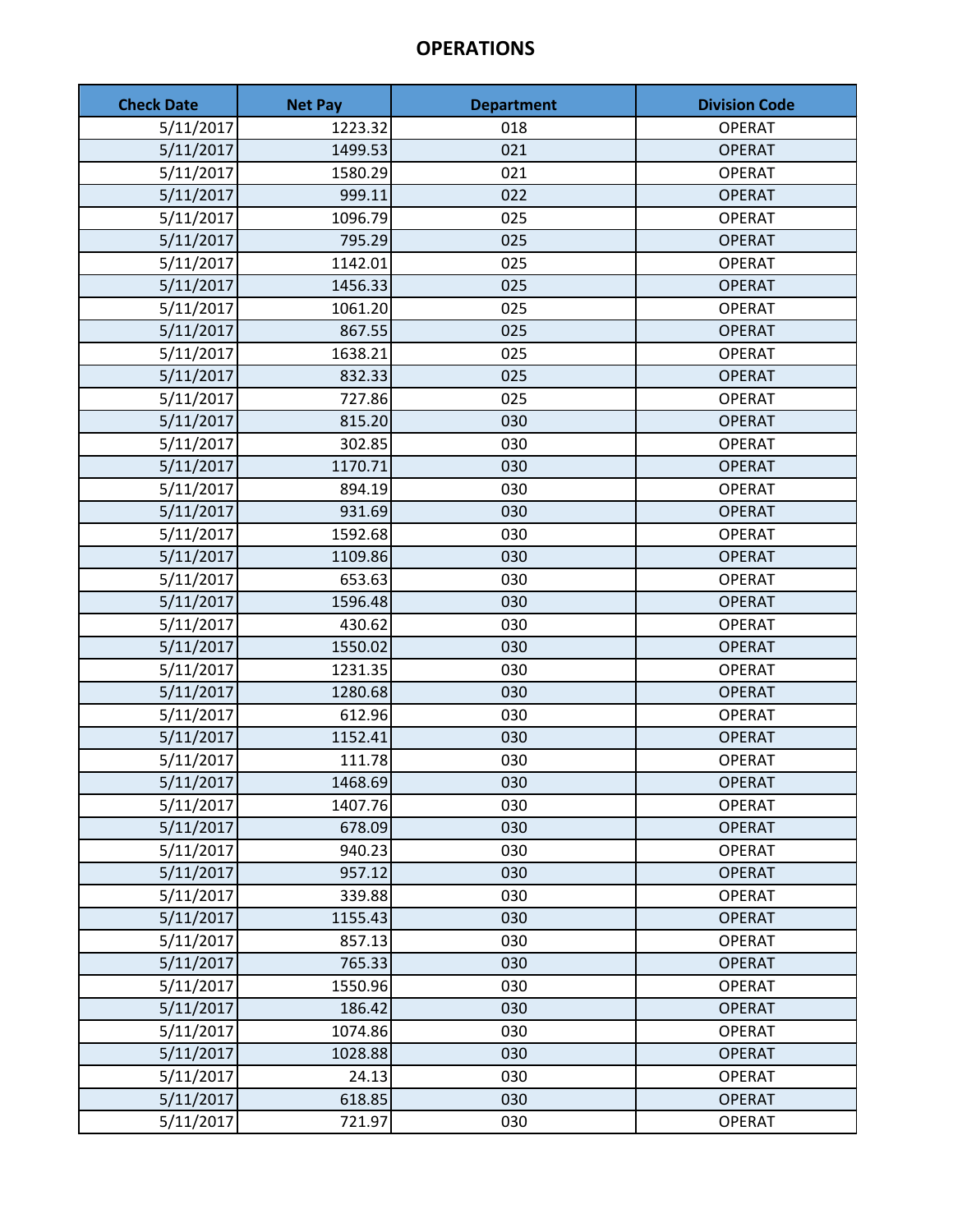# OPERATIONS

| Check Date | Net Pay | Department | Division Code |
|---|---|---|---|
| 5/11/2017 | 1223.32 | 018 | OPERAT |
| 5/11/2017 | 1499.53 | 021 | OPERAT |
| 5/11/2017 | 1580.29 | 021 | OPERAT |
| 5/11/2017 | 999.11 | 022 | OPERAT |
| 5/11/2017 | 1096.79 | 025 | OPERAT |
| 5/11/2017 | 795.29 | 025 | OPERAT |
| 5/11/2017 | 1142.01 | 025 | OPERAT |
| 5/11/2017 | 1456.33 | 025 | OPERAT |
| 5/11/2017 | 1061.20 | 025 | OPERAT |
| 5/11/2017 | 867.55 | 025 | OPERAT |
| 5/11/2017 | 1638.21 | 025 | OPERAT |
| 5/11/2017 | 832.33 | 025 | OPERAT |
| 5/11/2017 | 727.86 | 025 | OPERAT |
| 5/11/2017 | 815.20 | 030 | OPERAT |
| 5/11/2017 | 302.85 | 030 | OPERAT |
| 5/11/2017 | 1170.71 | 030 | OPERAT |
| 5/11/2017 | 894.19 | 030 | OPERAT |
| 5/11/2017 | 931.69 | 030 | OPERAT |
| 5/11/2017 | 1592.68 | 030 | OPERAT |
| 5/11/2017 | 1109.86 | 030 | OPERAT |
| 5/11/2017 | 653.63 | 030 | OPERAT |
| 5/11/2017 | 1596.48 | 030 | OPERAT |
| 5/11/2017 | 430.62 | 030 | OPERAT |
| 5/11/2017 | 1550.02 | 030 | OPERAT |
| 5/11/2017 | 1231.35 | 030 | OPERAT |
| 5/11/2017 | 1280.68 | 030 | OPERAT |
| 5/11/2017 | 612.96 | 030 | OPERAT |
| 5/11/2017 | 1152.41 | 030 | OPERAT |
| 5/11/2017 | 111.78 | 030 | OPERAT |
| 5/11/2017 | 1468.69 | 030 | OPERAT |
| 5/11/2017 | 1407.76 | 030 | OPERAT |
| 5/11/2017 | 678.09 | 030 | OPERAT |
| 5/11/2017 | 940.23 | 030 | OPERAT |
| 5/11/2017 | 957.12 | 030 | OPERAT |
| 5/11/2017 | 339.88 | 030 | OPERAT |
| 5/11/2017 | 1155.43 | 030 | OPERAT |
| 5/11/2017 | 857.13 | 030 | OPERAT |
| 5/11/2017 | 765.33 | 030 | OPERAT |
| 5/11/2017 | 1550.96 | 030 | OPERAT |
| 5/11/2017 | 186.42 | 030 | OPERAT |
| 5/11/2017 | 1074.86 | 030 | OPERAT |
| 5/11/2017 | 1028.88 | 030 | OPERAT |
| 5/11/2017 | 24.13 | 030 | OPERAT |
| 5/11/2017 | 618.85 | 030 | OPERAT |
| 5/11/2017 | 721.97 | 030 | OPERAT |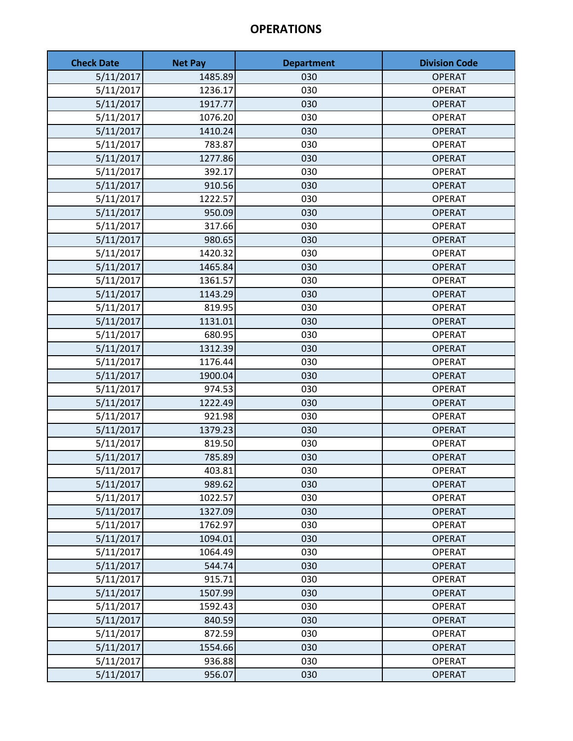# OPERATIONS

| Check Date | Net Pay | Department | Division Code |
|---|---|---|---|
| 5/11/2017 | 1485.89 | 030 | OPERAT |
| 5/11/2017 | 1236.17 | 030 | OPERAT |
| 5/11/2017 | 1917.77 | 030 | OPERAT |
| 5/11/2017 | 1076.20 | 030 | OPERAT |
| 5/11/2017 | 1410.24 | 030 | OPERAT |
| 5/11/2017 | 783.87 | 030 | OPERAT |
| 5/11/2017 | 1277.86 | 030 | OPERAT |
| 5/11/2017 | 392.17 | 030 | OPERAT |
| 5/11/2017 | 910.56 | 030 | OPERAT |
| 5/11/2017 | 1222.57 | 030 | OPERAT |
| 5/11/2017 | 950.09 | 030 | OPERAT |
| 5/11/2017 | 317.66 | 030 | OPERAT |
| 5/11/2017 | 980.65 | 030 | OPERAT |
| 5/11/2017 | 1420.32 | 030 | OPERAT |
| 5/11/2017 | 1465.84 | 030 | OPERAT |
| 5/11/2017 | 1361.57 | 030 | OPERAT |
| 5/11/2017 | 1143.29 | 030 | OPERAT |
| 5/11/2017 | 819.95 | 030 | OPERAT |
| 5/11/2017 | 1131.01 | 030 | OPERAT |
| 5/11/2017 | 680.95 | 030 | OPERAT |
| 5/11/2017 | 1312.39 | 030 | OPERAT |
| 5/11/2017 | 1176.44 | 030 | OPERAT |
| 5/11/2017 | 1900.04 | 030 | OPERAT |
| 5/11/2017 | 974.53 | 030 | OPERAT |
| 5/11/2017 | 1222.49 | 030 | OPERAT |
| 5/11/2017 | 921.98 | 030 | OPERAT |
| 5/11/2017 | 1379.23 | 030 | OPERAT |
| 5/11/2017 | 819.50 | 030 | OPERAT |
| 5/11/2017 | 785.89 | 030 | OPERAT |
| 5/11/2017 | 403.81 | 030 | OPERAT |
| 5/11/2017 | 989.62 | 030 | OPERAT |
| 5/11/2017 | 1022.57 | 030 | OPERAT |
| 5/11/2017 | 1327.09 | 030 | OPERAT |
| 5/11/2017 | 1762.97 | 030 | OPERAT |
| 5/11/2017 | 1094.01 | 030 | OPERAT |
| 5/11/2017 | 1064.49 | 030 | OPERAT |
| 5/11/2017 | 544.74 | 030 | OPERAT |
| 5/11/2017 | 915.71 | 030 | OPERAT |
| 5/11/2017 | 1507.99 | 030 | OPERAT |
| 5/11/2017 | 1592.43 | 030 | OPERAT |
| 5/11/2017 | 840.59 | 030 | OPERAT |
| 5/11/2017 | 872.59 | 030 | OPERAT |
| 5/11/2017 | 1554.66 | 030 | OPERAT |
| 5/11/2017 | 936.88 | 030 | OPERAT |
| 5/11/2017 | 956.07 | 030 | OPERAT |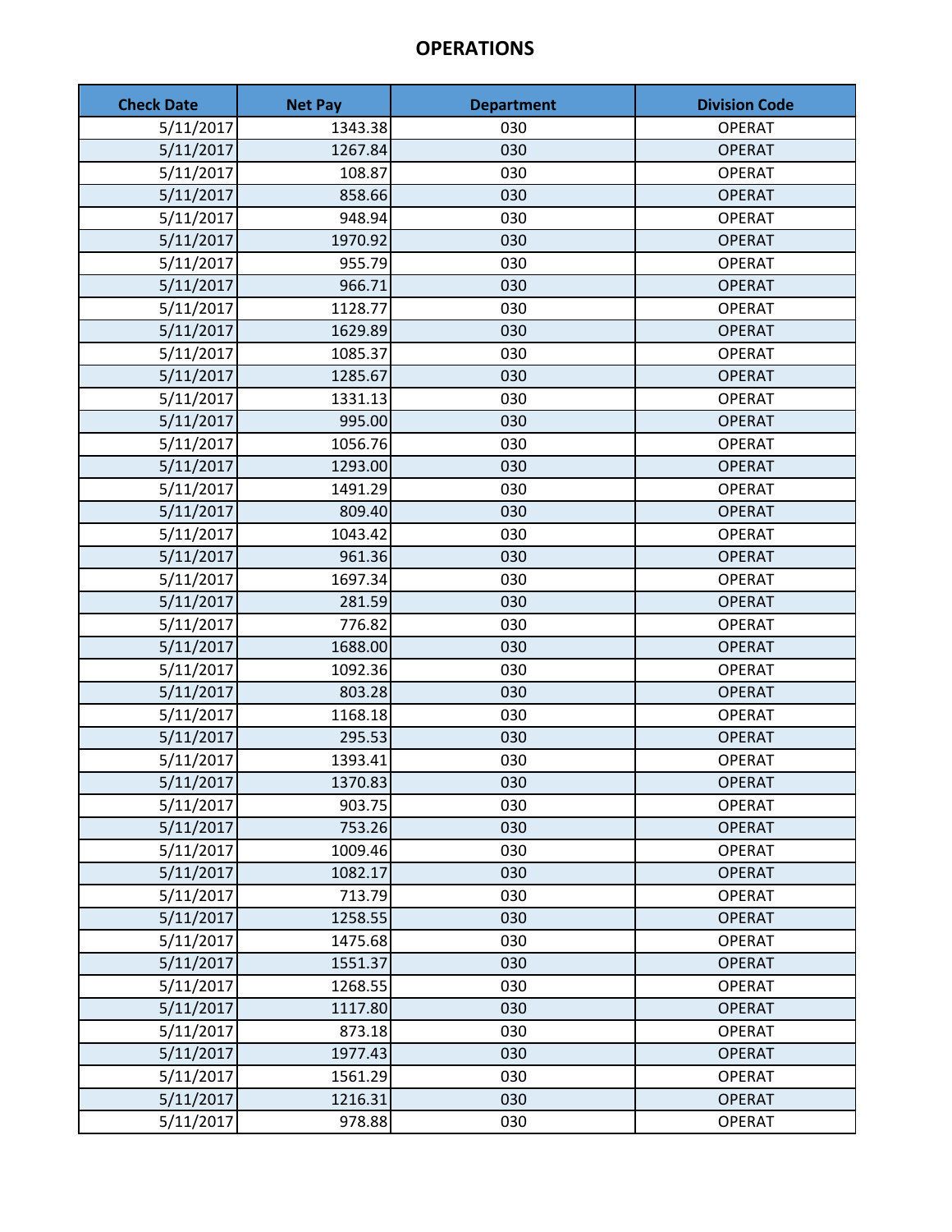# OPERATIONS

| Check Date | Net Pay | Department | Division Code |
|---|---|---|---|
| 5/11/2017 | 1343.38 | 030 | OPERAT |
| 5/11/2017 | 1267.84 | 030 | OPERAT |
| 5/11/2017 | 108.87 | 030 | OPERAT |
| 5/11/2017 | 858.66 | 030 | OPERAT |
| 5/11/2017 | 948.94 | 030 | OPERAT |
| 5/11/2017 | 1970.92 | 030 | OPERAT |
| 5/11/2017 | 955.79 | 030 | OPERAT |
| 5/11/2017 | 966.71 | 030 | OPERAT |
| 5/11/2017 | 1128.77 | 030 | OPERAT |
| 5/11/2017 | 1629.89 | 030 | OPERAT |
| 5/11/2017 | 1085.37 | 030 | OPERAT |
| 5/11/2017 | 1285.67 | 030 | OPERAT |
| 5/11/2017 | 1331.13 | 030 | OPERAT |
| 5/11/2017 | 995.00 | 030 | OPERAT |
| 5/11/2017 | 1056.76 | 030 | OPERAT |
| 5/11/2017 | 1293.00 | 030 | OPERAT |
| 5/11/2017 | 1491.29 | 030 | OPERAT |
| 5/11/2017 | 809.40 | 030 | OPERAT |
| 5/11/2017 | 1043.42 | 030 | OPERAT |
| 5/11/2017 | 961.36 | 030 | OPERAT |
| 5/11/2017 | 1697.34 | 030 | OPERAT |
| 5/11/2017 | 281.59 | 030 | OPERAT |
| 5/11/2017 | 776.82 | 030 | OPERAT |
| 5/11/2017 | 1688.00 | 030 | OPERAT |
| 5/11/2017 | 1092.36 | 030 | OPERAT |
| 5/11/2017 | 803.28 | 030 | OPERAT |
| 5/11/2017 | 1168.18 | 030 | OPERAT |
| 5/11/2017 | 295.53 | 030 | OPERAT |
| 5/11/2017 | 1393.41 | 030 | OPERAT |
| 5/11/2017 | 1370.83 | 030 | OPERAT |
| 5/11/2017 | 903.75 | 030 | OPERAT |
| 5/11/2017 | 753.26 | 030 | OPERAT |
| 5/11/2017 | 1009.46 | 030 | OPERAT |
| 5/11/2017 | 1082.17 | 030 | OPERAT |
| 5/11/2017 | 713.79 | 030 | OPERAT |
| 5/11/2017 | 1258.55 | 030 | OPERAT |
| 5/11/2017 | 1475.68 | 030 | OPERAT |
| 5/11/2017 | 1551.37 | 030 | OPERAT |
| 5/11/2017 | 1268.55 | 030 | OPERAT |
| 5/11/2017 | 1117.80 | 030 | OPERAT |
| 5/11/2017 | 873.18 | 030 | OPERAT |
| 5/11/2017 | 1977.43 | 030 | OPERAT |
| 5/11/2017 | 1561.29 | 030 | OPERAT |
| 5/11/2017 | 1216.31 | 030 | OPERAT |
| 5/11/2017 | 978.88 | 030 | OPERAT |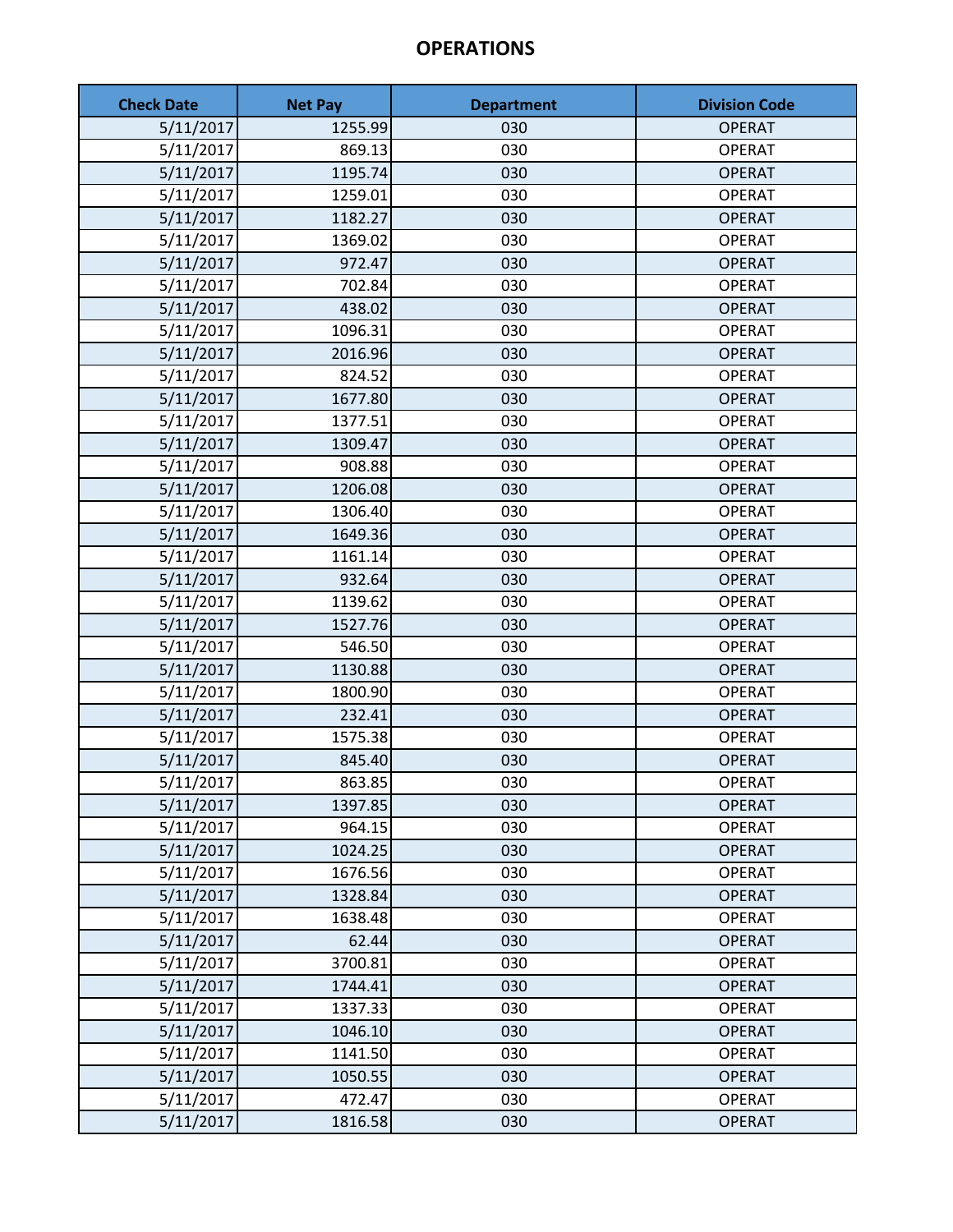# OPERATIONS

| Check Date | Net Pay | Department | Division Code |
|---|---|---|---|
| 5/11/2017 | 1255.99 | 030 | OPERAT |
| 5/11/2017 | 869.13 | 030 | OPERAT |
| 5/11/2017 | 1195.74 | 030 | OPERAT |
| 5/11/2017 | 1259.01 | 030 | OPERAT |
| 5/11/2017 | 1182.27 | 030 | OPERAT |
| 5/11/2017 | 1369.02 | 030 | OPERAT |
| 5/11/2017 | 972.47 | 030 | OPERAT |
| 5/11/2017 | 702.84 | 030 | OPERAT |
| 5/11/2017 | 438.02 | 030 | OPERAT |
| 5/11/2017 | 1096.31 | 030 | OPERAT |
| 5/11/2017 | 2016.96 | 030 | OPERAT |
| 5/11/2017 | 824.52 | 030 | OPERAT |
| 5/11/2017 | 1677.80 | 030 | OPERAT |
| 5/11/2017 | 1377.51 | 030 | OPERAT |
| 5/11/2017 | 1309.47 | 030 | OPERAT |
| 5/11/2017 | 908.88 | 030 | OPERAT |
| 5/11/2017 | 1206.08 | 030 | OPERAT |
| 5/11/2017 | 1306.40 | 030 | OPERAT |
| 5/11/2017 | 1649.36 | 030 | OPERAT |
| 5/11/2017 | 1161.14 | 030 | OPERAT |
| 5/11/2017 | 932.64 | 030 | OPERAT |
| 5/11/2017 | 1139.62 | 030 | OPERAT |
| 5/11/2017 | 1527.76 | 030 | OPERAT |
| 5/11/2017 | 546.50 | 030 | OPERAT |
| 5/11/2017 | 1130.88 | 030 | OPERAT |
| 5/11/2017 | 1800.90 | 030 | OPERAT |
| 5/11/2017 | 232.41 | 030 | OPERAT |
| 5/11/2017 | 1575.38 | 030 | OPERAT |
| 5/11/2017 | 845.40 | 030 | OPERAT |
| 5/11/2017 | 863.85 | 030 | OPERAT |
| 5/11/2017 | 1397.85 | 030 | OPERAT |
| 5/11/2017 | 964.15 | 030 | OPERAT |
| 5/11/2017 | 1024.25 | 030 | OPERAT |
| 5/11/2017 | 1676.56 | 030 | OPERAT |
| 5/11/2017 | 1328.84 | 030 | OPERAT |
| 5/11/2017 | 1638.48 | 030 | OPERAT |
| 5/11/2017 | 62.44 | 030 | OPERAT |
| 5/11/2017 | 3700.81 | 030 | OPERAT |
| 5/11/2017 | 1744.41 | 030 | OPERAT |
| 5/11/2017 | 1337.33 | 030 | OPERAT |
| 5/11/2017 | 1046.10 | 030 | OPERAT |
| 5/11/2017 | 1141.50 | 030 | OPERAT |
| 5/11/2017 | 1050.55 | 030 | OPERAT |
| 5/11/2017 | 472.47 | 030 | OPERAT |
| 5/11/2017 | 1816.58 | 030 | OPERAT |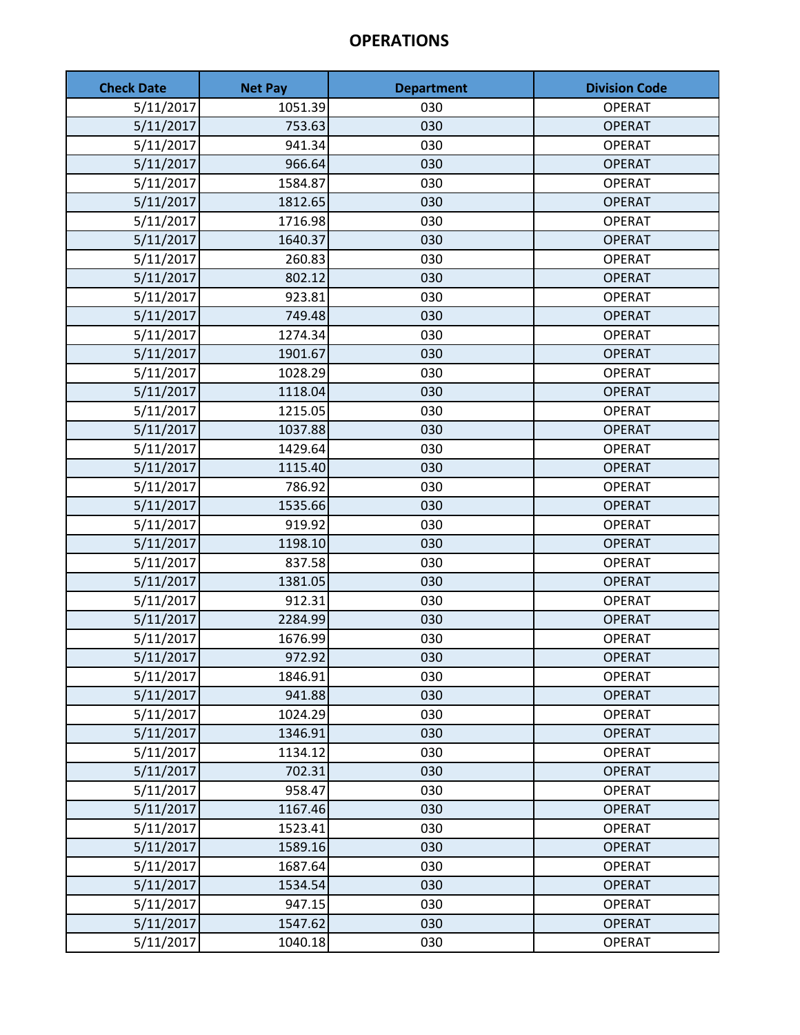# OPERATIONS

| Check Date | Net Pay | Department | Division Code |
|---|---|---|---|
| 5/11/2017 | 1051.39 | 030 | OPERAT |
| 5/11/2017 | 753.63 | 030 | OPERAT |
| 5/11/2017 | 941.34 | 030 | OPERAT |
| 5/11/2017 | 966.64 | 030 | OPERAT |
| 5/11/2017 | 1584.87 | 030 | OPERAT |
| 5/11/2017 | 1812.65 | 030 | OPERAT |
| 5/11/2017 | 1716.98 | 030 | OPERAT |
| 5/11/2017 | 1640.37 | 030 | OPERAT |
| 5/11/2017 | 260.83 | 030 | OPERAT |
| 5/11/2017 | 802.12 | 030 | OPERAT |
| 5/11/2017 | 923.81 | 030 | OPERAT |
| 5/11/2017 | 749.48 | 030 | OPERAT |
| 5/11/2017 | 1274.34 | 030 | OPERAT |
| 5/11/2017 | 1901.67 | 030 | OPERAT |
| 5/11/2017 | 1028.29 | 030 | OPERAT |
| 5/11/2017 | 1118.04 | 030 | OPERAT |
| 5/11/2017 | 1215.05 | 030 | OPERAT |
| 5/11/2017 | 1037.88 | 030 | OPERAT |
| 5/11/2017 | 1429.64 | 030 | OPERAT |
| 5/11/2017 | 1115.40 | 030 | OPERAT |
| 5/11/2017 | 786.92 | 030 | OPERAT |
| 5/11/2017 | 1535.66 | 030 | OPERAT |
| 5/11/2017 | 919.92 | 030 | OPERAT |
| 5/11/2017 | 1198.10 | 030 | OPERAT |
| 5/11/2017 | 837.58 | 030 | OPERAT |
| 5/11/2017 | 1381.05 | 030 | OPERAT |
| 5/11/2017 | 912.31 | 030 | OPERAT |
| 5/11/2017 | 2284.99 | 030 | OPERAT |
| 5/11/2017 | 1676.99 | 030 | OPERAT |
| 5/11/2017 | 972.92 | 030 | OPERAT |
| 5/11/2017 | 1846.91 | 030 | OPERAT |
| 5/11/2017 | 941.88 | 030 | OPERAT |
| 5/11/2017 | 1024.29 | 030 | OPERAT |
| 5/11/2017 | 1346.91 | 030 | OPERAT |
| 5/11/2017 | 1134.12 | 030 | OPERAT |
| 5/11/2017 | 702.31 | 030 | OPERAT |
| 5/11/2017 | 958.47 | 030 | OPERAT |
| 5/11/2017 | 1167.46 | 030 | OPERAT |
| 5/11/2017 | 1523.41 | 030 | OPERAT |
| 5/11/2017 | 1589.16 | 030 | OPERAT |
| 5/11/2017 | 1687.64 | 030 | OPERAT |
| 5/11/2017 | 1534.54 | 030 | OPERAT |
| 5/11/2017 | 947.15 | 030 | OPERAT |
| 5/11/2017 | 1547.62 | 030 | OPERAT |
| 5/11/2017 | 1040.18 | 030 | OPERAT |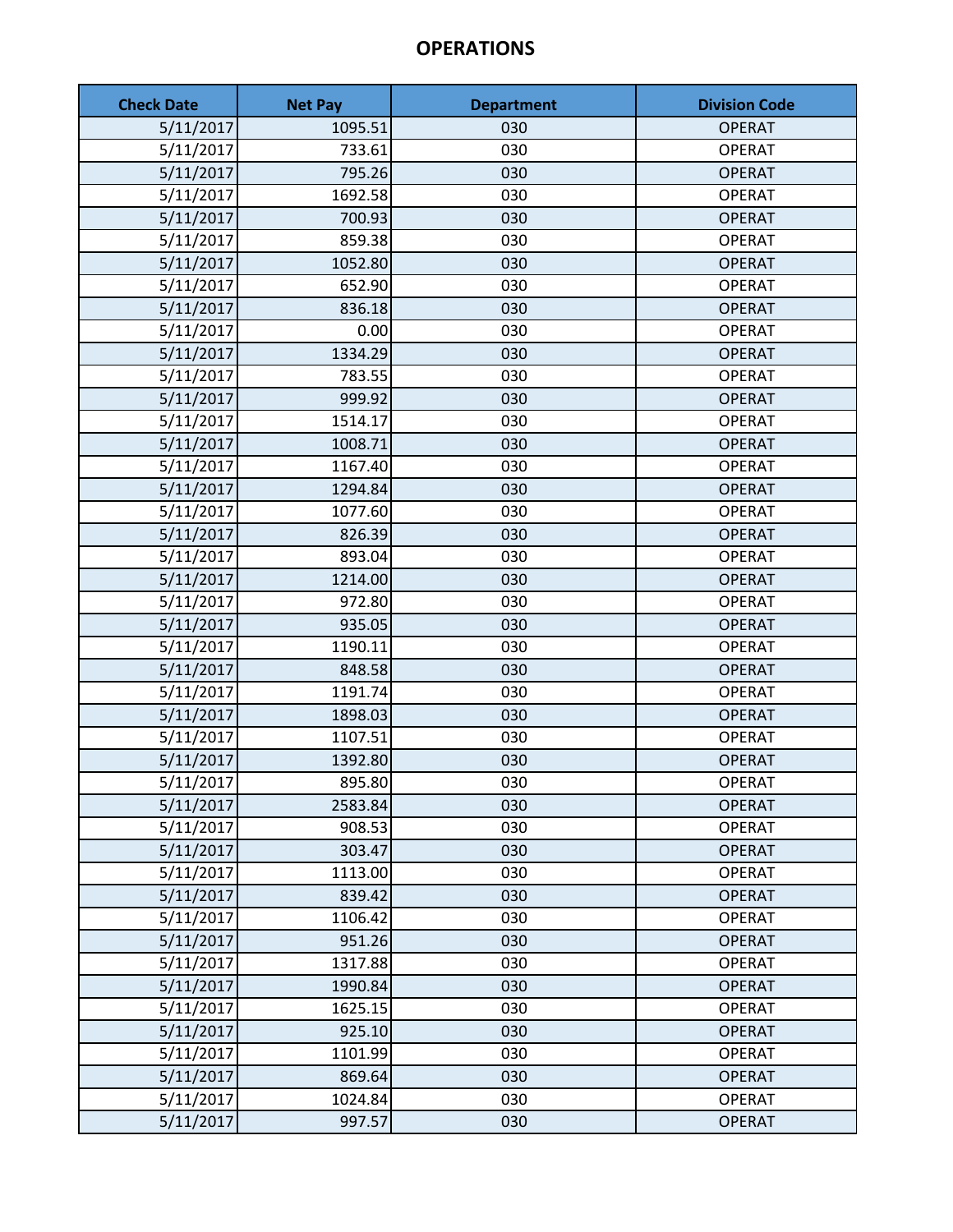# OPERATIONS

| Check Date | Net Pay | Department | Division Code |
|---|---|---|---|
| 5/11/2017 | 1095.51 | 030 | OPERAT |
| 5/11/2017 | 733.61 | 030 | OPERAT |
| 5/11/2017 | 795.26 | 030 | OPERAT |
| 5/11/2017 | 1692.58 | 030 | OPERAT |
| 5/11/2017 | 700.93 | 030 | OPERAT |
| 5/11/2017 | 859.38 | 030 | OPERAT |
| 5/11/2017 | 1052.80 | 030 | OPERAT |
| 5/11/2017 | 652.90 | 030 | OPERAT |
| 5/11/2017 | 836.18 | 030 | OPERAT |
| 5/11/2017 | 0.00 | 030 | OPERAT |
| 5/11/2017 | 1334.29 | 030 | OPERAT |
| 5/11/2017 | 783.55 | 030 | OPERAT |
| 5/11/2017 | 999.92 | 030 | OPERAT |
| 5/11/2017 | 1514.17 | 030 | OPERAT |
| 5/11/2017 | 1008.71 | 030 | OPERAT |
| 5/11/2017 | 1167.40 | 030 | OPERAT |
| 5/11/2017 | 1294.84 | 030 | OPERAT |
| 5/11/2017 | 1077.60 | 030 | OPERAT |
| 5/11/2017 | 826.39 | 030 | OPERAT |
| 5/11/2017 | 893.04 | 030 | OPERAT |
| 5/11/2017 | 1214.00 | 030 | OPERAT |
| 5/11/2017 | 972.80 | 030 | OPERAT |
| 5/11/2017 | 935.05 | 030 | OPERAT |
| 5/11/2017 | 1190.11 | 030 | OPERAT |
| 5/11/2017 | 848.58 | 030 | OPERAT |
| 5/11/2017 | 1191.74 | 030 | OPERAT |
| 5/11/2017 | 1898.03 | 030 | OPERAT |
| 5/11/2017 | 1107.51 | 030 | OPERAT |
| 5/11/2017 | 1392.80 | 030 | OPERAT |
| 5/11/2017 | 895.80 | 030 | OPERAT |
| 5/11/2017 | 2583.84 | 030 | OPERAT |
| 5/11/2017 | 908.53 | 030 | OPERAT |
| 5/11/2017 | 303.47 | 030 | OPERAT |
| 5/11/2017 | 1113.00 | 030 | OPERAT |
| 5/11/2017 | 839.42 | 030 | OPERAT |
| 5/11/2017 | 1106.42 | 030 | OPERAT |
| 5/11/2017 | 951.26 | 030 | OPERAT |
| 5/11/2017 | 1317.88 | 030 | OPERAT |
| 5/11/2017 | 1990.84 | 030 | OPERAT |
| 5/11/2017 | 1625.15 | 030 | OPERAT |
| 5/11/2017 | 925.10 | 030 | OPERAT |
| 5/11/2017 | 1101.99 | 030 | OPERAT |
| 5/11/2017 | 869.64 | 030 | OPERAT |
| 5/11/2017 | 1024.84 | 030 | OPERAT |
| 5/11/2017 | 997.57 | 030 | OPERAT |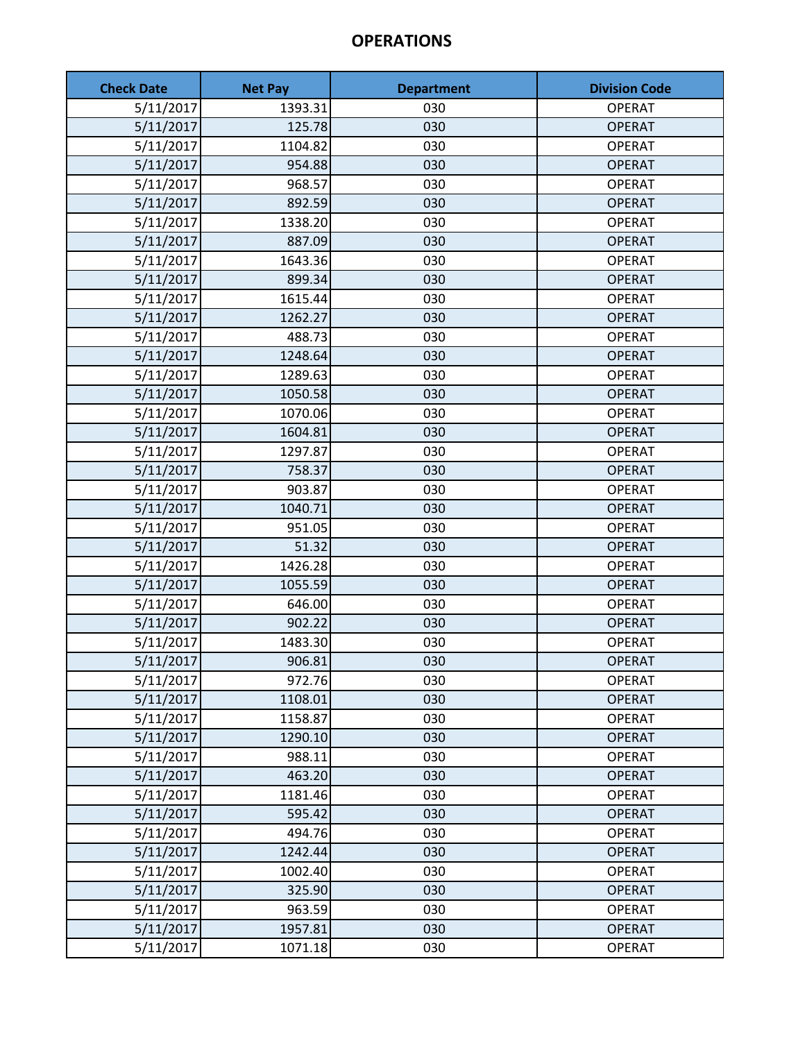# OPERATIONS

| Check Date | Net Pay | Department | Division Code |
|---|---|---|---|
| 5/11/2017 | 1393.31 | 030 | OPERAT |
| 5/11/2017 | 125.78 | 030 | OPERAT |
| 5/11/2017 | 1104.82 | 030 | OPERAT |
| 5/11/2017 | 954.88 | 030 | OPERAT |
| 5/11/2017 | 968.57 | 030 | OPERAT |
| 5/11/2017 | 892.59 | 030 | OPERAT |
| 5/11/2017 | 1338.20 | 030 | OPERAT |
| 5/11/2017 | 887.09 | 030 | OPERAT |
| 5/11/2017 | 1643.36 | 030 | OPERAT |
| 5/11/2017 | 899.34 | 030 | OPERAT |
| 5/11/2017 | 1615.44 | 030 | OPERAT |
| 5/11/2017 | 1262.27 | 030 | OPERAT |
| 5/11/2017 | 488.73 | 030 | OPERAT |
| 5/11/2017 | 1248.64 | 030 | OPERAT |
| 5/11/2017 | 1289.63 | 030 | OPERAT |
| 5/11/2017 | 1050.58 | 030 | OPERAT |
| 5/11/2017 | 1070.06 | 030 | OPERAT |
| 5/11/2017 | 1604.81 | 030 | OPERAT |
| 5/11/2017 | 1297.87 | 030 | OPERAT |
| 5/11/2017 | 758.37 | 030 | OPERAT |
| 5/11/2017 | 903.87 | 030 | OPERAT |
| 5/11/2017 | 1040.71 | 030 | OPERAT |
| 5/11/2017 | 951.05 | 030 | OPERAT |
| 5/11/2017 | 51.32 | 030 | OPERAT |
| 5/11/2017 | 1426.28 | 030 | OPERAT |
| 5/11/2017 | 1055.59 | 030 | OPERAT |
| 5/11/2017 | 646.00 | 030 | OPERAT |
| 5/11/2017 | 902.22 | 030 | OPERAT |
| 5/11/2017 | 1483.30 | 030 | OPERAT |
| 5/11/2017 | 906.81 | 030 | OPERAT |
| 5/11/2017 | 972.76 | 030 | OPERAT |
| 5/11/2017 | 1108.01 | 030 | OPERAT |
| 5/11/2017 | 1158.87 | 030 | OPERAT |
| 5/11/2017 | 1290.10 | 030 | OPERAT |
| 5/11/2017 | 988.11 | 030 | OPERAT |
| 5/11/2017 | 463.20 | 030 | OPERAT |
| 5/11/2017 | 1181.46 | 030 | OPERAT |
| 5/11/2017 | 595.42 | 030 | OPERAT |
| 5/11/2017 | 494.76 | 030 | OPERAT |
| 5/11/2017 | 1242.44 | 030 | OPERAT |
| 5/11/2017 | 1002.40 | 030 | OPERAT |
| 5/11/2017 | 325.90 | 030 | OPERAT |
| 5/11/2017 | 963.59 | 030 | OPERAT |
| 5/11/2017 | 1957.81 | 030 | OPERAT |
| 5/11/2017 | 1071.18 | 030 | OPERAT |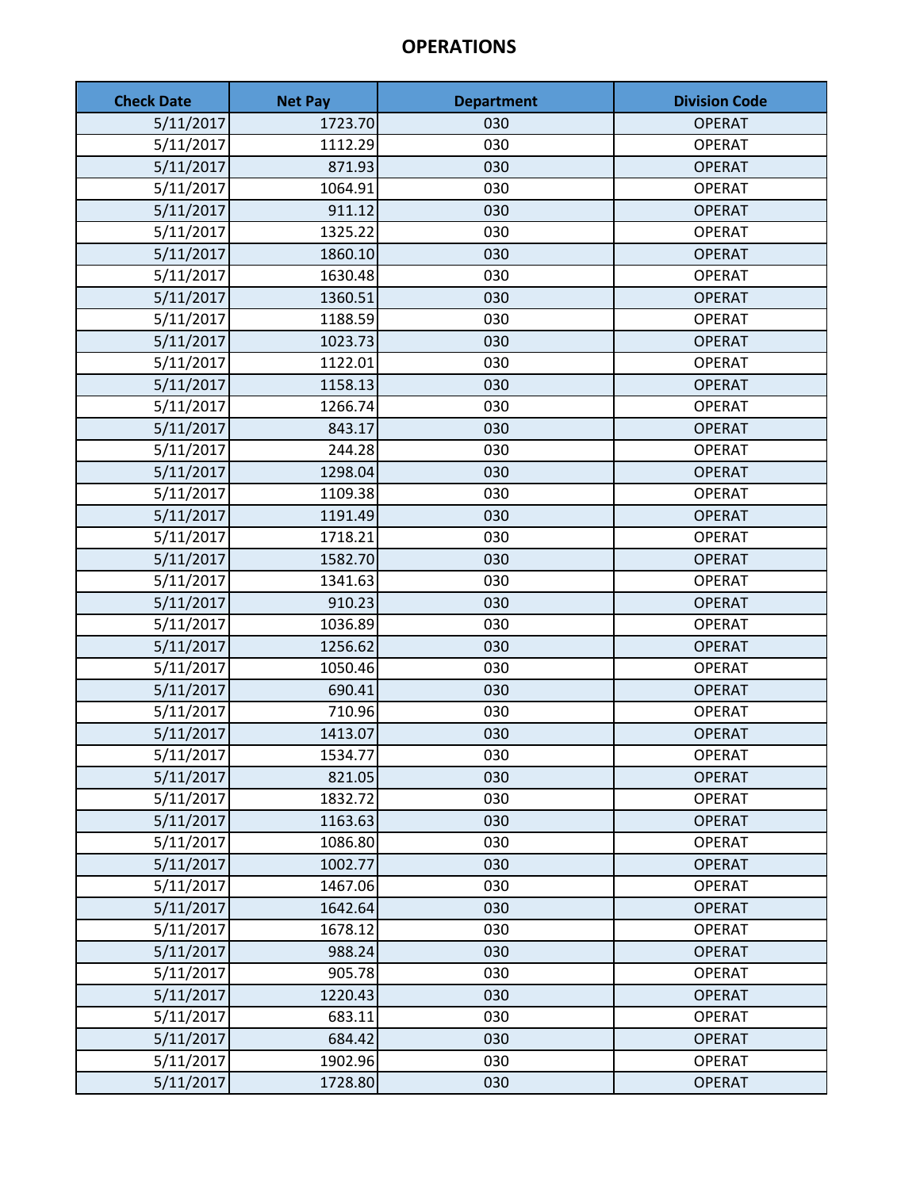# OPERATIONS

| Check Date | Net Pay | Department | Division Code |
|---|---|---|---|
| 5/11/2017 | 1723.70 | 030 | OPERAT |
| 5/11/2017 | 1112.29 | 030 | OPERAT |
| 5/11/2017 | 871.93 | 030 | OPERAT |
| 5/11/2017 | 1064.91 | 030 | OPERAT |
| 5/11/2017 | 911.12 | 030 | OPERAT |
| 5/11/2017 | 1325.22 | 030 | OPERAT |
| 5/11/2017 | 1860.10 | 030 | OPERAT |
| 5/11/2017 | 1630.48 | 030 | OPERAT |
| 5/11/2017 | 1360.51 | 030 | OPERAT |
| 5/11/2017 | 1188.59 | 030 | OPERAT |
| 5/11/2017 | 1023.73 | 030 | OPERAT |
| 5/11/2017 | 1122.01 | 030 | OPERAT |
| 5/11/2017 | 1158.13 | 030 | OPERAT |
| 5/11/2017 | 1266.74 | 030 | OPERAT |
| 5/11/2017 | 843.17 | 030 | OPERAT |
| 5/11/2017 | 244.28 | 030 | OPERAT |
| 5/11/2017 | 1298.04 | 030 | OPERAT |
| 5/11/2017 | 1109.38 | 030 | OPERAT |
| 5/11/2017 | 1191.49 | 030 | OPERAT |
| 5/11/2017 | 1718.21 | 030 | OPERAT |
| 5/11/2017 | 1582.70 | 030 | OPERAT |
| 5/11/2017 | 1341.63 | 030 | OPERAT |
| 5/11/2017 | 910.23 | 030 | OPERAT |
| 5/11/2017 | 1036.89 | 030 | OPERAT |
| 5/11/2017 | 1256.62 | 030 | OPERAT |
| 5/11/2017 | 1050.46 | 030 | OPERAT |
| 5/11/2017 | 690.41 | 030 | OPERAT |
| 5/11/2017 | 710.96 | 030 | OPERAT |
| 5/11/2017 | 1413.07 | 030 | OPERAT |
| 5/11/2017 | 1534.77 | 030 | OPERAT |
| 5/11/2017 | 821.05 | 030 | OPERAT |
| 5/11/2017 | 1832.72 | 030 | OPERAT |
| 5/11/2017 | 1163.63 | 030 | OPERAT |
| 5/11/2017 | 1086.80 | 030 | OPERAT |
| 5/11/2017 | 1002.77 | 030 | OPERAT |
| 5/11/2017 | 1467.06 | 030 | OPERAT |
| 5/11/2017 | 1642.64 | 030 | OPERAT |
| 5/11/2017 | 1678.12 | 030 | OPERAT |
| 5/11/2017 | 988.24 | 030 | OPERAT |
| 5/11/2017 | 905.78 | 030 | OPERAT |
| 5/11/2017 | 1220.43 | 030 | OPERAT |
| 5/11/2017 | 683.11 | 030 | OPERAT |
| 5/11/2017 | 684.42 | 030 | OPERAT |
| 5/11/2017 | 1902.96 | 030 | OPERAT |
| 5/11/2017 | 1728.80 | 030 | OPERAT |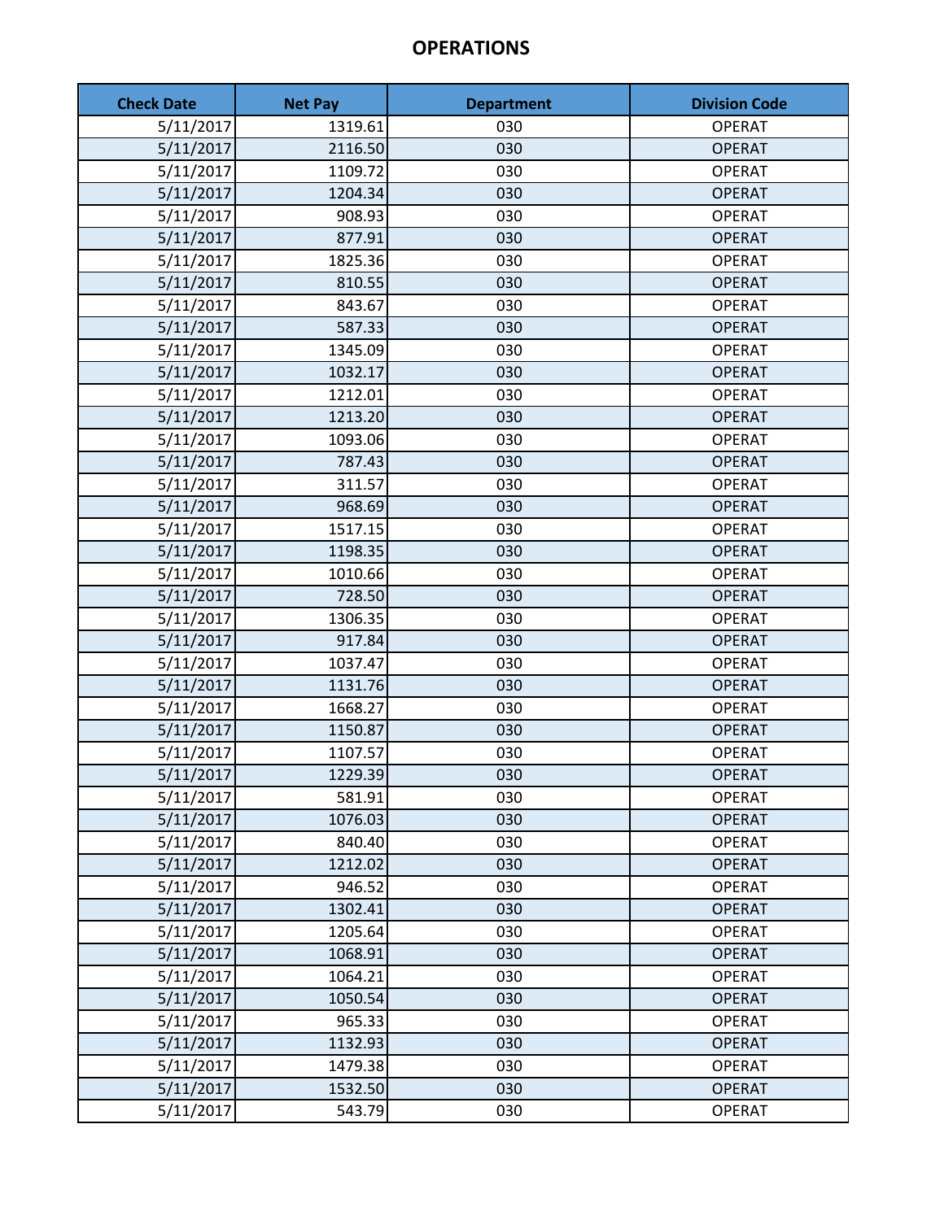# OPERATIONS

| Check Date | Net Pay | Department | Division Code |
|---|---|---|---|
| 5/11/2017 | 1319.61 | 030 | OPERAT |
| 5/11/2017 | 2116.50 | 030 | OPERAT |
| 5/11/2017 | 1109.72 | 030 | OPERAT |
| 5/11/2017 | 1204.34 | 030 | OPERAT |
| 5/11/2017 | 908.93 | 030 | OPERAT |
| 5/11/2017 | 877.91 | 030 | OPERAT |
| 5/11/2017 | 1825.36 | 030 | OPERAT |
| 5/11/2017 | 810.55 | 030 | OPERAT |
| 5/11/2017 | 843.67 | 030 | OPERAT |
| 5/11/2017 | 587.33 | 030 | OPERAT |
| 5/11/2017 | 1345.09 | 030 | OPERAT |
| 5/11/2017 | 1032.17 | 030 | OPERAT |
| 5/11/2017 | 1212.01 | 030 | OPERAT |
| 5/11/2017 | 1213.20 | 030 | OPERAT |
| 5/11/2017 | 1093.06 | 030 | OPERAT |
| 5/11/2017 | 787.43 | 030 | OPERAT |
| 5/11/2017 | 311.57 | 030 | OPERAT |
| 5/11/2017 | 968.69 | 030 | OPERAT |
| 5/11/2017 | 1517.15 | 030 | OPERAT |
| 5/11/2017 | 1198.35 | 030 | OPERAT |
| 5/11/2017 | 1010.66 | 030 | OPERAT |
| 5/11/2017 | 728.50 | 030 | OPERAT |
| 5/11/2017 | 1306.35 | 030 | OPERAT |
| 5/11/2017 | 917.84 | 030 | OPERAT |
| 5/11/2017 | 1037.47 | 030 | OPERAT |
| 5/11/2017 | 1131.76 | 030 | OPERAT |
| 5/11/2017 | 1668.27 | 030 | OPERAT |
| 5/11/2017 | 1150.87 | 030 | OPERAT |
| 5/11/2017 | 1107.57 | 030 | OPERAT |
| 5/11/2017 | 1229.39 | 030 | OPERAT |
| 5/11/2017 | 581.91 | 030 | OPERAT |
| 5/11/2017 | 1076.03 | 030 | OPERAT |
| 5/11/2017 | 840.40 | 030 | OPERAT |
| 5/11/2017 | 1212.02 | 030 | OPERAT |
| 5/11/2017 | 946.52 | 030 | OPERAT |
| 5/11/2017 | 1302.41 | 030 | OPERAT |
| 5/11/2017 | 1205.64 | 030 | OPERAT |
| 5/11/2017 | 1068.91 | 030 | OPERAT |
| 5/11/2017 | 1064.21 | 030 | OPERAT |
| 5/11/2017 | 1050.54 | 030 | OPERAT |
| 5/11/2017 | 965.33 | 030 | OPERAT |
| 5/11/2017 | 1132.93 | 030 | OPERAT |
| 5/11/2017 | 1479.38 | 030 | OPERAT |
| 5/11/2017 | 1532.50 | 030 | OPERAT |
| 5/11/2017 | 543.79 | 030 | OPERAT |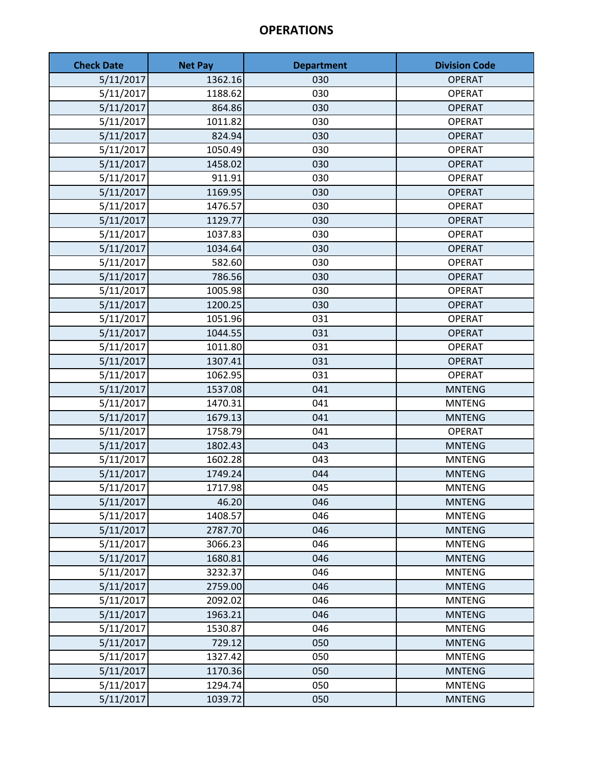# OPERATIONS

| Check Date | Net Pay | Department | Division Code |
|---|---|---|---|
| 5/11/2017 | 1362.16 | 030 | OPERAT |
| 5/11/2017 | 1188.62 | 030 | OPERAT |
| 5/11/2017 | 864.86 | 030 | OPERAT |
| 5/11/2017 | 1011.82 | 030 | OPERAT |
| 5/11/2017 | 824.94 | 030 | OPERAT |
| 5/11/2017 | 1050.49 | 030 | OPERAT |
| 5/11/2017 | 1458.02 | 030 | OPERAT |
| 5/11/2017 | 911.91 | 030 | OPERAT |
| 5/11/2017 | 1169.95 | 030 | OPERAT |
| 5/11/2017 | 1476.57 | 030 | OPERAT |
| 5/11/2017 | 1129.77 | 030 | OPERAT |
| 5/11/2017 | 1037.83 | 030 | OPERAT |
| 5/11/2017 | 1034.64 | 030 | OPERAT |
| 5/11/2017 | 582.60 | 030 | OPERAT |
| 5/11/2017 | 786.56 | 030 | OPERAT |
| 5/11/2017 | 1005.98 | 030 | OPERAT |
| 5/11/2017 | 1200.25 | 030 | OPERAT |
| 5/11/2017 | 1051.96 | 031 | OPERAT |
| 5/11/2017 | 1044.55 | 031 | OPERAT |
| 5/11/2017 | 1011.80 | 031 | OPERAT |
| 5/11/2017 | 1307.41 | 031 | OPERAT |
| 5/11/2017 | 1062.95 | 031 | OPERAT |
| 5/11/2017 | 1537.08 | 041 | MNTENG |
| 5/11/2017 | 1470.31 | 041 | MNTENG |
| 5/11/2017 | 1679.13 | 041 | MNTENG |
| 5/11/2017 | 1758.79 | 041 | OPERAT |
| 5/11/2017 | 1802.43 | 043 | MNTENG |
| 5/11/2017 | 1602.28 | 043 | MNTENG |
| 5/11/2017 | 1749.24 | 044 | MNTENG |
| 5/11/2017 | 1717.98 | 045 | MNTENG |
| 5/11/2017 | 46.20 | 046 | MNTENG |
| 5/11/2017 | 1408.57 | 046 | MNTENG |
| 5/11/2017 | 2787.70 | 046 | MNTENG |
| 5/11/2017 | 3066.23 | 046 | MNTENG |
| 5/11/2017 | 1680.81 | 046 | MNTENG |
| 5/11/2017 | 3232.37 | 046 | MNTENG |
| 5/11/2017 | 2759.00 | 046 | MNTENG |
| 5/11/2017 | 2092.02 | 046 | MNTENG |
| 5/11/2017 | 1963.21 | 046 | MNTENG |
| 5/11/2017 | 1530.87 | 046 | MNTENG |
| 5/11/2017 | 729.12 | 050 | MNTENG |
| 5/11/2017 | 1327.42 | 050 | MNTENG |
| 5/11/2017 | 1170.36 | 050 | MNTENG |
| 5/11/2017 | 1294.74 | 050 | MNTENG |
| 5/11/2017 | 1039.72 | 050 | MNTENG |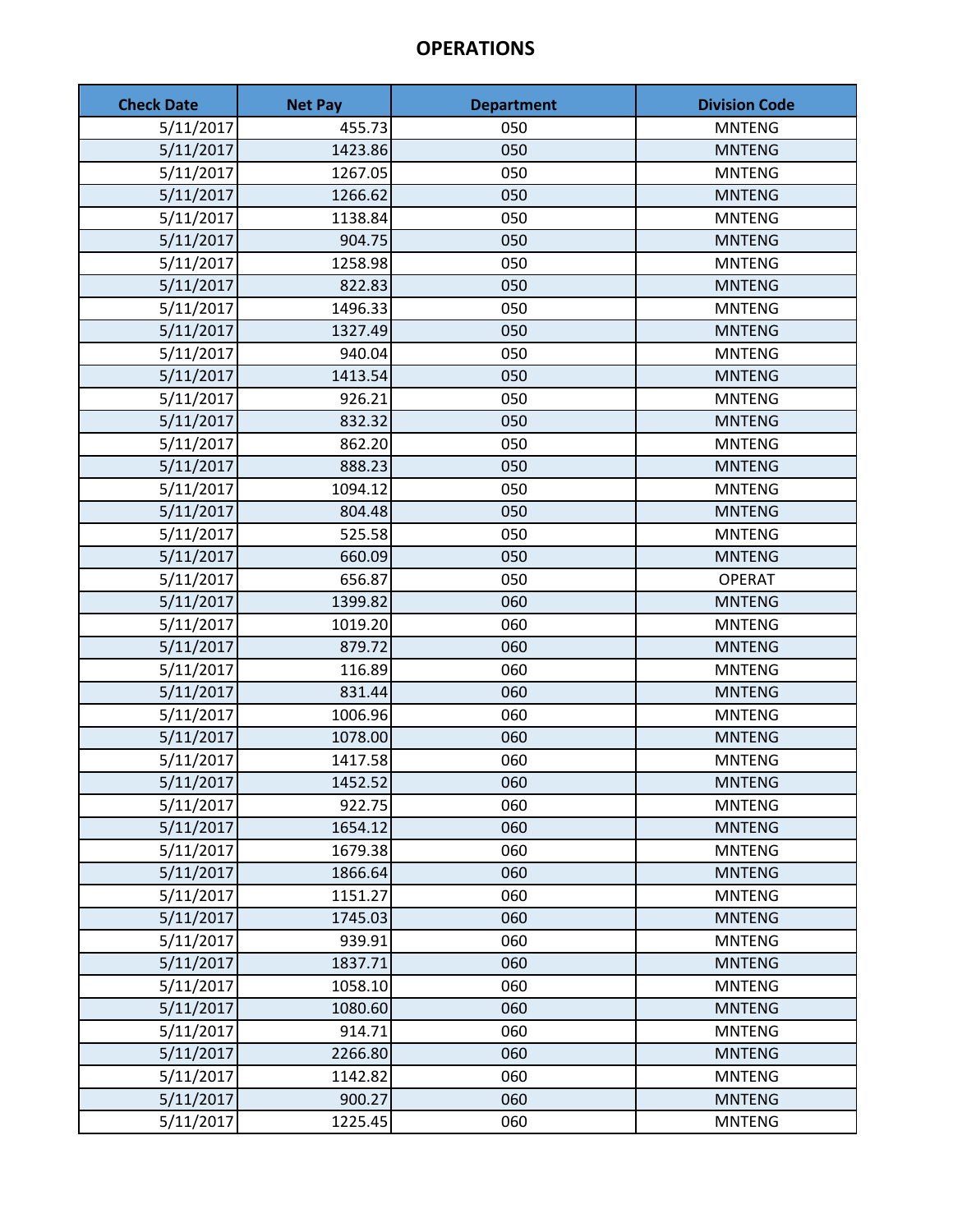# OPERATIONS

| Check Date | Net Pay | Department | Division Code |
|---|---|---|---|
| 5/11/2017 | 455.73 | 050 | MNTENG |
| 5/11/2017 | 1423.86 | 050 | MNTENG |
| 5/11/2017 | 1267.05 | 050 | MNTENG |
| 5/11/2017 | 1266.62 | 050 | MNTENG |
| 5/11/2017 | 1138.84 | 050 | MNTENG |
| 5/11/2017 | 904.75 | 050 | MNTENG |
| 5/11/2017 | 1258.98 | 050 | MNTENG |
| 5/11/2017 | 822.83 | 050 | MNTENG |
| 5/11/2017 | 1496.33 | 050 | MNTENG |
| 5/11/2017 | 1327.49 | 050 | MNTENG |
| 5/11/2017 | 940.04 | 050 | MNTENG |
| 5/11/2017 | 1413.54 | 050 | MNTENG |
| 5/11/2017 | 926.21 | 050 | MNTENG |
| 5/11/2017 | 832.32 | 050 | MNTENG |
| 5/11/2017 | 862.20 | 050 | MNTENG |
| 5/11/2017 | 888.23 | 050 | MNTENG |
| 5/11/2017 | 1094.12 | 050 | MNTENG |
| 5/11/2017 | 804.48 | 050 | MNTENG |
| 5/11/2017 | 525.58 | 050 | MNTENG |
| 5/11/2017 | 660.09 | 050 | MNTENG |
| 5/11/2017 | 656.87 | 050 | OPERAT |
| 5/11/2017 | 1399.82 | 060 | MNTENG |
| 5/11/2017 | 1019.20 | 060 | MNTENG |
| 5/11/2017 | 879.72 | 060 | MNTENG |
| 5/11/2017 | 116.89 | 060 | MNTENG |
| 5/11/2017 | 831.44 | 060 | MNTENG |
| 5/11/2017 | 1006.96 | 060 | MNTENG |
| 5/11/2017 | 1078.00 | 060 | MNTENG |
| 5/11/2017 | 1417.58 | 060 | MNTENG |
| 5/11/2017 | 1452.52 | 060 | MNTENG |
| 5/11/2017 | 922.75 | 060 | MNTENG |
| 5/11/2017 | 1654.12 | 060 | MNTENG |
| 5/11/2017 | 1679.38 | 060 | MNTENG |
| 5/11/2017 | 1866.64 | 060 | MNTENG |
| 5/11/2017 | 1151.27 | 060 | MNTENG |
| 5/11/2017 | 1745.03 | 060 | MNTENG |
| 5/11/2017 | 939.91 | 060 | MNTENG |
| 5/11/2017 | 1837.71 | 060 | MNTENG |
| 5/11/2017 | 1058.10 | 060 | MNTENG |
| 5/11/2017 | 1080.60 | 060 | MNTENG |
| 5/11/2017 | 914.71 | 060 | MNTENG |
| 5/11/2017 | 2266.80 | 060 | MNTENG |
| 5/11/2017 | 1142.82 | 060 | MNTENG |
| 5/11/2017 | 900.27 | 060 | MNTENG |
| 5/11/2017 | 1225.45 | 060 | MNTENG |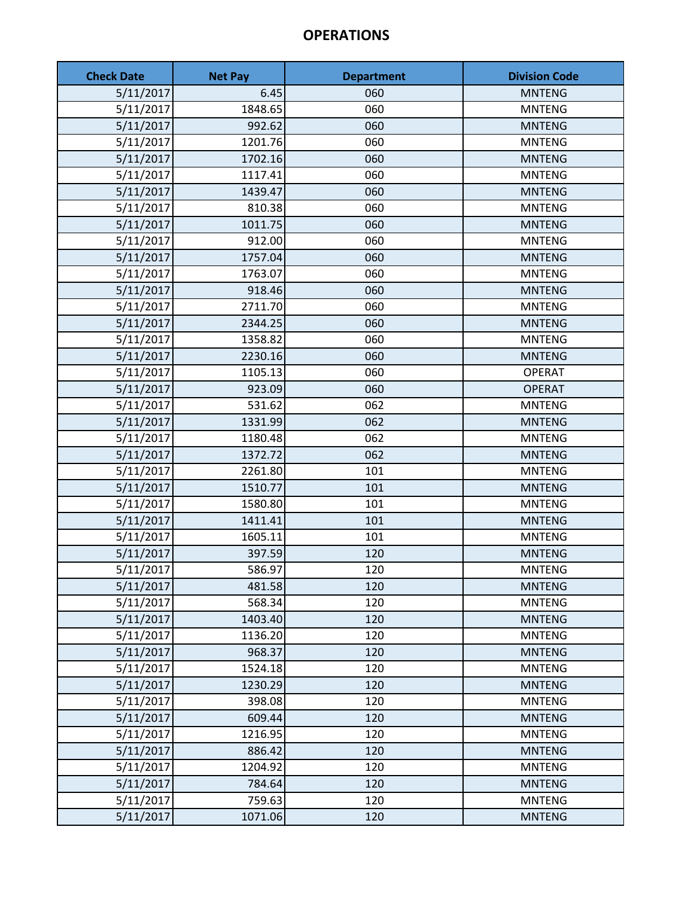# OPERATIONS

| Check Date | Net Pay | Department | Division Code |
|---|---|---|---|
| 5/11/2017 | 6.45 | 060 | MNTENG |
| 5/11/2017 | 1848.65 | 060 | MNTENG |
| 5/11/2017 | 992.62 | 060 | MNTENG |
| 5/11/2017 | 1201.76 | 060 | MNTENG |
| 5/11/2017 | 1702.16 | 060 | MNTENG |
| 5/11/2017 | 1117.41 | 060 | MNTENG |
| 5/11/2017 | 1439.47 | 060 | MNTENG |
| 5/11/2017 | 810.38 | 060 | MNTENG |
| 5/11/2017 | 1011.75 | 060 | MNTENG |
| 5/11/2017 | 912.00 | 060 | MNTENG |
| 5/11/2017 | 1757.04 | 060 | MNTENG |
| 5/11/2017 | 1763.07 | 060 | MNTENG |
| 5/11/2017 | 918.46 | 060 | MNTENG |
| 5/11/2017 | 2711.70 | 060 | MNTENG |
| 5/11/2017 | 2344.25 | 060 | MNTENG |
| 5/11/2017 | 1358.82 | 060 | MNTENG |
| 5/11/2017 | 2230.16 | 060 | MNTENG |
| 5/11/2017 | 1105.13 | 060 | OPERAT |
| 5/11/2017 | 923.09 | 060 | OPERAT |
| 5/11/2017 | 531.62 | 062 | MNTENG |
| 5/11/2017 | 1331.99 | 062 | MNTENG |
| 5/11/2017 | 1180.48 | 062 | MNTENG |
| 5/11/2017 | 1372.72 | 062 | MNTENG |
| 5/11/2017 | 2261.80 | 101 | MNTENG |
| 5/11/2017 | 1510.77 | 101 | MNTENG |
| 5/11/2017 | 1580.80 | 101 | MNTENG |
| 5/11/2017 | 1411.41 | 101 | MNTENG |
| 5/11/2017 | 1605.11 | 101 | MNTENG |
| 5/11/2017 | 397.59 | 120 | MNTENG |
| 5/11/2017 | 586.97 | 120 | MNTENG |
| 5/11/2017 | 481.58 | 120 | MNTENG |
| 5/11/2017 | 568.34 | 120 | MNTENG |
| 5/11/2017 | 1403.40 | 120 | MNTENG |
| 5/11/2017 | 1136.20 | 120 | MNTENG |
| 5/11/2017 | 968.37 | 120 | MNTENG |
| 5/11/2017 | 1524.18 | 120 | MNTENG |
| 5/11/2017 | 1230.29 | 120 | MNTENG |
| 5/11/2017 | 398.08 | 120 | MNTENG |
| 5/11/2017 | 609.44 | 120 | MNTENG |
| 5/11/2017 | 1216.95 | 120 | MNTENG |
| 5/11/2017 | 886.42 | 120 | MNTENG |
| 5/11/2017 | 1204.92 | 120 | MNTENG |
| 5/11/2017 | 784.64 | 120 | MNTENG |
| 5/11/2017 | 759.63 | 120 | MNTENG |
| 5/11/2017 | 1071.06 | 120 | MNTENG |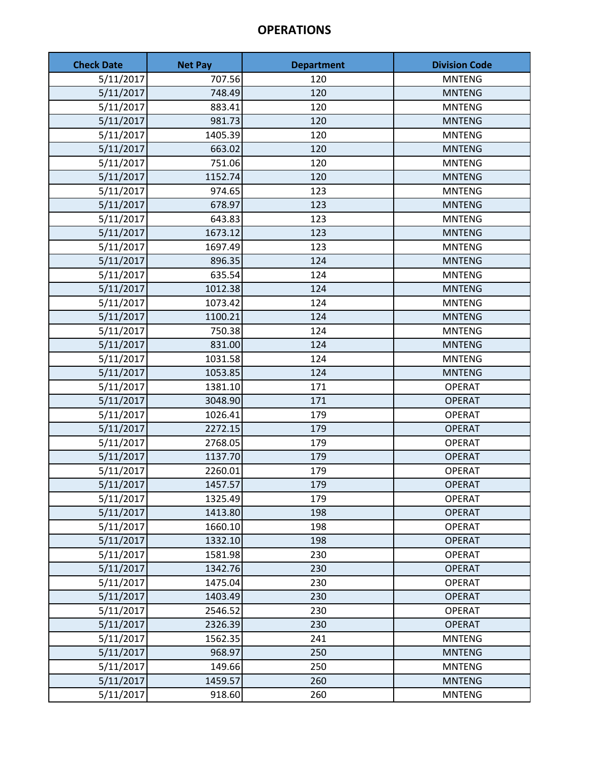# OPERATIONS

| Check Date | Net Pay | Department | Division Code |
|---|---|---|---|
| 5/11/2017 | 707.56 | 120 | MNTENG |
| 5/11/2017 | 748.49 | 120 | MNTENG |
| 5/11/2017 | 883.41 | 120 | MNTENG |
| 5/11/2017 | 981.73 | 120 | MNTENG |
| 5/11/2017 | 1405.39 | 120 | MNTENG |
| 5/11/2017 | 663.02 | 120 | MNTENG |
| 5/11/2017 | 751.06 | 120 | MNTENG |
| 5/11/2017 | 1152.74 | 120 | MNTENG |
| 5/11/2017 | 974.65 | 123 | MNTENG |
| 5/11/2017 | 678.97 | 123 | MNTENG |
| 5/11/2017 | 643.83 | 123 | MNTENG |
| 5/11/2017 | 1673.12 | 123 | MNTENG |
| 5/11/2017 | 1697.49 | 123 | MNTENG |
| 5/11/2017 | 896.35 | 124 | MNTENG |
| 5/11/2017 | 635.54 | 124 | MNTENG |
| 5/11/2017 | 1012.38 | 124 | MNTENG |
| 5/11/2017 | 1073.42 | 124 | MNTENG |
| 5/11/2017 | 1100.21 | 124 | MNTENG |
| 5/11/2017 | 750.38 | 124 | MNTENG |
| 5/11/2017 | 831.00 | 124 | MNTENG |
| 5/11/2017 | 1031.58 | 124 | MNTENG |
| 5/11/2017 | 1053.85 | 124 | MNTENG |
| 5/11/2017 | 1381.10 | 171 | OPERAT |
| 5/11/2017 | 3048.90 | 171 | OPERAT |
| 5/11/2017 | 1026.41 | 179 | OPERAT |
| 5/11/2017 | 2272.15 | 179 | OPERAT |
| 5/11/2017 | 2768.05 | 179 | OPERAT |
| 5/11/2017 | 1137.70 | 179 | OPERAT |
| 5/11/2017 | 2260.01 | 179 | OPERAT |
| 5/11/2017 | 1457.57 | 179 | OPERAT |
| 5/11/2017 | 1325.49 | 179 | OPERAT |
| 5/11/2017 | 1413.80 | 198 | OPERAT |
| 5/11/2017 | 1660.10 | 198 | OPERAT |
| 5/11/2017 | 1332.10 | 198 | OPERAT |
| 5/11/2017 | 1581.98 | 230 | OPERAT |
| 5/11/2017 | 1342.76 | 230 | OPERAT |
| 5/11/2017 | 1475.04 | 230 | OPERAT |
| 5/11/2017 | 1403.49 | 230 | OPERAT |
| 5/11/2017 | 2546.52 | 230 | OPERAT |
| 5/11/2017 | 2326.39 | 230 | OPERAT |
| 5/11/2017 | 1562.35 | 241 | MNTENG |
| 5/11/2017 | 968.97 | 250 | MNTENG |
| 5/11/2017 | 149.66 | 250 | MNTENG |
| 5/11/2017 | 1459.57 | 260 | MNTENG |
| 5/11/2017 | 918.60 | 260 | MNTENG |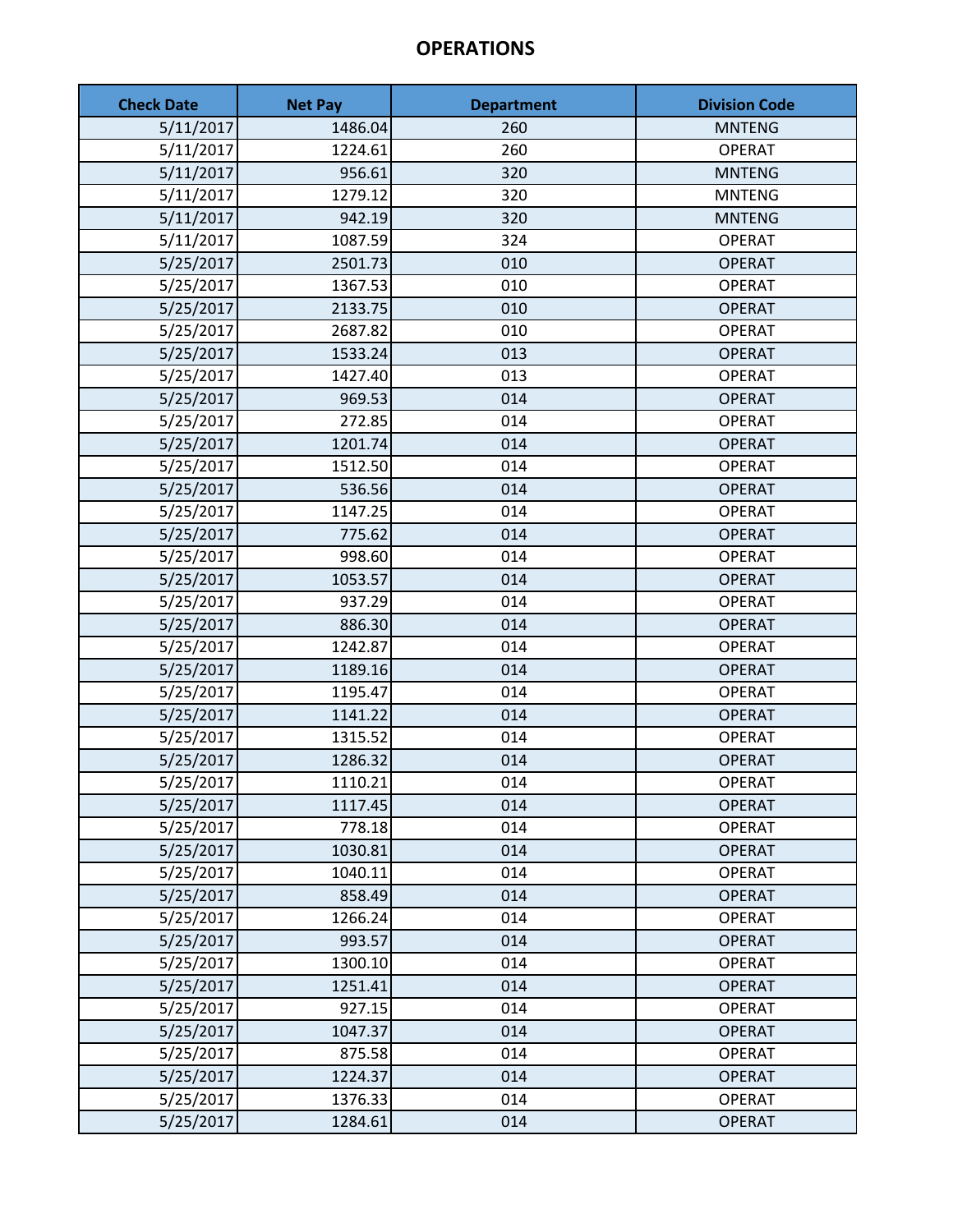# OPERATIONS

| Check Date | Net Pay | Department | Division Code |
|---|---|---|---|
| 5/11/2017 | 1486.04 | 260 | MNTENG |
| 5/11/2017 | 1224.61 | 260 | OPERAT |
| 5/11/2017 | 956.61 | 320 | MNTENG |
| 5/11/2017 | 1279.12 | 320 | MNTENG |
| 5/11/2017 | 942.19 | 320 | MNTENG |
| 5/11/2017 | 1087.59 | 324 | OPERAT |
| 5/25/2017 | 2501.73 | 010 | OPERAT |
| 5/25/2017 | 1367.53 | 010 | OPERAT |
| 5/25/2017 | 2133.75 | 010 | OPERAT |
| 5/25/2017 | 2687.82 | 010 | OPERAT |
| 5/25/2017 | 1533.24 | 013 | OPERAT |
| 5/25/2017 | 1427.40 | 013 | OPERAT |
| 5/25/2017 | 969.53 | 014 | OPERAT |
| 5/25/2017 | 272.85 | 014 | OPERAT |
| 5/25/2017 | 1201.74 | 014 | OPERAT |
| 5/25/2017 | 1512.50 | 014 | OPERAT |
| 5/25/2017 | 536.56 | 014 | OPERAT |
| 5/25/2017 | 1147.25 | 014 | OPERAT |
| 5/25/2017 | 775.62 | 014 | OPERAT |
| 5/25/2017 | 998.60 | 014 | OPERAT |
| 5/25/2017 | 1053.57 | 014 | OPERAT |
| 5/25/2017 | 937.29 | 014 | OPERAT |
| 5/25/2017 | 886.30 | 014 | OPERAT |
| 5/25/2017 | 1242.87 | 014 | OPERAT |
| 5/25/2017 | 1189.16 | 014 | OPERAT |
| 5/25/2017 | 1195.47 | 014 | OPERAT |
| 5/25/2017 | 1141.22 | 014 | OPERAT |
| 5/25/2017 | 1315.52 | 014 | OPERAT |
| 5/25/2017 | 1286.32 | 014 | OPERAT |
| 5/25/2017 | 1110.21 | 014 | OPERAT |
| 5/25/2017 | 1117.45 | 014 | OPERAT |
| 5/25/2017 | 778.18 | 014 | OPERAT |
| 5/25/2017 | 1030.81 | 014 | OPERAT |
| 5/25/2017 | 1040.11 | 014 | OPERAT |
| 5/25/2017 | 858.49 | 014 | OPERAT |
| 5/25/2017 | 1266.24 | 014 | OPERAT |
| 5/25/2017 | 993.57 | 014 | OPERAT |
| 5/25/2017 | 1300.10 | 014 | OPERAT |
| 5/25/2017 | 1251.41 | 014 | OPERAT |
| 5/25/2017 | 927.15 | 014 | OPERAT |
| 5/25/2017 | 1047.37 | 014 | OPERAT |
| 5/25/2017 | 875.58 | 014 | OPERAT |
| 5/25/2017 | 1224.37 | 014 | OPERAT |
| 5/25/2017 | 1376.33 | 014 | OPERAT |
| 5/25/2017 | 1284.61 | 014 | OPERAT |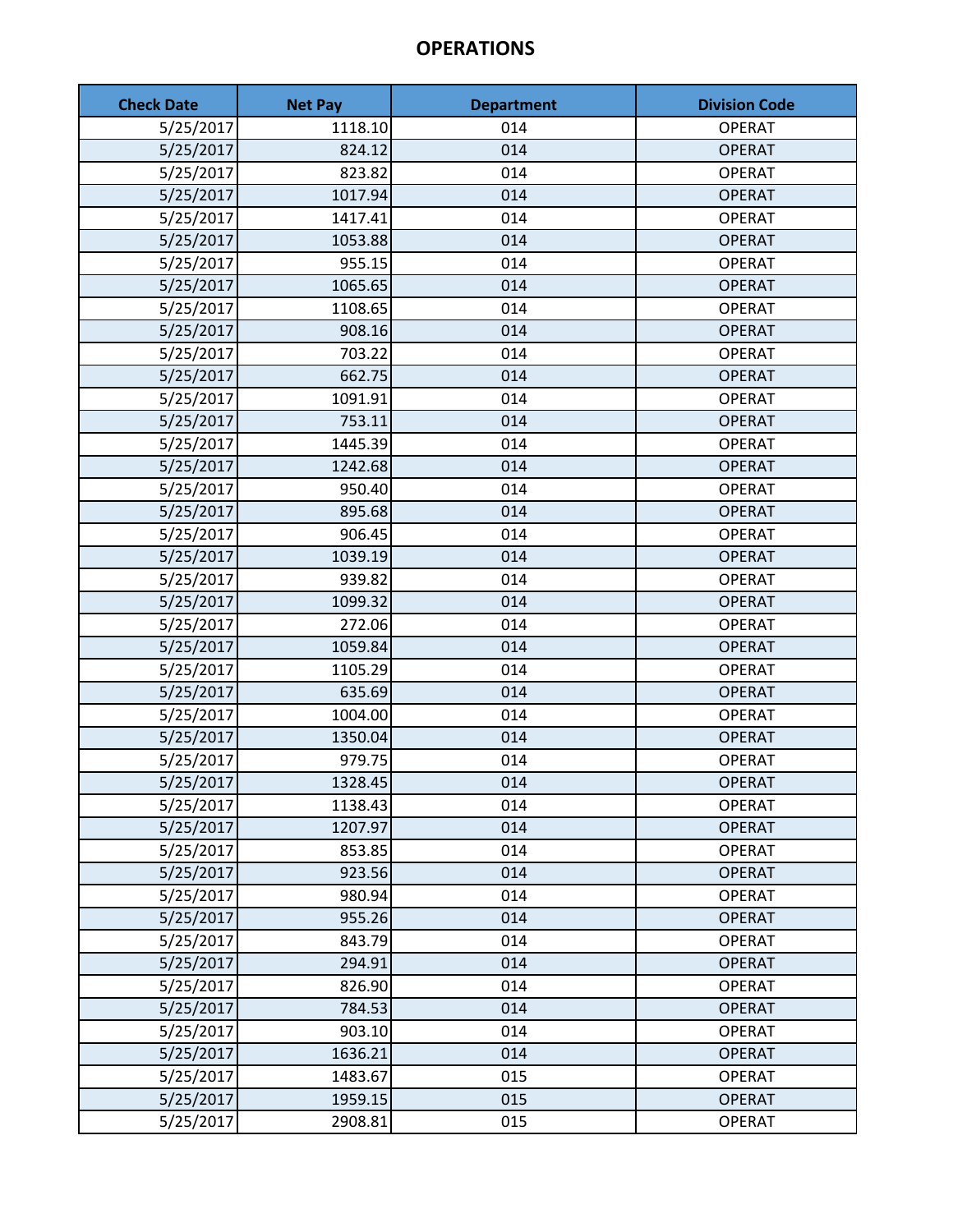# OPERATIONS

| Check Date | Net Pay | Department | Division Code |
|---|---|---|---|
| 5/25/2017 | 1118.10 | 014 | OPERAT |
| 5/25/2017 | 824.12 | 014 | OPERAT |
| 5/25/2017 | 823.82 | 014 | OPERAT |
| 5/25/2017 | 1017.94 | 014 | OPERAT |
| 5/25/2017 | 1417.41 | 014 | OPERAT |
| 5/25/2017 | 1053.88 | 014 | OPERAT |
| 5/25/2017 | 955.15 | 014 | OPERAT |
| 5/25/2017 | 1065.65 | 014 | OPERAT |
| 5/25/2017 | 1108.65 | 014 | OPERAT |
| 5/25/2017 | 908.16 | 014 | OPERAT |
| 5/25/2017 | 703.22 | 014 | OPERAT |
| 5/25/2017 | 662.75 | 014 | OPERAT |
| 5/25/2017 | 1091.91 | 014 | OPERAT |
| 5/25/2017 | 753.11 | 014 | OPERAT |
| 5/25/2017 | 1445.39 | 014 | OPERAT |
| 5/25/2017 | 1242.68 | 014 | OPERAT |
| 5/25/2017 | 950.40 | 014 | OPERAT |
| 5/25/2017 | 895.68 | 014 | OPERAT |
| 5/25/2017 | 906.45 | 014 | OPERAT |
| 5/25/2017 | 1039.19 | 014 | OPERAT |
| 5/25/2017 | 939.82 | 014 | OPERAT |
| 5/25/2017 | 1099.32 | 014 | OPERAT |
| 5/25/2017 | 272.06 | 014 | OPERAT |
| 5/25/2017 | 1059.84 | 014 | OPERAT |
| 5/25/2017 | 1105.29 | 014 | OPERAT |
| 5/25/2017 | 635.69 | 014 | OPERAT |
| 5/25/2017 | 1004.00 | 014 | OPERAT |
| 5/25/2017 | 1350.04 | 014 | OPERAT |
| 5/25/2017 | 979.75 | 014 | OPERAT |
| 5/25/2017 | 1328.45 | 014 | OPERAT |
| 5/25/2017 | 1138.43 | 014 | OPERAT |
| 5/25/2017 | 1207.97 | 014 | OPERAT |
| 5/25/2017 | 853.85 | 014 | OPERAT |
| 5/25/2017 | 923.56 | 014 | OPERAT |
| 5/25/2017 | 980.94 | 014 | OPERAT |
| 5/25/2017 | 955.26 | 014 | OPERAT |
| 5/25/2017 | 843.79 | 014 | OPERAT |
| 5/25/2017 | 294.91 | 014 | OPERAT |
| 5/25/2017 | 826.90 | 014 | OPERAT |
| 5/25/2017 | 784.53 | 014 | OPERAT |
| 5/25/2017 | 903.10 | 014 | OPERAT |
| 5/25/2017 | 1636.21 | 014 | OPERAT |
| 5/25/2017 | 1483.67 | 015 | OPERAT |
| 5/25/2017 | 1959.15 | 015 | OPERAT |
| 5/25/2017 | 2908.81 | 015 | OPERAT |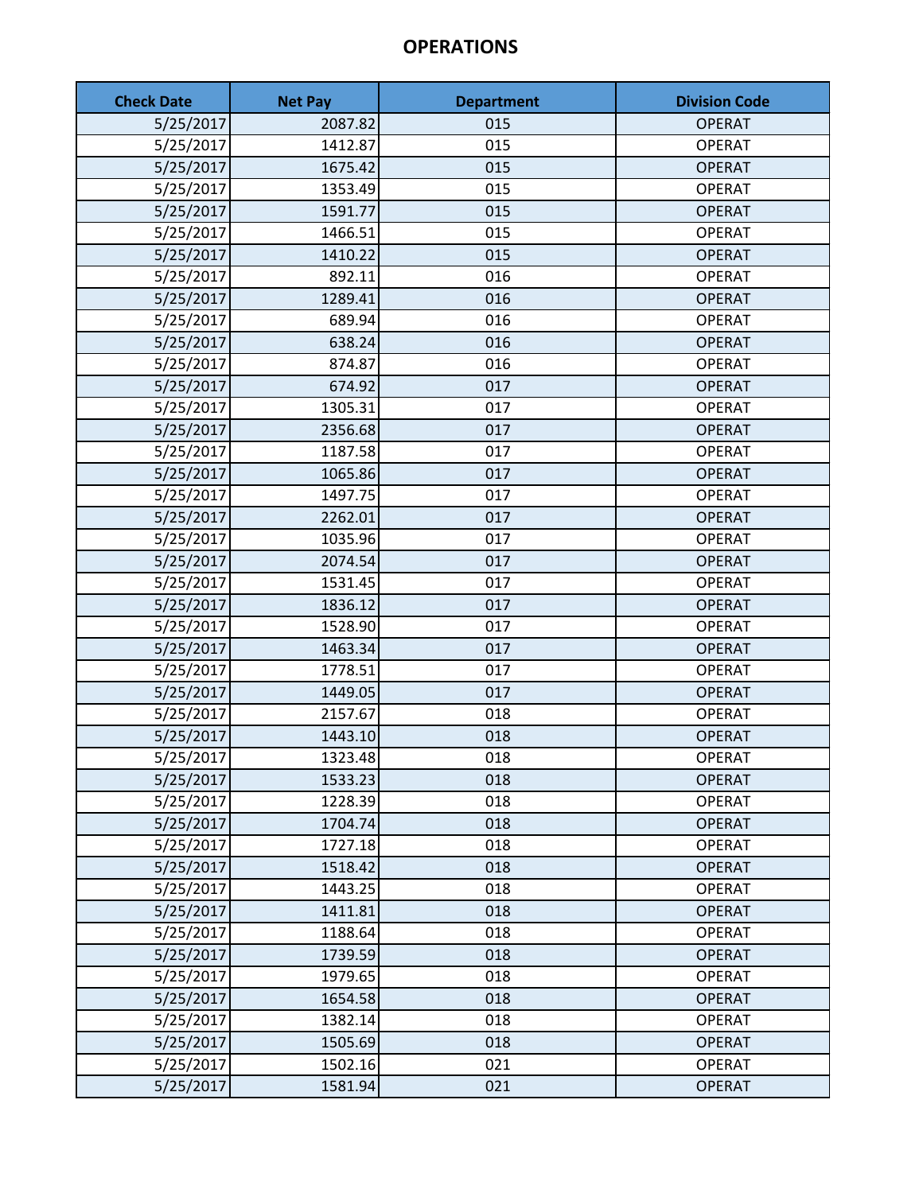# OPERATIONS

| Check Date | Net Pay | Department | Division Code |
|---|---|---|---|
| 5/25/2017 | 2087.82 | 015 | OPERAT |
| 5/25/2017 | 1412.87 | 015 | OPERAT |
| 5/25/2017 | 1675.42 | 015 | OPERAT |
| 5/25/2017 | 1353.49 | 015 | OPERAT |
| 5/25/2017 | 1591.77 | 015 | OPERAT |
| 5/25/2017 | 1466.51 | 015 | OPERAT |
| 5/25/2017 | 1410.22 | 015 | OPERAT |
| 5/25/2017 | 892.11 | 016 | OPERAT |
| 5/25/2017 | 1289.41 | 016 | OPERAT |
| 5/25/2017 | 689.94 | 016 | OPERAT |
| 5/25/2017 | 638.24 | 016 | OPERAT |
| 5/25/2017 | 874.87 | 016 | OPERAT |
| 5/25/2017 | 674.92 | 017 | OPERAT |
| 5/25/2017 | 1305.31 | 017 | OPERAT |
| 5/25/2017 | 2356.68 | 017 | OPERAT |
| 5/25/2017 | 1187.58 | 017 | OPERAT |
| 5/25/2017 | 1065.86 | 017 | OPERAT |
| 5/25/2017 | 1497.75 | 017 | OPERAT |
| 5/25/2017 | 2262.01 | 017 | OPERAT |
| 5/25/2017 | 1035.96 | 017 | OPERAT |
| 5/25/2017 | 2074.54 | 017 | OPERAT |
| 5/25/2017 | 1531.45 | 017 | OPERAT |
| 5/25/2017 | 1836.12 | 017 | OPERAT |
| 5/25/2017 | 1528.90 | 017 | OPERAT |
| 5/25/2017 | 1463.34 | 017 | OPERAT |
| 5/25/2017 | 1778.51 | 017 | OPERAT |
| 5/25/2017 | 1449.05 | 017 | OPERAT |
| 5/25/2017 | 2157.67 | 018 | OPERAT |
| 5/25/2017 | 1443.10 | 018 | OPERAT |
| 5/25/2017 | 1323.48 | 018 | OPERAT |
| 5/25/2017 | 1533.23 | 018 | OPERAT |
| 5/25/2017 | 1228.39 | 018 | OPERAT |
| 5/25/2017 | 1704.74 | 018 | OPERAT |
| 5/25/2017 | 1727.18 | 018 | OPERAT |
| 5/25/2017 | 1518.42 | 018 | OPERAT |
| 5/25/2017 | 1443.25 | 018 | OPERAT |
| 5/25/2017 | 1411.81 | 018 | OPERAT |
| 5/25/2017 | 1188.64 | 018 | OPERAT |
| 5/25/2017 | 1739.59 | 018 | OPERAT |
| 5/25/2017 | 1979.65 | 018 | OPERAT |
| 5/25/2017 | 1654.58 | 018 | OPERAT |
| 5/25/2017 | 1382.14 | 018 | OPERAT |
| 5/25/2017 | 1505.69 | 018 | OPERAT |
| 5/25/2017 | 1502.16 | 021 | OPERAT |
| 5/25/2017 | 1581.94 | 021 | OPERAT |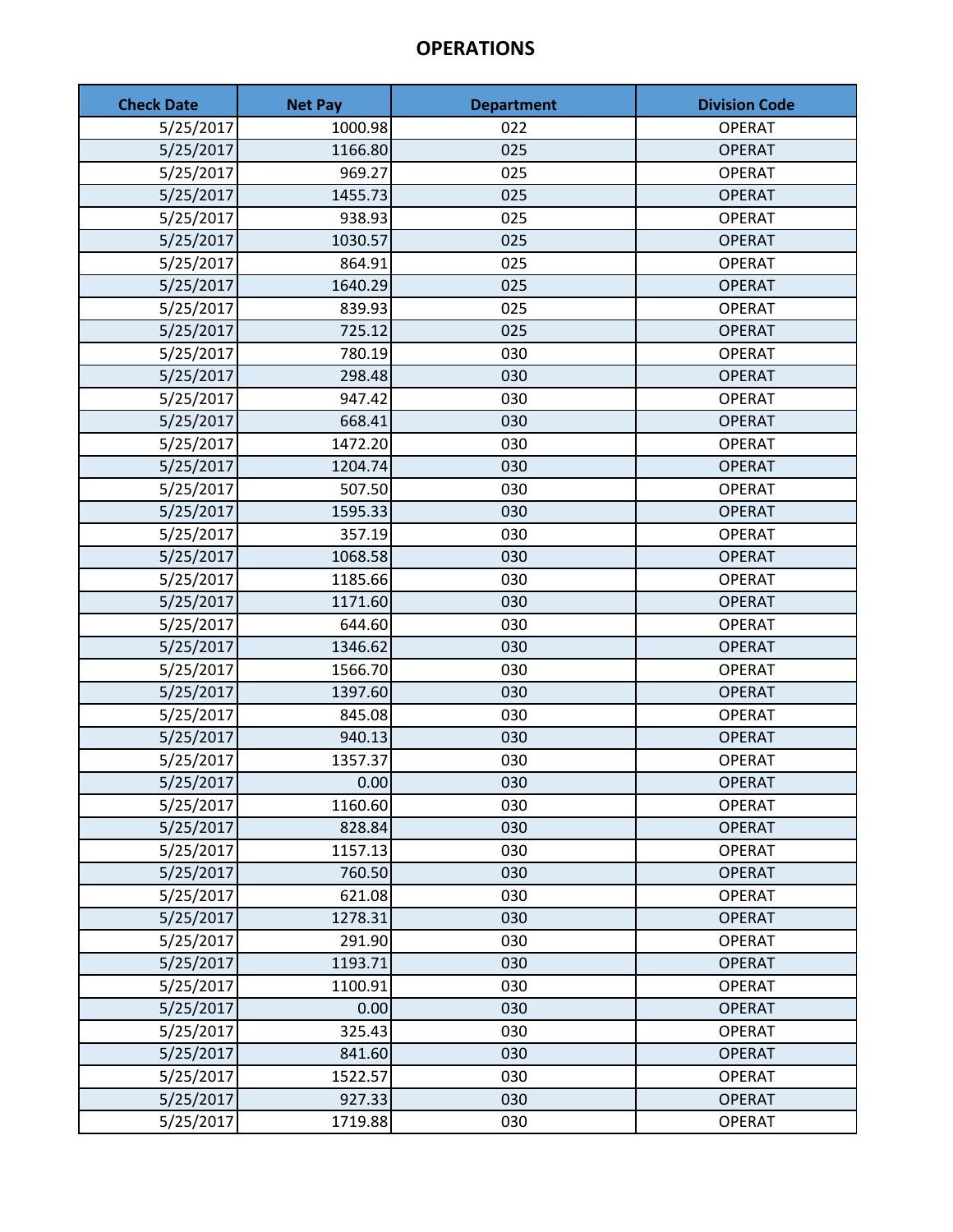# OPERATIONS

| Check Date | Net Pay | Department | Division Code |
|---|---|---|---|
| 5/25/2017 | 1000.98 | 022 | OPERAT |
| 5/25/2017 | 1166.80 | 025 | OPERAT |
| 5/25/2017 | 969.27 | 025 | OPERAT |
| 5/25/2017 | 1455.73 | 025 | OPERAT |
| 5/25/2017 | 938.93 | 025 | OPERAT |
| 5/25/2017 | 1030.57 | 025 | OPERAT |
| 5/25/2017 | 864.91 | 025 | OPERAT |
| 5/25/2017 | 1640.29 | 025 | OPERAT |
| 5/25/2017 | 839.93 | 025 | OPERAT |
| 5/25/2017 | 725.12 | 025 | OPERAT |
| 5/25/2017 | 780.19 | 030 | OPERAT |
| 5/25/2017 | 298.48 | 030 | OPERAT |
| 5/25/2017 | 947.42 | 030 | OPERAT |
| 5/25/2017 | 668.41 | 030 | OPERAT |
| 5/25/2017 | 1472.20 | 030 | OPERAT |
| 5/25/2017 | 1204.74 | 030 | OPERAT |
| 5/25/2017 | 507.50 | 030 | OPERAT |
| 5/25/2017 | 1595.33 | 030 | OPERAT |
| 5/25/2017 | 357.19 | 030 | OPERAT |
| 5/25/2017 | 1068.58 | 030 | OPERAT |
| 5/25/2017 | 1185.66 | 030 | OPERAT |
| 5/25/2017 | 1171.60 | 030 | OPERAT |
| 5/25/2017 | 644.60 | 030 | OPERAT |
| 5/25/2017 | 1346.62 | 030 | OPERAT |
| 5/25/2017 | 1566.70 | 030 | OPERAT |
| 5/25/2017 | 1397.60 | 030 | OPERAT |
| 5/25/2017 | 845.08 | 030 | OPERAT |
| 5/25/2017 | 940.13 | 030 | OPERAT |
| 5/25/2017 | 1357.37 | 030 | OPERAT |
| 5/25/2017 | 0.00 | 030 | OPERAT |
| 5/25/2017 | 1160.60 | 030 | OPERAT |
| 5/25/2017 | 828.84 | 030 | OPERAT |
| 5/25/2017 | 1157.13 | 030 | OPERAT |
| 5/25/2017 | 760.50 | 030 | OPERAT |
| 5/25/2017 | 621.08 | 030 | OPERAT |
| 5/25/2017 | 1278.31 | 030 | OPERAT |
| 5/25/2017 | 291.90 | 030 | OPERAT |
| 5/25/2017 | 1193.71 | 030 | OPERAT |
| 5/25/2017 | 1100.91 | 030 | OPERAT |
| 5/25/2017 | 0.00 | 030 | OPERAT |
| 5/25/2017 | 325.43 | 030 | OPERAT |
| 5/25/2017 | 841.60 | 030 | OPERAT |
| 5/25/2017 | 1522.57 | 030 | OPERAT |
| 5/25/2017 | 927.33 | 030 | OPERAT |
| 5/25/2017 | 1719.88 | 030 | OPERAT |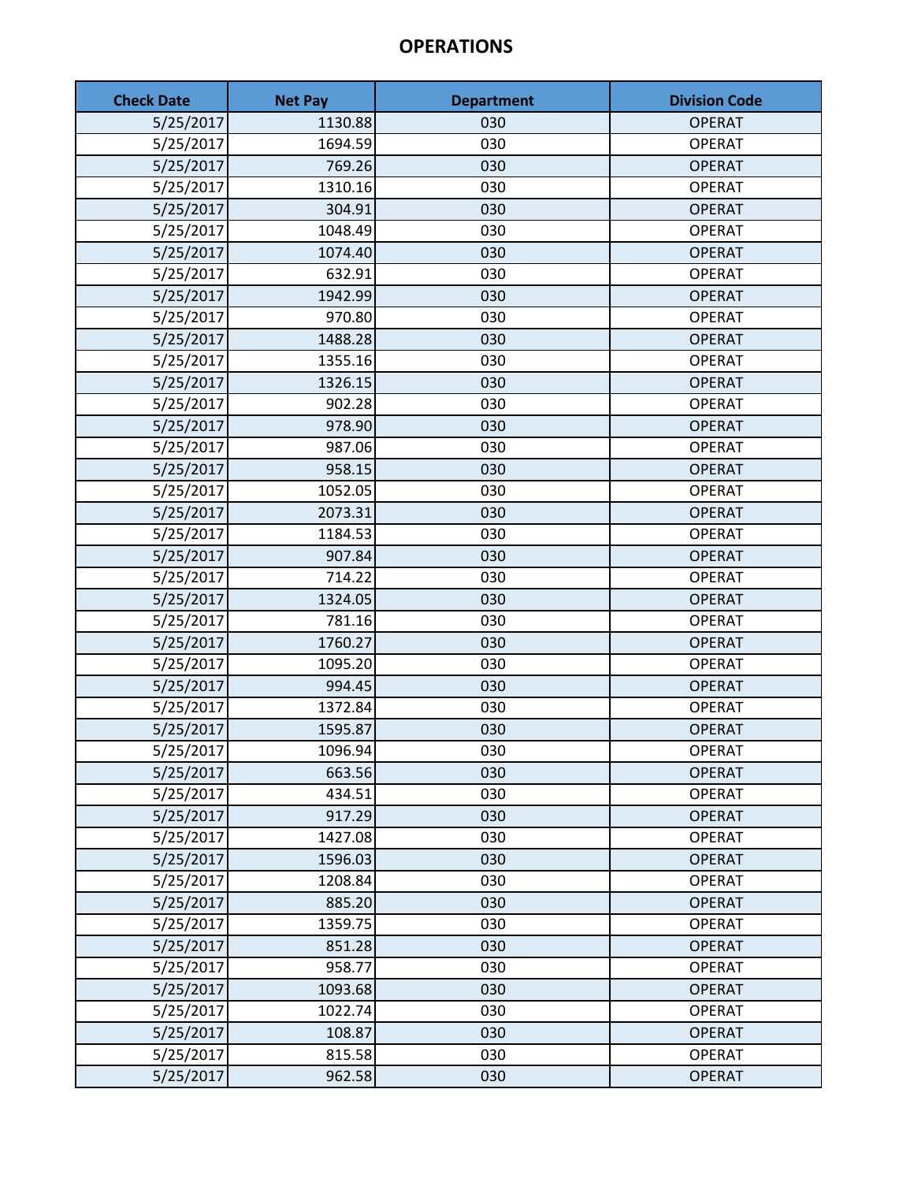# OPERATIONS

| Check Date | Net Pay | Department | Division Code |
|---|---|---|---|
| 5/25/2017 | 1130.88 | 030 | OPERAT |
| 5/25/2017 | 1694.59 | 030 | OPERAT |
| 5/25/2017 | 769.26 | 030 | OPERAT |
| 5/25/2017 | 1310.16 | 030 | OPERAT |
| 5/25/2017 | 304.91 | 030 | OPERAT |
| 5/25/2017 | 1048.49 | 030 | OPERAT |
| 5/25/2017 | 1074.40 | 030 | OPERAT |
| 5/25/2017 | 632.91 | 030 | OPERAT |
| 5/25/2017 | 1942.99 | 030 | OPERAT |
| 5/25/2017 | 970.80 | 030 | OPERAT |
| 5/25/2017 | 1488.28 | 030 | OPERAT |
| 5/25/2017 | 1355.16 | 030 | OPERAT |
| 5/25/2017 | 1326.15 | 030 | OPERAT |
| 5/25/2017 | 902.28 | 030 | OPERAT |
| 5/25/2017 | 978.90 | 030 | OPERAT |
| 5/25/2017 | 987.06 | 030 | OPERAT |
| 5/25/2017 | 958.15 | 030 | OPERAT |
| 5/25/2017 | 1052.05 | 030 | OPERAT |
| 5/25/2017 | 2073.31 | 030 | OPERAT |
| 5/25/2017 | 1184.53 | 030 | OPERAT |
| 5/25/2017 | 907.84 | 030 | OPERAT |
| 5/25/2017 | 714.22 | 030 | OPERAT |
| 5/25/2017 | 1324.05 | 030 | OPERAT |
| 5/25/2017 | 781.16 | 030 | OPERAT |
| 5/25/2017 | 1760.27 | 030 | OPERAT |
| 5/25/2017 | 1095.20 | 030 | OPERAT |
| 5/25/2017 | 994.45 | 030 | OPERAT |
| 5/25/2017 | 1372.84 | 030 | OPERAT |
| 5/25/2017 | 1595.87 | 030 | OPERAT |
| 5/25/2017 | 1096.94 | 030 | OPERAT |
| 5/25/2017 | 663.56 | 030 | OPERAT |
| 5/25/2017 | 434.51 | 030 | OPERAT |
| 5/25/2017 | 917.29 | 030 | OPERAT |
| 5/25/2017 | 1427.08 | 030 | OPERAT |
| 5/25/2017 | 1596.03 | 030 | OPERAT |
| 5/25/2017 | 1208.84 | 030 | OPERAT |
| 5/25/2017 | 885.20 | 030 | OPERAT |
| 5/25/2017 | 1359.75 | 030 | OPERAT |
| 5/25/2017 | 851.28 | 030 | OPERAT |
| 5/25/2017 | 958.77 | 030 | OPERAT |
| 5/25/2017 | 1093.68 | 030 | OPERAT |
| 5/25/2017 | 1022.74 | 030 | OPERAT |
| 5/25/2017 | 108.87 | 030 | OPERAT |
| 5/25/2017 | 815.58 | 030 | OPERAT |
| 5/25/2017 | 962.58 | 030 | OPERAT |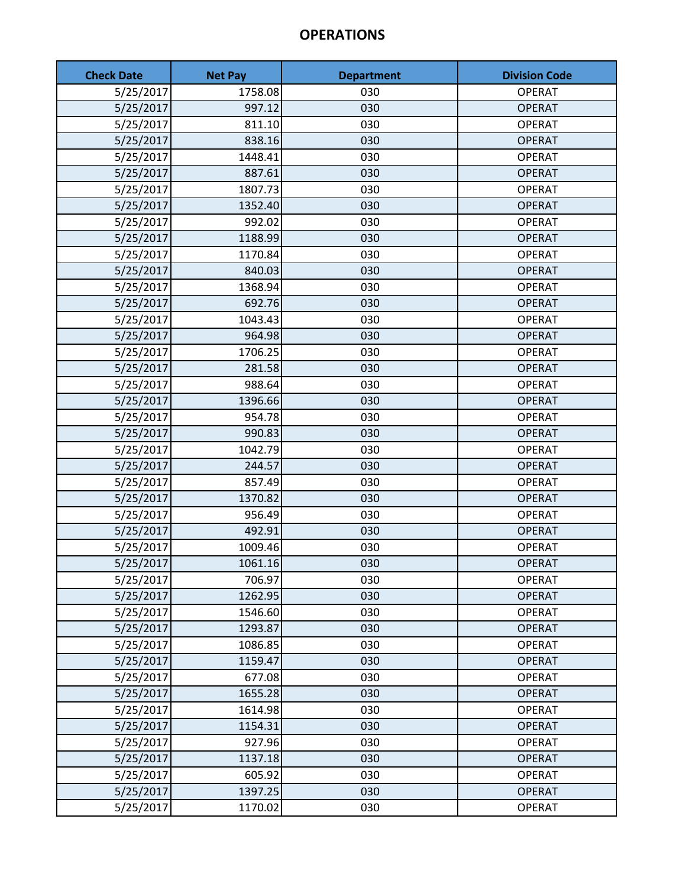# OPERATIONS

| Check Date | Net Pay | Department | Division Code |
|---|---|---|---|
| 5/25/2017 | 1758.08 | 030 | OPERAT |
| 5/25/2017 | 997.12 | 030 | OPERAT |
| 5/25/2017 | 811.10 | 030 | OPERAT |
| 5/25/2017 | 838.16 | 030 | OPERAT |
| 5/25/2017 | 1448.41 | 030 | OPERAT |
| 5/25/2017 | 887.61 | 030 | OPERAT |
| 5/25/2017 | 1807.73 | 030 | OPERAT |
| 5/25/2017 | 1352.40 | 030 | OPERAT |
| 5/25/2017 | 992.02 | 030 | OPERAT |
| 5/25/2017 | 1188.99 | 030 | OPERAT |
| 5/25/2017 | 1170.84 | 030 | OPERAT |
| 5/25/2017 | 840.03 | 030 | OPERAT |
| 5/25/2017 | 1368.94 | 030 | OPERAT |
| 5/25/2017 | 692.76 | 030 | OPERAT |
| 5/25/2017 | 1043.43 | 030 | OPERAT |
| 5/25/2017 | 964.98 | 030 | OPERAT |
| 5/25/2017 | 1706.25 | 030 | OPERAT |
| 5/25/2017 | 281.58 | 030 | OPERAT |
| 5/25/2017 | 988.64 | 030 | OPERAT |
| 5/25/2017 | 1396.66 | 030 | OPERAT |
| 5/25/2017 | 954.78 | 030 | OPERAT |
| 5/25/2017 | 990.83 | 030 | OPERAT |
| 5/25/2017 | 1042.79 | 030 | OPERAT |
| 5/25/2017 | 244.57 | 030 | OPERAT |
| 5/25/2017 | 857.49 | 030 | OPERAT |
| 5/25/2017 | 1370.82 | 030 | OPERAT |
| 5/25/2017 | 956.49 | 030 | OPERAT |
| 5/25/2017 | 492.91 | 030 | OPERAT |
| 5/25/2017 | 1009.46 | 030 | OPERAT |
| 5/25/2017 | 1061.16 | 030 | OPERAT |
| 5/25/2017 | 706.97 | 030 | OPERAT |
| 5/25/2017 | 1262.95 | 030 | OPERAT |
| 5/25/2017 | 1546.60 | 030 | OPERAT |
| 5/25/2017 | 1293.87 | 030 | OPERAT |
| 5/25/2017 | 1086.85 | 030 | OPERAT |
| 5/25/2017 | 1159.47 | 030 | OPERAT |
| 5/25/2017 | 677.08 | 030 | OPERAT |
| 5/25/2017 | 1655.28 | 030 | OPERAT |
| 5/25/2017 | 1614.98 | 030 | OPERAT |
| 5/25/2017 | 1154.31 | 030 | OPERAT |
| 5/25/2017 | 927.96 | 030 | OPERAT |
| 5/25/2017 | 1137.18 | 030 | OPERAT |
| 5/25/2017 | 605.92 | 030 | OPERAT |
| 5/25/2017 | 1397.25 | 030 | OPERAT |
| 5/25/2017 | 1170.02 | 030 | OPERAT |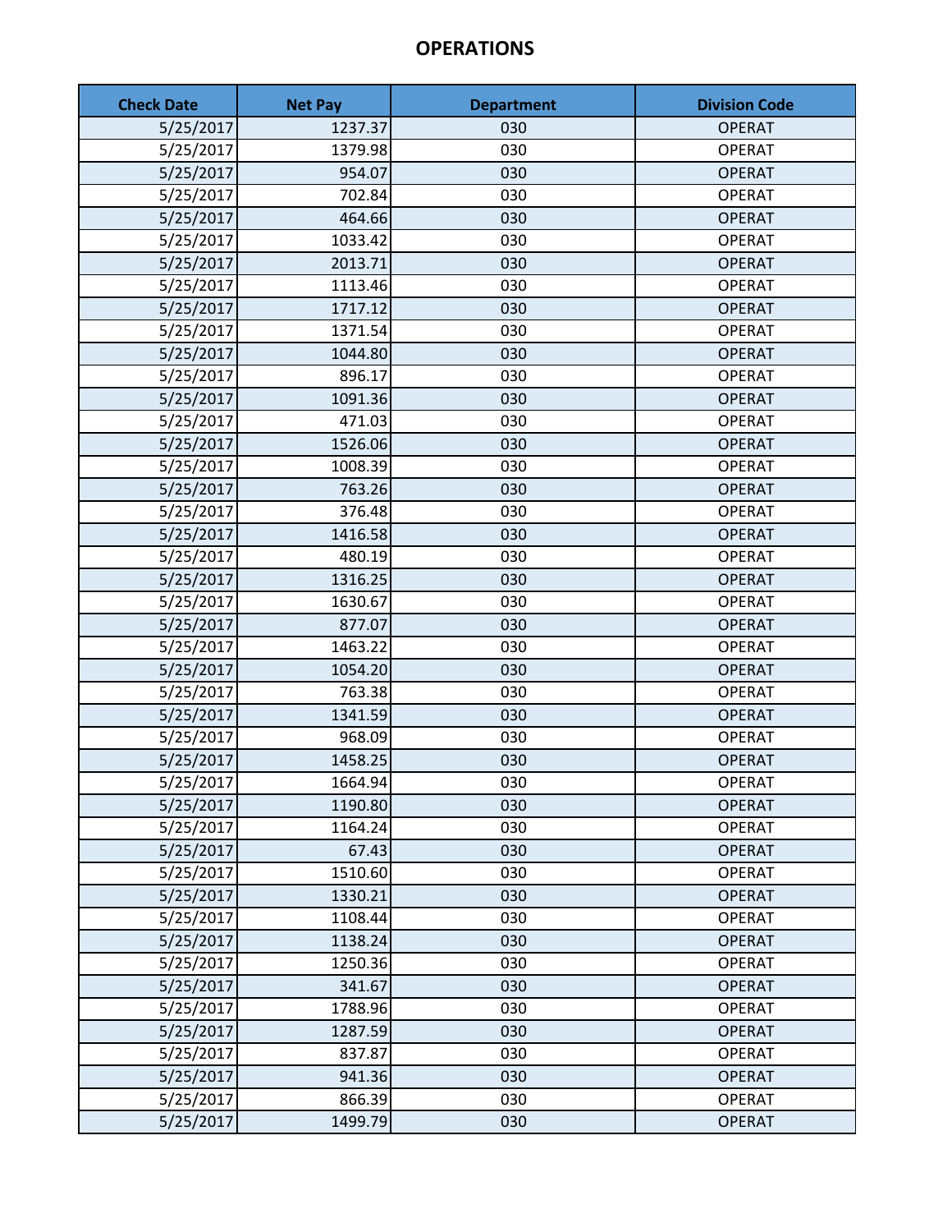# OPERATIONS

| Check Date | Net Pay | Department | Division Code |
|---|---|---|---|
| 5/25/2017 | 1237.37 | 030 | OPERAT |
| 5/25/2017 | 1379.98 | 030 | OPERAT |
| 5/25/2017 | 954.07 | 030 | OPERAT |
| 5/25/2017 | 702.84 | 030 | OPERAT |
| 5/25/2017 | 464.66 | 030 | OPERAT |
| 5/25/2017 | 1033.42 | 030 | OPERAT |
| 5/25/2017 | 2013.71 | 030 | OPERAT |
| 5/25/2017 | 1113.46 | 030 | OPERAT |
| 5/25/2017 | 1717.12 | 030 | OPERAT |
| 5/25/2017 | 1371.54 | 030 | OPERAT |
| 5/25/2017 | 1044.80 | 030 | OPERAT |
| 5/25/2017 | 896.17 | 030 | OPERAT |
| 5/25/2017 | 1091.36 | 030 | OPERAT |
| 5/25/2017 | 471.03 | 030 | OPERAT |
| 5/25/2017 | 1526.06 | 030 | OPERAT |
| 5/25/2017 | 1008.39 | 030 | OPERAT |
| 5/25/2017 | 763.26 | 030 | OPERAT |
| 5/25/2017 | 376.48 | 030 | OPERAT |
| 5/25/2017 | 1416.58 | 030 | OPERAT |
| 5/25/2017 | 480.19 | 030 | OPERAT |
| 5/25/2017 | 1316.25 | 030 | OPERAT |
| 5/25/2017 | 1630.67 | 030 | OPERAT |
| 5/25/2017 | 877.07 | 030 | OPERAT |
| 5/25/2017 | 1463.22 | 030 | OPERAT |
| 5/25/2017 | 1054.20 | 030 | OPERAT |
| 5/25/2017 | 763.38 | 030 | OPERAT |
| 5/25/2017 | 1341.59 | 030 | OPERAT |
| 5/25/2017 | 968.09 | 030 | OPERAT |
| 5/25/2017 | 1458.25 | 030 | OPERAT |
| 5/25/2017 | 1664.94 | 030 | OPERAT |
| 5/25/2017 | 1190.80 | 030 | OPERAT |
| 5/25/2017 | 1164.24 | 030 | OPERAT |
| 5/25/2017 | 67.43 | 030 | OPERAT |
| 5/25/2017 | 1510.60 | 030 | OPERAT |
| 5/25/2017 | 1330.21 | 030 | OPERAT |
| 5/25/2017 | 1108.44 | 030 | OPERAT |
| 5/25/2017 | 1138.24 | 030 | OPERAT |
| 5/25/2017 | 1250.36 | 030 | OPERAT |
| 5/25/2017 | 341.67 | 030 | OPERAT |
| 5/25/2017 | 1788.96 | 030 | OPERAT |
| 5/25/2017 | 1287.59 | 030 | OPERAT |
| 5/25/2017 | 837.87 | 030 | OPERAT |
| 5/25/2017 | 941.36 | 030 | OPERAT |
| 5/25/2017 | 866.39 | 030 | OPERAT |
| 5/25/2017 | 1499.79 | 030 | OPERAT |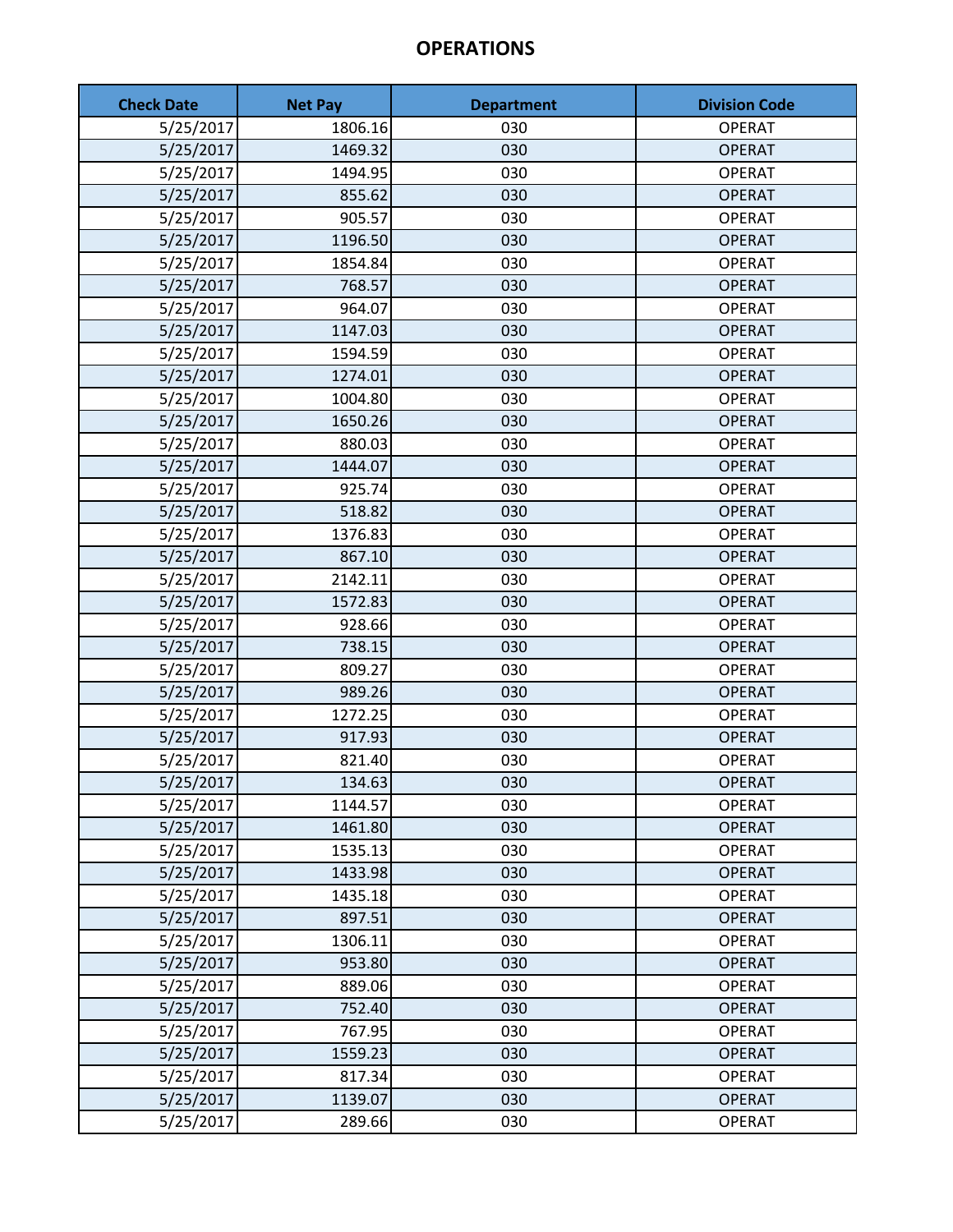# OPERATIONS

| Check Date | Net Pay | Department | Division Code |
|---|---|---|---|
| 5/25/2017 | 1806.16 | 030 | OPERAT |
| 5/25/2017 | 1469.32 | 030 | OPERAT |
| 5/25/2017 | 1494.95 | 030 | OPERAT |
| 5/25/2017 | 855.62 | 030 | OPERAT |
| 5/25/2017 | 905.57 | 030 | OPERAT |
| 5/25/2017 | 1196.50 | 030 | OPERAT |
| 5/25/2017 | 1854.84 | 030 | OPERAT |
| 5/25/2017 | 768.57 | 030 | OPERAT |
| 5/25/2017 | 964.07 | 030 | OPERAT |
| 5/25/2017 | 1147.03 | 030 | OPERAT |
| 5/25/2017 | 1594.59 | 030 | OPERAT |
| 5/25/2017 | 1274.01 | 030 | OPERAT |
| 5/25/2017 | 1004.80 | 030 | OPERAT |
| 5/25/2017 | 1650.26 | 030 | OPERAT |
| 5/25/2017 | 880.03 | 030 | OPERAT |
| 5/25/2017 | 1444.07 | 030 | OPERAT |
| 5/25/2017 | 925.74 | 030 | OPERAT |
| 5/25/2017 | 518.82 | 030 | OPERAT |
| 5/25/2017 | 1376.83 | 030 | OPERAT |
| 5/25/2017 | 867.10 | 030 | OPERAT |
| 5/25/2017 | 2142.11 | 030 | OPERAT |
| 5/25/2017 | 1572.83 | 030 | OPERAT |
| 5/25/2017 | 928.66 | 030 | OPERAT |
| 5/25/2017 | 738.15 | 030 | OPERAT |
| 5/25/2017 | 809.27 | 030 | OPERAT |
| 5/25/2017 | 989.26 | 030 | OPERAT |
| 5/25/2017 | 1272.25 | 030 | OPERAT |
| 5/25/2017 | 917.93 | 030 | OPERAT |
| 5/25/2017 | 821.40 | 030 | OPERAT |
| 5/25/2017 | 134.63 | 030 | OPERAT |
| 5/25/2017 | 1144.57 | 030 | OPERAT |
| 5/25/2017 | 1461.80 | 030 | OPERAT |
| 5/25/2017 | 1535.13 | 030 | OPERAT |
| 5/25/2017 | 1433.98 | 030 | OPERAT |
| 5/25/2017 | 1435.18 | 030 | OPERAT |
| 5/25/2017 | 897.51 | 030 | OPERAT |
| 5/25/2017 | 1306.11 | 030 | OPERAT |
| 5/25/2017 | 953.80 | 030 | OPERAT |
| 5/25/2017 | 889.06 | 030 | OPERAT |
| 5/25/2017 | 752.40 | 030 | OPERAT |
| 5/25/2017 | 767.95 | 030 | OPERAT |
| 5/25/2017 | 1559.23 | 030 | OPERAT |
| 5/25/2017 | 817.34 | 030 | OPERAT |
| 5/25/2017 | 1139.07 | 030 | OPERAT |
| 5/25/2017 | 289.66 | 030 | OPERAT |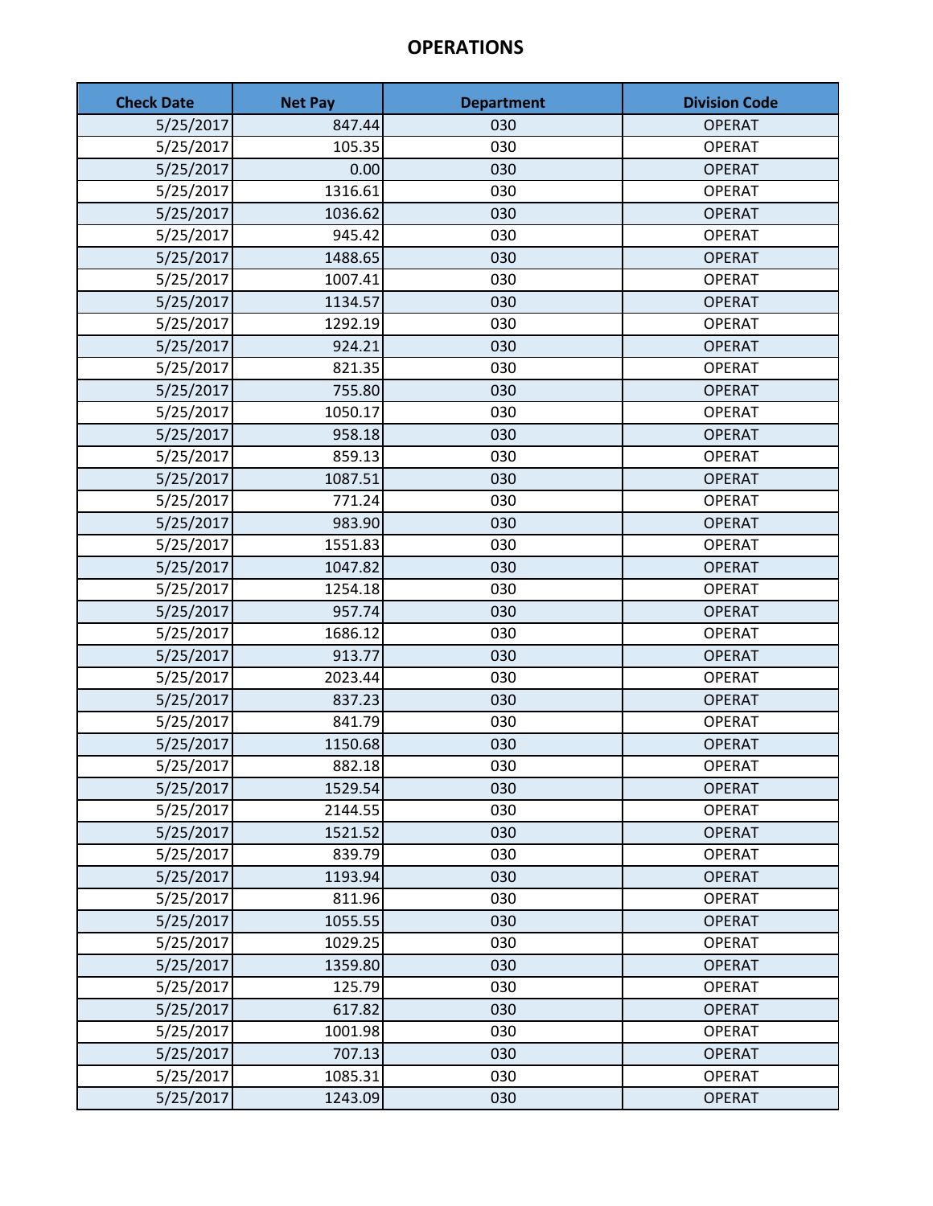# OPERATIONS

| Check Date | Net Pay | Department | Division Code |
|---|---|---|---|
| 5/25/2017 | 847.44 | 030 | OPERAT |
| 5/25/2017 | 105.35 | 030 | OPERAT |
| 5/25/2017 | 0.00 | 030 | OPERAT |
| 5/25/2017 | 1316.61 | 030 | OPERAT |
| 5/25/2017 | 1036.62 | 030 | OPERAT |
| 5/25/2017 | 945.42 | 030 | OPERAT |
| 5/25/2017 | 1488.65 | 030 | OPERAT |
| 5/25/2017 | 1007.41 | 030 | OPERAT |
| 5/25/2017 | 1134.57 | 030 | OPERAT |
| 5/25/2017 | 1292.19 | 030 | OPERAT |
| 5/25/2017 | 924.21 | 030 | OPERAT |
| 5/25/2017 | 821.35 | 030 | OPERAT |
| 5/25/2017 | 755.80 | 030 | OPERAT |
| 5/25/2017 | 1050.17 | 030 | OPERAT |
| 5/25/2017 | 958.18 | 030 | OPERAT |
| 5/25/2017 | 859.13 | 030 | OPERAT |
| 5/25/2017 | 1087.51 | 030 | OPERAT |
| 5/25/2017 | 771.24 | 030 | OPERAT |
| 5/25/2017 | 983.90 | 030 | OPERAT |
| 5/25/2017 | 1551.83 | 030 | OPERAT |
| 5/25/2017 | 1047.82 | 030 | OPERAT |
| 5/25/2017 | 1254.18 | 030 | OPERAT |
| 5/25/2017 | 957.74 | 030 | OPERAT |
| 5/25/2017 | 1686.12 | 030 | OPERAT |
| 5/25/2017 | 913.77 | 030 | OPERAT |
| 5/25/2017 | 2023.44 | 030 | OPERAT |
| 5/25/2017 | 837.23 | 030 | OPERAT |
| 5/25/2017 | 841.79 | 030 | OPERAT |
| 5/25/2017 | 1150.68 | 030 | OPERAT |
| 5/25/2017 | 882.18 | 030 | OPERAT |
| 5/25/2017 | 1529.54 | 030 | OPERAT |
| 5/25/2017 | 2144.55 | 030 | OPERAT |
| 5/25/2017 | 1521.52 | 030 | OPERAT |
| 5/25/2017 | 839.79 | 030 | OPERAT |
| 5/25/2017 | 1193.94 | 030 | OPERAT |
| 5/25/2017 | 811.96 | 030 | OPERAT |
| 5/25/2017 | 1055.55 | 030 | OPERAT |
| 5/25/2017 | 1029.25 | 030 | OPERAT |
| 5/25/2017 | 1359.80 | 030 | OPERAT |
| 5/25/2017 | 125.79 | 030 | OPERAT |
| 5/25/2017 | 617.82 | 030 | OPERAT |
| 5/25/2017 | 1001.98 | 030 | OPERAT |
| 5/25/2017 | 707.13 | 030 | OPERAT |
| 5/25/2017 | 1085.31 | 030 | OPERAT |
| 5/25/2017 | 1243.09 | 030 | OPERAT |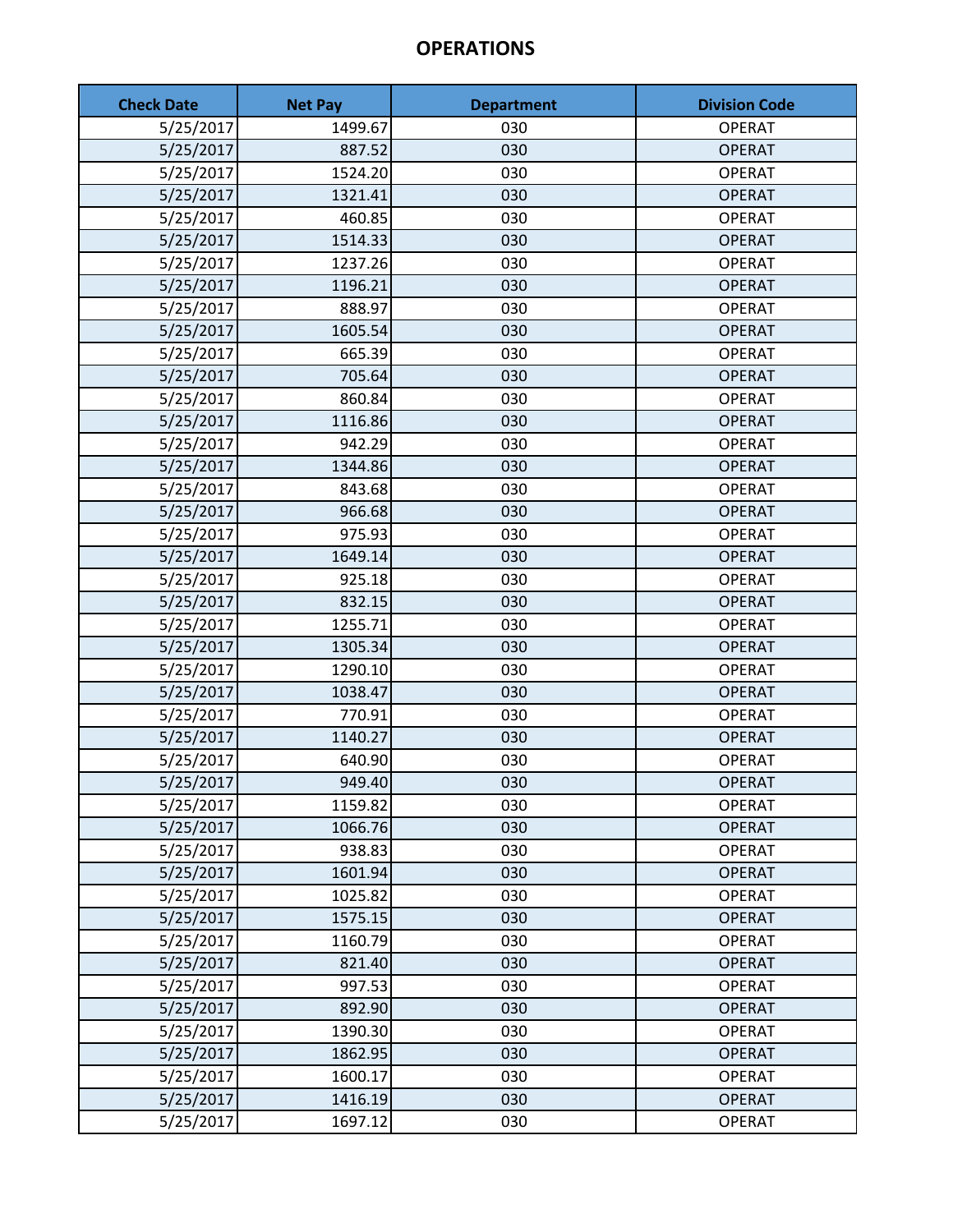# OPERATIONS

| Check Date | Net Pay | Department | Division Code |
|---|---|---|---|
| 5/25/2017 | 1499.67 | 030 | OPERAT |
| 5/25/2017 | 887.52 | 030 | OPERAT |
| 5/25/2017 | 1524.20 | 030 | OPERAT |
| 5/25/2017 | 1321.41 | 030 | OPERAT |
| 5/25/2017 | 460.85 | 030 | OPERAT |
| 5/25/2017 | 1514.33 | 030 | OPERAT |
| 5/25/2017 | 1237.26 | 030 | OPERAT |
| 5/25/2017 | 1196.21 | 030 | OPERAT |
| 5/25/2017 | 888.97 | 030 | OPERAT |
| 5/25/2017 | 1605.54 | 030 | OPERAT |
| 5/25/2017 | 665.39 | 030 | OPERAT |
| 5/25/2017 | 705.64 | 030 | OPERAT |
| 5/25/2017 | 860.84 | 030 | OPERAT |
| 5/25/2017 | 1116.86 | 030 | OPERAT |
| 5/25/2017 | 942.29 | 030 | OPERAT |
| 5/25/2017 | 1344.86 | 030 | OPERAT |
| 5/25/2017 | 843.68 | 030 | OPERAT |
| 5/25/2017 | 966.68 | 030 | OPERAT |
| 5/25/2017 | 975.93 | 030 | OPERAT |
| 5/25/2017 | 1649.14 | 030 | OPERAT |
| 5/25/2017 | 925.18 | 030 | OPERAT |
| 5/25/2017 | 832.15 | 030 | OPERAT |
| 5/25/2017 | 1255.71 | 030 | OPERAT |
| 5/25/2017 | 1305.34 | 030 | OPERAT |
| 5/25/2017 | 1290.10 | 030 | OPERAT |
| 5/25/2017 | 1038.47 | 030 | OPERAT |
| 5/25/2017 | 770.91 | 030 | OPERAT |
| 5/25/2017 | 1140.27 | 030 | OPERAT |
| 5/25/2017 | 640.90 | 030 | OPERAT |
| 5/25/2017 | 949.40 | 030 | OPERAT |
| 5/25/2017 | 1159.82 | 030 | OPERAT |
| 5/25/2017 | 1066.76 | 030 | OPERAT |
| 5/25/2017 | 938.83 | 030 | OPERAT |
| 5/25/2017 | 1601.94 | 030 | OPERAT |
| 5/25/2017 | 1025.82 | 030 | OPERAT |
| 5/25/2017 | 1575.15 | 030 | OPERAT |
| 5/25/2017 | 1160.79 | 030 | OPERAT |
| 5/25/2017 | 821.40 | 030 | OPERAT |
| 5/25/2017 | 997.53 | 030 | OPERAT |
| 5/25/2017 | 892.90 | 030 | OPERAT |
| 5/25/2017 | 1390.30 | 030 | OPERAT |
| 5/25/2017 | 1862.95 | 030 | OPERAT |
| 5/25/2017 | 1600.17 | 030 | OPERAT |
| 5/25/2017 | 1416.19 | 030 | OPERAT |
| 5/25/2017 | 1697.12 | 030 | OPERAT |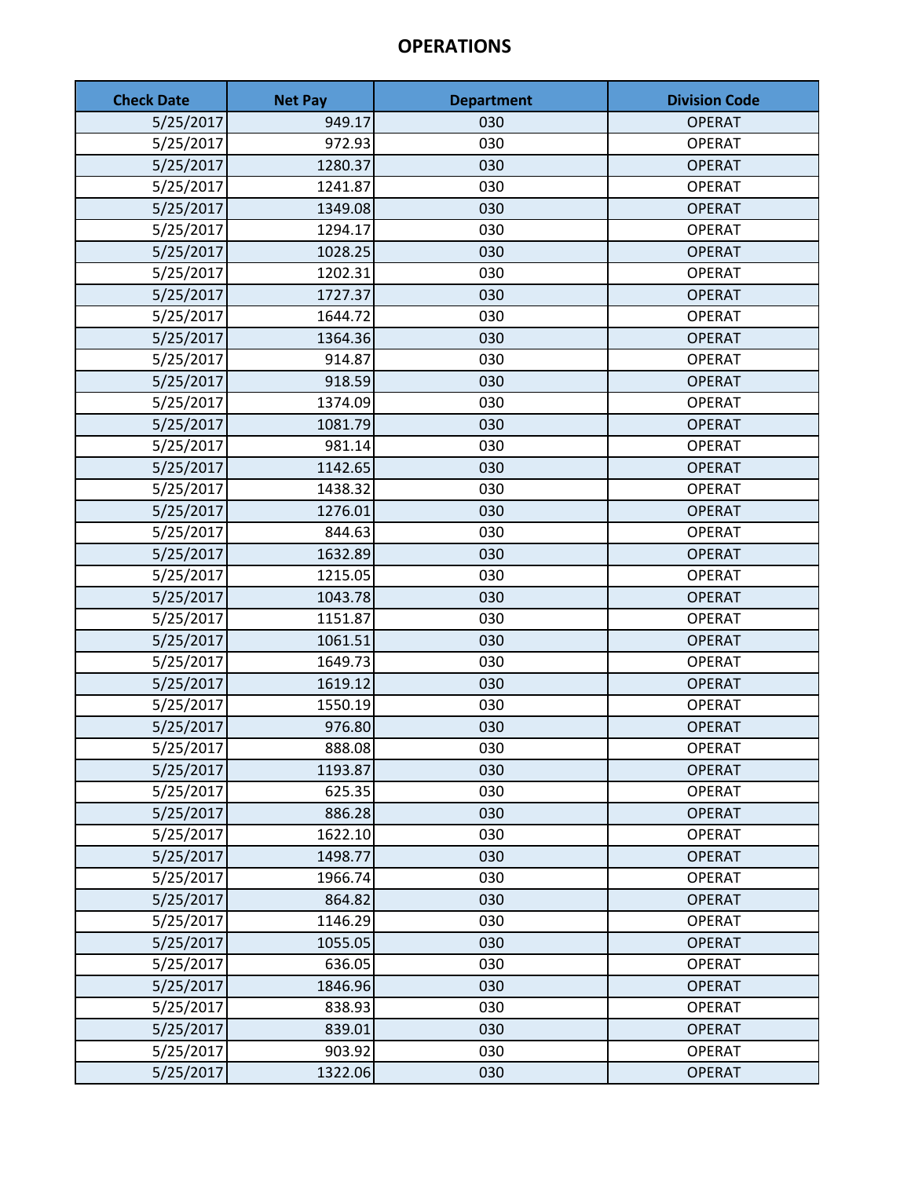# OPERATIONS

| Check Date | Net Pay | Department | Division Code |
|---|---|---|---|
| 5/25/2017 | 949.17 | 030 | OPERAT |
| 5/25/2017 | 972.93 | 030 | OPERAT |
| 5/25/2017 | 1280.37 | 030 | OPERAT |
| 5/25/2017 | 1241.87 | 030 | OPERAT |
| 5/25/2017 | 1349.08 | 030 | OPERAT |
| 5/25/2017 | 1294.17 | 030 | OPERAT |
| 5/25/2017 | 1028.25 | 030 | OPERAT |
| 5/25/2017 | 1202.31 | 030 | OPERAT |
| 5/25/2017 | 1727.37 | 030 | OPERAT |
| 5/25/2017 | 1644.72 | 030 | OPERAT |
| 5/25/2017 | 1364.36 | 030 | OPERAT |
| 5/25/2017 | 914.87 | 030 | OPERAT |
| 5/25/2017 | 918.59 | 030 | OPERAT |
| 5/25/2017 | 1374.09 | 030 | OPERAT |
| 5/25/2017 | 1081.79 | 030 | OPERAT |
| 5/25/2017 | 981.14 | 030 | OPERAT |
| 5/25/2017 | 1142.65 | 030 | OPERAT |
| 5/25/2017 | 1438.32 | 030 | OPERAT |
| 5/25/2017 | 1276.01 | 030 | OPERAT |
| 5/25/2017 | 844.63 | 030 | OPERAT |
| 5/25/2017 | 1632.89 | 030 | OPERAT |
| 5/25/2017 | 1215.05 | 030 | OPERAT |
| 5/25/2017 | 1043.78 | 030 | OPERAT |
| 5/25/2017 | 1151.87 | 030 | OPERAT |
| 5/25/2017 | 1061.51 | 030 | OPERAT |
| 5/25/2017 | 1649.73 | 030 | OPERAT |
| 5/25/2017 | 1619.12 | 030 | OPERAT |
| 5/25/2017 | 1550.19 | 030 | OPERAT |
| 5/25/2017 | 976.80 | 030 | OPERAT |
| 5/25/2017 | 888.08 | 030 | OPERAT |
| 5/25/2017 | 1193.87 | 030 | OPERAT |
| 5/25/2017 | 625.35 | 030 | OPERAT |
| 5/25/2017 | 886.28 | 030 | OPERAT |
| 5/25/2017 | 1622.10 | 030 | OPERAT |
| 5/25/2017 | 1498.77 | 030 | OPERAT |
| 5/25/2017 | 1966.74 | 030 | OPERAT |
| 5/25/2017 | 864.82 | 030 | OPERAT |
| 5/25/2017 | 1146.29 | 030 | OPERAT |
| 5/25/2017 | 1055.05 | 030 | OPERAT |
| 5/25/2017 | 636.05 | 030 | OPERAT |
| 5/25/2017 | 1846.96 | 030 | OPERAT |
| 5/25/2017 | 838.93 | 030 | OPERAT |
| 5/25/2017 | 839.01 | 030 | OPERAT |
| 5/25/2017 | 903.92 | 030 | OPERAT |
| 5/25/2017 | 1322.06 | 030 | OPERAT |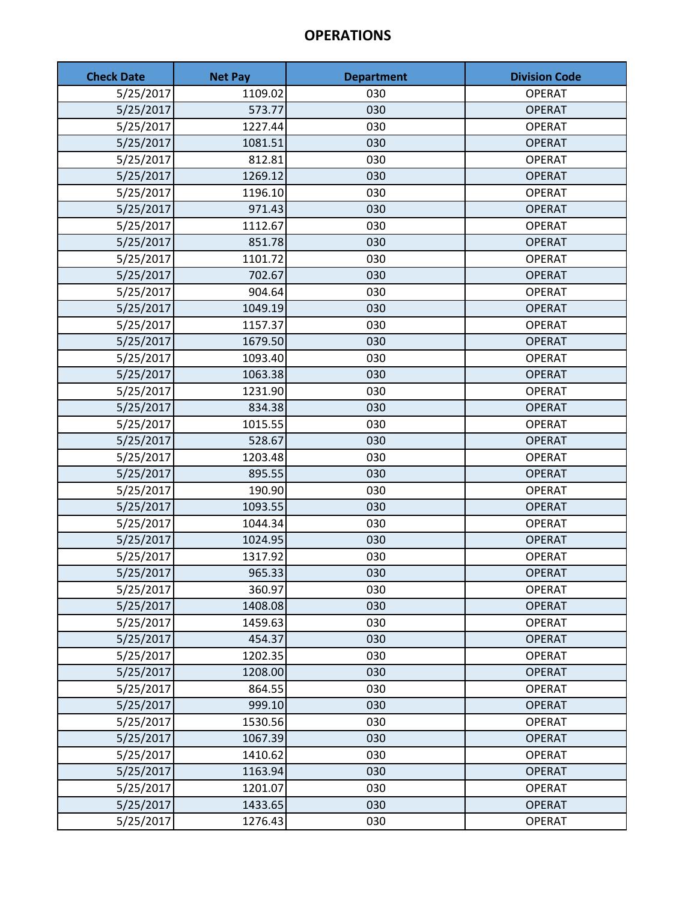# OPERATIONS

| Check Date | Net Pay | Department | Division Code |
|---|---|---|---|
| 5/25/2017 | 1109.02 | 030 | OPERAT |
| 5/25/2017 | 573.77 | 030 | OPERAT |
| 5/25/2017 | 1227.44 | 030 | OPERAT |
| 5/25/2017 | 1081.51 | 030 | OPERAT |
| 5/25/2017 | 812.81 | 030 | OPERAT |
| 5/25/2017 | 1269.12 | 030 | OPERAT |
| 5/25/2017 | 1196.10 | 030 | OPERAT |
| 5/25/2017 | 971.43 | 030 | OPERAT |
| 5/25/2017 | 1112.67 | 030 | OPERAT |
| 5/25/2017 | 851.78 | 030 | OPERAT |
| 5/25/2017 | 1101.72 | 030 | OPERAT |
| 5/25/2017 | 702.67 | 030 | OPERAT |
| 5/25/2017 | 904.64 | 030 | OPERAT |
| 5/25/2017 | 1049.19 | 030 | OPERAT |
| 5/25/2017 | 1157.37 | 030 | OPERAT |
| 5/25/2017 | 1679.50 | 030 | OPERAT |
| 5/25/2017 | 1093.40 | 030 | OPERAT |
| 5/25/2017 | 1063.38 | 030 | OPERAT |
| 5/25/2017 | 1231.90 | 030 | OPERAT |
| 5/25/2017 | 834.38 | 030 | OPERAT |
| 5/25/2017 | 1015.55 | 030 | OPERAT |
| 5/25/2017 | 528.67 | 030 | OPERAT |
| 5/25/2017 | 1203.48 | 030 | OPERAT |
| 5/25/2017 | 895.55 | 030 | OPERAT |
| 5/25/2017 | 190.90 | 030 | OPERAT |
| 5/25/2017 | 1093.55 | 030 | OPERAT |
| 5/25/2017 | 1044.34 | 030 | OPERAT |
| 5/25/2017 | 1024.95 | 030 | OPERAT |
| 5/25/2017 | 1317.92 | 030 | OPERAT |
| 5/25/2017 | 965.33 | 030 | OPERAT |
| 5/25/2017 | 360.97 | 030 | OPERAT |
| 5/25/2017 | 1408.08 | 030 | OPERAT |
| 5/25/2017 | 1459.63 | 030 | OPERAT |
| 5/25/2017 | 454.37 | 030 | OPERAT |
| 5/25/2017 | 1202.35 | 030 | OPERAT |
| 5/25/2017 | 1208.00 | 030 | OPERAT |
| 5/25/2017 | 864.55 | 030 | OPERAT |
| 5/25/2017 | 999.10 | 030 | OPERAT |
| 5/25/2017 | 1530.56 | 030 | OPERAT |
| 5/25/2017 | 1067.39 | 030 | OPERAT |
| 5/25/2017 | 1410.62 | 030 | OPERAT |
| 5/25/2017 | 1163.94 | 030 | OPERAT |
| 5/25/2017 | 1201.07 | 030 | OPERAT |
| 5/25/2017 | 1433.65 | 030 | OPERAT |
| 5/25/2017 | 1276.43 | 030 | OPERAT |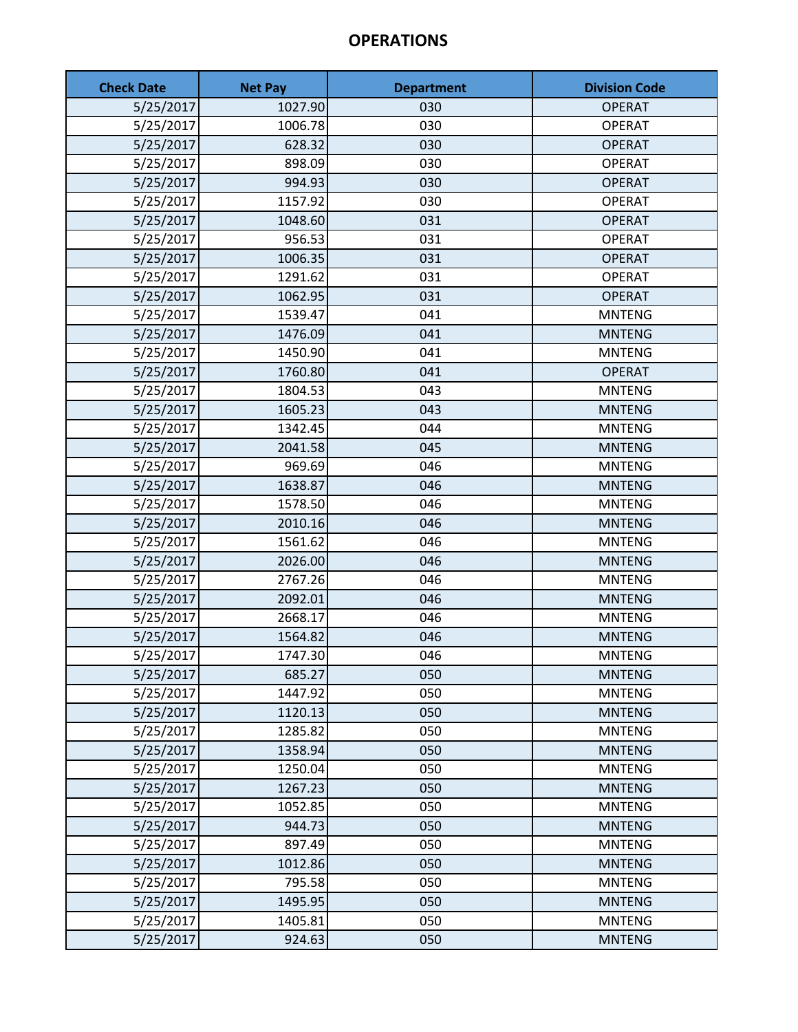# OPERATIONS

| Check Date | Net Pay | Department | Division Code |
|---|---|---|---|
| 5/25/2017 | 1027.90 | 030 | OPERAT |
| 5/25/2017 | 1006.78 | 030 | OPERAT |
| 5/25/2017 | 628.32 | 030 | OPERAT |
| 5/25/2017 | 898.09 | 030 | OPERAT |
| 5/25/2017 | 994.93 | 030 | OPERAT |
| 5/25/2017 | 1157.92 | 030 | OPERAT |
| 5/25/2017 | 1048.60 | 031 | OPERAT |
| 5/25/2017 | 956.53 | 031 | OPERAT |
| 5/25/2017 | 1006.35 | 031 | OPERAT |
| 5/25/2017 | 1291.62 | 031 | OPERAT |
| 5/25/2017 | 1062.95 | 031 | OPERAT |
| 5/25/2017 | 1539.47 | 041 | MNTENG |
| 5/25/2017 | 1476.09 | 041 | MNTENG |
| 5/25/2017 | 1450.90 | 041 | MNTENG |
| 5/25/2017 | 1760.80 | 041 | OPERAT |
| 5/25/2017 | 1804.53 | 043 | MNTENG |
| 5/25/2017 | 1605.23 | 043 | MNTENG |
| 5/25/2017 | 1342.45 | 044 | MNTENG |
| 5/25/2017 | 2041.58 | 045 | MNTENG |
| 5/25/2017 | 969.69 | 046 | MNTENG |
| 5/25/2017 | 1638.87 | 046 | MNTENG |
| 5/25/2017 | 1578.50 | 046 | MNTENG |
| 5/25/2017 | 2010.16 | 046 | MNTENG |
| 5/25/2017 | 1561.62 | 046 | MNTENG |
| 5/25/2017 | 2026.00 | 046 | MNTENG |
| 5/25/2017 | 2767.26 | 046 | MNTENG |
| 5/25/2017 | 2092.01 | 046 | MNTENG |
| 5/25/2017 | 2668.17 | 046 | MNTENG |
| 5/25/2017 | 1564.82 | 046 | MNTENG |
| 5/25/2017 | 1747.30 | 046 | MNTENG |
| 5/25/2017 | 685.27 | 050 | MNTENG |
| 5/25/2017 | 1447.92 | 050 | MNTENG |
| 5/25/2017 | 1120.13 | 050 | MNTENG |
| 5/25/2017 | 1285.82 | 050 | MNTENG |
| 5/25/2017 | 1358.94 | 050 | MNTENG |
| 5/25/2017 | 1250.04 | 050 | MNTENG |
| 5/25/2017 | 1267.23 | 050 | MNTENG |
| 5/25/2017 | 1052.85 | 050 | MNTENG |
| 5/25/2017 | 944.73 | 050 | MNTENG |
| 5/25/2017 | 897.49 | 050 | MNTENG |
| 5/25/2017 | 1012.86 | 050 | MNTENG |
| 5/25/2017 | 795.58 | 050 | MNTENG |
| 5/25/2017 | 1495.95 | 050 | MNTENG |
| 5/25/2017 | 1405.81 | 050 | MNTENG |
| 5/25/2017 | 924.63 | 050 | MNTENG |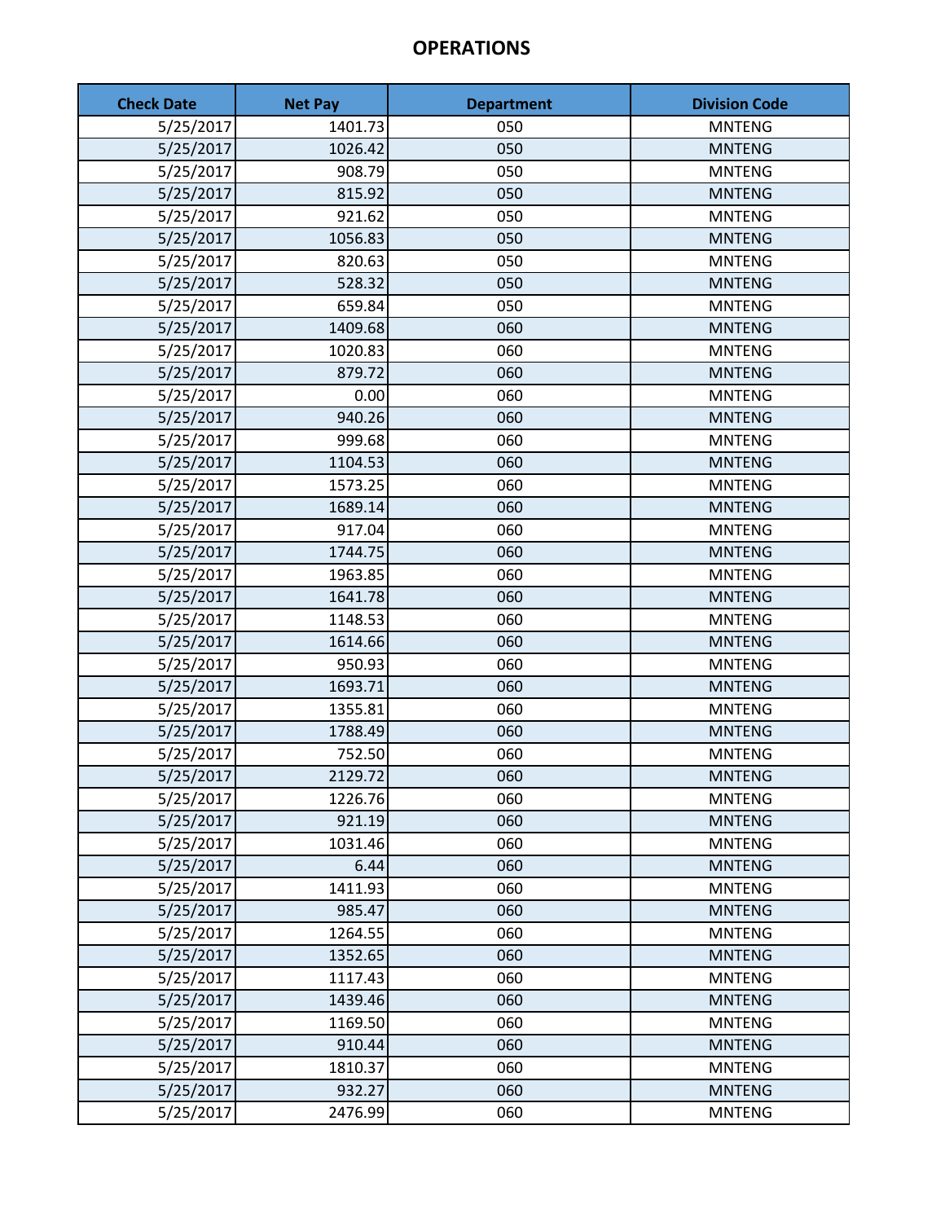# OPERATIONS

| Check Date | Net Pay | Department | Division Code |
|---|---|---|---|
| 5/25/2017 | 1401.73 | 050 | MNTENG |
| 5/25/2017 | 1026.42 | 050 | MNTENG |
| 5/25/2017 | 908.79 | 050 | MNTENG |
| 5/25/2017 | 815.92 | 050 | MNTENG |
| 5/25/2017 | 921.62 | 050 | MNTENG |
| 5/25/2017 | 1056.83 | 050 | MNTENG |
| 5/25/2017 | 820.63 | 050 | MNTENG |
| 5/25/2017 | 528.32 | 050 | MNTENG |
| 5/25/2017 | 659.84 | 050 | MNTENG |
| 5/25/2017 | 1409.68 | 060 | MNTENG |
| 5/25/2017 | 1020.83 | 060 | MNTENG |
| 5/25/2017 | 879.72 | 060 | MNTENG |
| 5/25/2017 | 0.00 | 060 | MNTENG |
| 5/25/2017 | 940.26 | 060 | MNTENG |
| 5/25/2017 | 999.68 | 060 | MNTENG |
| 5/25/2017 | 1104.53 | 060 | MNTENG |
| 5/25/2017 | 1573.25 | 060 | MNTENG |
| 5/25/2017 | 1689.14 | 060 | MNTENG |
| 5/25/2017 | 917.04 | 060 | MNTENG |
| 5/25/2017 | 1744.75 | 060 | MNTENG |
| 5/25/2017 | 1963.85 | 060 | MNTENG |
| 5/25/2017 | 1641.78 | 060 | MNTENG |
| 5/25/2017 | 1148.53 | 060 | MNTENG |
| 5/25/2017 | 1614.66 | 060 | MNTENG |
| 5/25/2017 | 950.93 | 060 | MNTENG |
| 5/25/2017 | 1693.71 | 060 | MNTENG |
| 5/25/2017 | 1355.81 | 060 | MNTENG |
| 5/25/2017 | 1788.49 | 060 | MNTENG |
| 5/25/2017 | 752.50 | 060 | MNTENG |
| 5/25/2017 | 2129.72 | 060 | MNTENG |
| 5/25/2017 | 1226.76 | 060 | MNTENG |
| 5/25/2017 | 921.19 | 060 | MNTENG |
| 5/25/2017 | 1031.46 | 060 | MNTENG |
| 5/25/2017 | 6.44 | 060 | MNTENG |
| 5/25/2017 | 1411.93 | 060 | MNTENG |
| 5/25/2017 | 985.47 | 060 | MNTENG |
| 5/25/2017 | 1264.55 | 060 | MNTENG |
| 5/25/2017 | 1352.65 | 060 | MNTENG |
| 5/25/2017 | 1117.43 | 060 | MNTENG |
| 5/25/2017 | 1439.46 | 060 | MNTENG |
| 5/25/2017 | 1169.50 | 060 | MNTENG |
| 5/25/2017 | 910.44 | 060 | MNTENG |
| 5/25/2017 | 1810.37 | 060 | MNTENG |
| 5/25/2017 | 932.27 | 060 | MNTENG |
| 5/25/2017 | 2476.99 | 060 | MNTENG |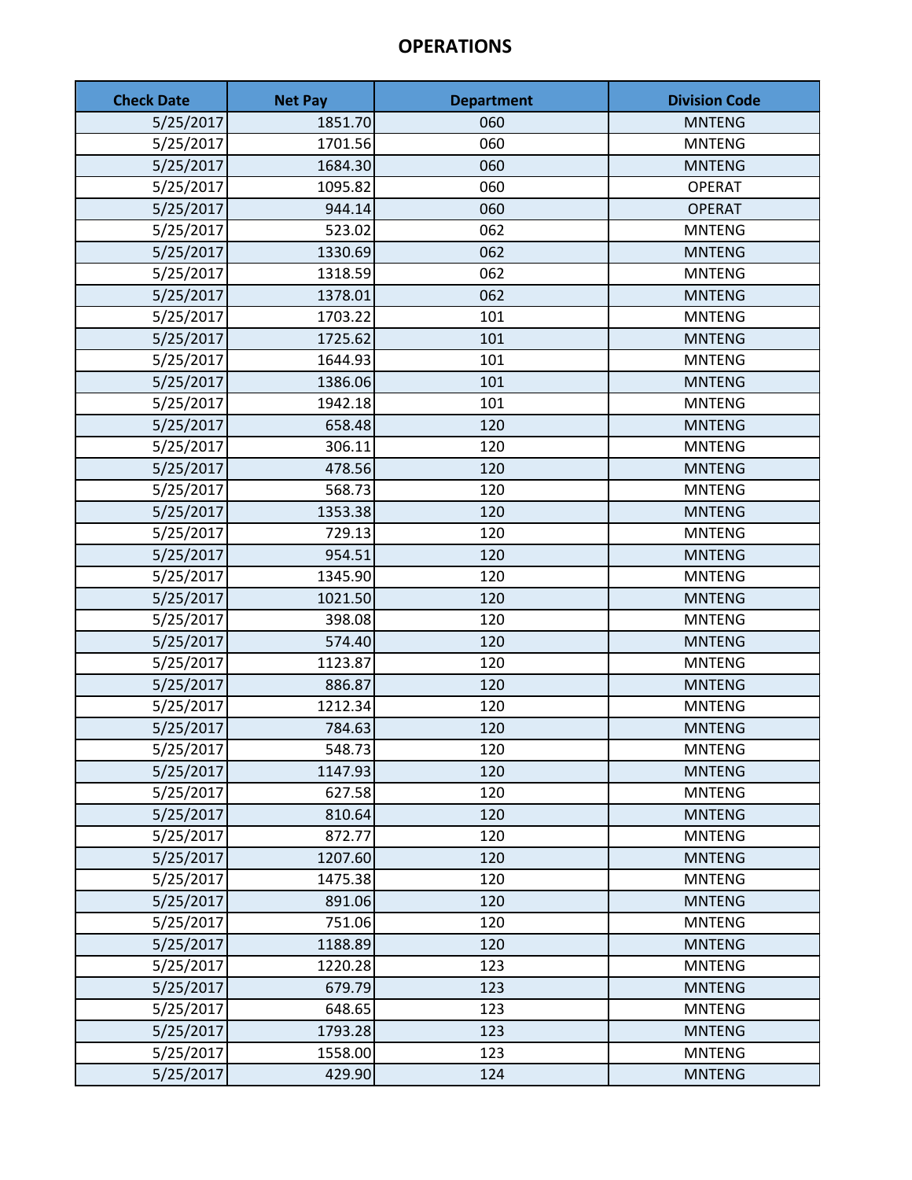# OPERATIONS

| Check Date | Net Pay | Department | Division Code |
|---|---|---|---|
| 5/25/2017 | 1851.70 | 060 | MNTENG |
| 5/25/2017 | 1701.56 | 060 | MNTENG |
| 5/25/2017 | 1684.30 | 060 | MNTENG |
| 5/25/2017 | 1095.82 | 060 | OPERAT |
| 5/25/2017 | 944.14 | 060 | OPERAT |
| 5/25/2017 | 523.02 | 062 | MNTENG |
| 5/25/2017 | 1330.69 | 062 | MNTENG |
| 5/25/2017 | 1318.59 | 062 | MNTENG |
| 5/25/2017 | 1378.01 | 062 | MNTENG |
| 5/25/2017 | 1703.22 | 101 | MNTENG |
| 5/25/2017 | 1725.62 | 101 | MNTENG |
| 5/25/2017 | 1644.93 | 101 | MNTENG |
| 5/25/2017 | 1386.06 | 101 | MNTENG |
| 5/25/2017 | 1942.18 | 101 | MNTENG |
| 5/25/2017 | 658.48 | 120 | MNTENG |
| 5/25/2017 | 306.11 | 120 | MNTENG |
| 5/25/2017 | 478.56 | 120 | MNTENG |
| 5/25/2017 | 568.73 | 120 | MNTENG |
| 5/25/2017 | 1353.38 | 120 | MNTENG |
| 5/25/2017 | 729.13 | 120 | MNTENG |
| 5/25/2017 | 954.51 | 120 | MNTENG |
| 5/25/2017 | 1345.90 | 120 | MNTENG |
| 5/25/2017 | 1021.50 | 120 | MNTENG |
| 5/25/2017 | 398.08 | 120 | MNTENG |
| 5/25/2017 | 574.40 | 120 | MNTENG |
| 5/25/2017 | 1123.87 | 120 | MNTENG |
| 5/25/2017 | 886.87 | 120 | MNTENG |
| 5/25/2017 | 1212.34 | 120 | MNTENG |
| 5/25/2017 | 784.63 | 120 | MNTENG |
| 5/25/2017 | 548.73 | 120 | MNTENG |
| 5/25/2017 | 1147.93 | 120 | MNTENG |
| 5/25/2017 | 627.58 | 120 | MNTENG |
| 5/25/2017 | 810.64 | 120 | MNTENG |
| 5/25/2017 | 872.77 | 120 | MNTENG |
| 5/25/2017 | 1207.60 | 120 | MNTENG |
| 5/25/2017 | 1475.38 | 120 | MNTENG |
| 5/25/2017 | 891.06 | 120 | MNTENG |
| 5/25/2017 | 751.06 | 120 | MNTENG |
| 5/25/2017 | 1188.89 | 120 | MNTENG |
| 5/25/2017 | 1220.28 | 123 | MNTENG |
| 5/25/2017 | 679.79 | 123 | MNTENG |
| 5/25/2017 | 648.65 | 123 | MNTENG |
| 5/25/2017 | 1793.28 | 123 | MNTENG |
| 5/25/2017 | 1558.00 | 123 | MNTENG |
| 5/25/2017 | 429.90 | 124 | MNTENG |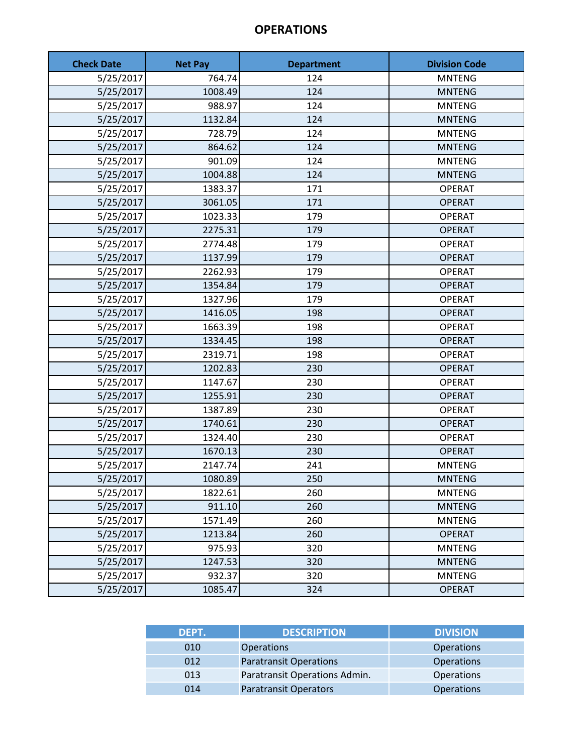# OPERATIONS

| Check Date | Net Pay | Department | Division Code |
|---|---|---|---|
| 5/25/2017 | 764.74 | 124 | MNTENG |
| 5/25/2017 | 1008.49 | 124 | MNTENG |
| 5/25/2017 | 988.97 | 124 | MNTENG |
| 5/25/2017 | 1132.84 | 124 | MNTENG |
| 5/25/2017 | 728.79 | 124 | MNTENG |
| 5/25/2017 | 864.62 | 124 | MNTENG |
| 5/25/2017 | 901.09 | 124 | MNTENG |
| 5/25/2017 | 1004.88 | 124 | MNTENG |
| 5/25/2017 | 1383.37 | 171 | OPERAT |
| 5/25/2017 | 3061.05 | 171 | OPERAT |
| 5/25/2017 | 1023.33 | 179 | OPERAT |
| 5/25/2017 | 2275.31 | 179 | OPERAT |
| 5/25/2017 | 2774.48 | 179 | OPERAT |
| 5/25/2017 | 1137.99 | 179 | OPERAT |
| 5/25/2017 | 2262.93 | 179 | OPERAT |
| 5/25/2017 | 1354.84 | 179 | OPERAT |
| 5/25/2017 | 1327.96 | 179 | OPERAT |
| 5/25/2017 | 1416.05 | 198 | OPERAT |
| 5/25/2017 | 1663.39 | 198 | OPERAT |
| 5/25/2017 | 1334.45 | 198 | OPERAT |
| 5/25/2017 | 2319.71 | 198 | OPERAT |
| 5/25/2017 | 1202.83 | 230 | OPERAT |
| 5/25/2017 | 1147.67 | 230 | OPERAT |
| 5/25/2017 | 1255.91 | 230 | OPERAT |
| 5/25/2017 | 1387.89 | 230 | OPERAT |
| 5/25/2017 | 1740.61 | 230 | OPERAT |
| 5/25/2017 | 1324.40 | 230 | OPERAT |
| 5/25/2017 | 1670.13 | 230 | OPERAT |
| 5/25/2017 | 2147.74 | 241 | MNTENG |
| 5/25/2017 | 1080.89 | 250 | MNTENG |
| 5/25/2017 | 1822.61 | 260 | MNTENG |
| 5/25/2017 | 911.10 | 260 | MNTENG |
| 5/25/2017 | 1571.49 | 260 | MNTENG |
| 5/25/2017 | 1213.84 | 260 | OPERAT |
| 5/25/2017 | 975.93 | 320 | MNTENG |
| 5/25/2017 | 1247.53 | 320 | MNTENG |
| 5/25/2017 | 932.37 | 320 | MNTENG |
| 5/25/2017 | 1085.47 | 324 | OPERAT |

| DEPT. | DESCRIPTION | DIVISION |
|---|---|---|
| 010 | Operations | Operations |
| 012 | Paratransit Operations | Operations |
| 013 | Paratransit Operations Admin. | Operations |
| 014 | Paratransit Operators | Operations |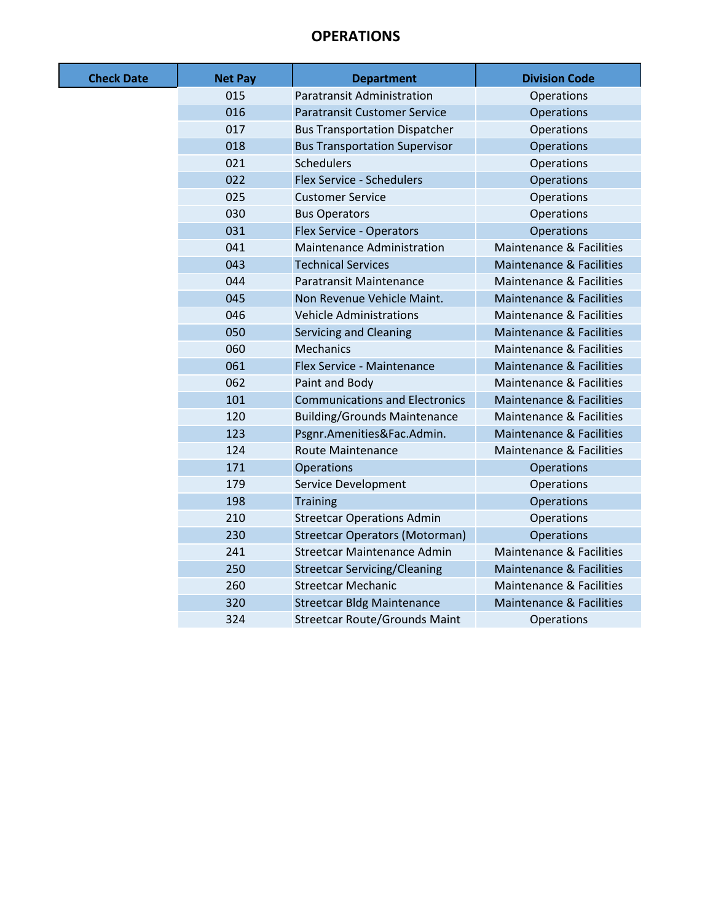# OPERATIONS

| Check Date | Net Pay | Department | Division Code |
|---|---|---|---|
| | 015 | Paratransit Administration | Operations |
| | 016 | Paratransit Customer Service | Operations |
| | 017 | Bus Transportation Dispatcher | Operations |
| | 018 | Bus Transportation Supervisor | Operations |
| | 021 | Schedulers | Operations |
| | 022 | Flex Service - Schedulers | Operations |
| | 025 | Customer Service | Operations |
| | 030 | Bus Operators | Operations |
| | 031 | Flex Service - Operators | Operations |
| | 041 | Maintenance Administration | Maintenance & Facilities |
| | 043 | Technical Services | Maintenance & Facilities |
| | 044 | Paratransit Maintenance | Maintenance & Facilities |
| | 045 | Non Revenue Vehicle Maint. | Maintenance & Facilities |
| | 046 | Vehicle Administrations | Maintenance & Facilities |
| | 050 | Servicing and Cleaning | Maintenance & Facilities |
| | 060 | Mechanics | Maintenance & Facilities |
| | 061 | Flex Service - Maintenance | Maintenance & Facilities |
| | 062 | Paint and Body | Maintenance & Facilities |
| | 101 | Communications and Electronics | Maintenance & Facilities |
| | 120 | Building/Grounds Maintenance | Maintenance & Facilities |
| | 123 | Psgnr.Amenities&Fac.Admin. | Maintenance & Facilities |
| | 124 | Route Maintenance | Maintenance & Facilities |
| | 171 | Operations | Operations |
| | 179 | Service Development | Operations |
| | 198 | Training | Operations |
| | 210 | Streetcar Operations Admin | Operations |
| | 230 | Streetcar Operators (Motorman) | Operations |
| | 241 | Streetcar Maintenance Admin | Maintenance & Facilities |
| | 250 | Streetcar Servicing/Cleaning | Maintenance & Facilities |
| | 260 | Streetcar Mechanic | Maintenance & Facilities |
| | 320 | Streetcar Bldg Maintenance | Maintenance & Facilities |
| | 324 | Streetcar Route/Grounds Maint | Operations |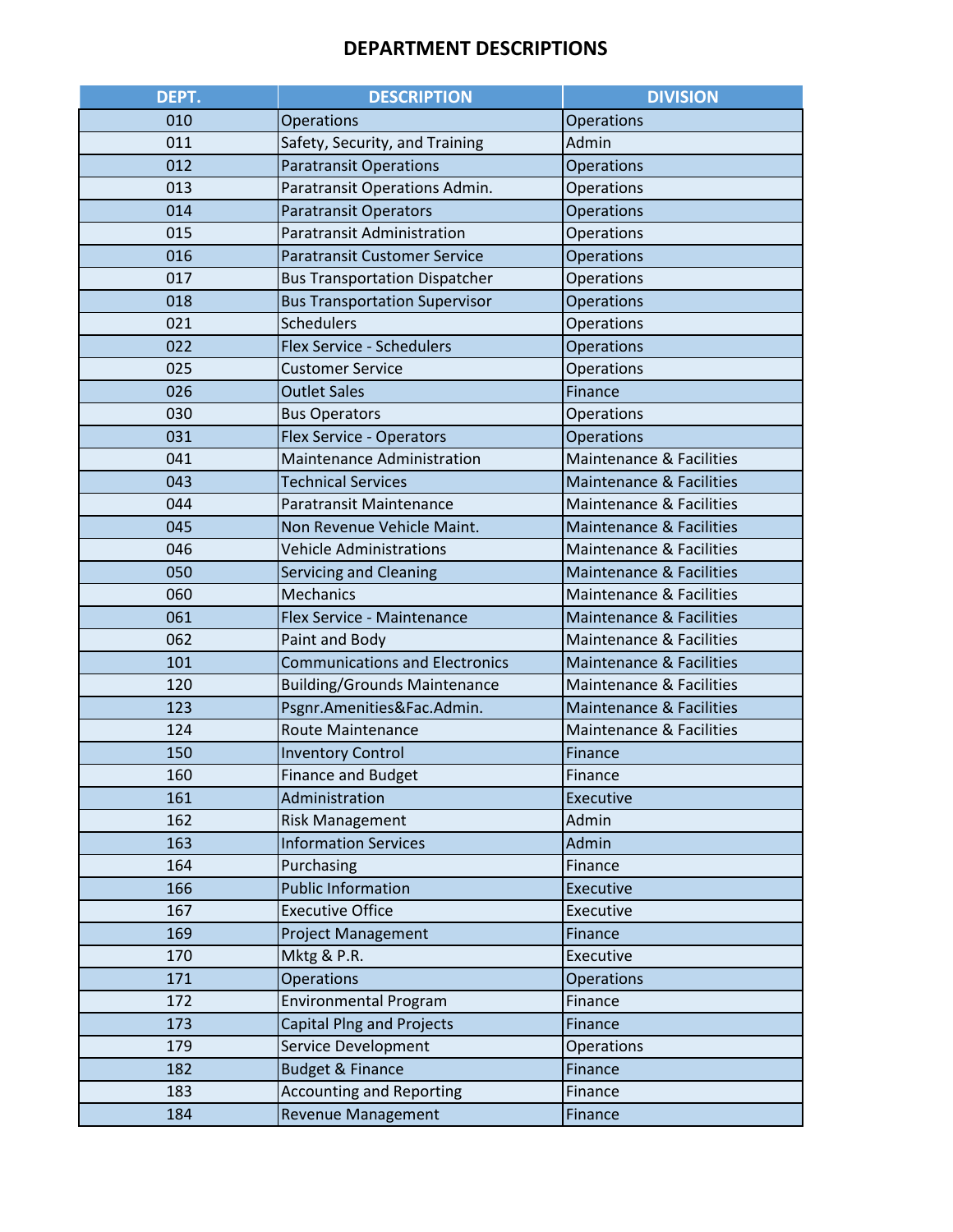# DEPARTMENT DESCRIPTIONS

| DEPT. | DESCRIPTION | DIVISION |
|---|---|---|
| 010 | Operations | Operations |
| 011 | Safety, Security, and Training | Admin |
| 012 | Paratransit Operations | Operations |
| 013 | Paratransit Operations Admin. | Operations |
| 014 | Paratransit Operators | Operations |
| 015 | Paratransit Administration | Operations |
| 016 | Paratransit Customer Service | Operations |
| 017 | Bus Transportation Dispatcher | Operations |
| 018 | Bus Transportation Supervisor | Operations |
| 021 | Schedulers | Operations |
| 022 | Flex Service - Schedulers | Operations |
| 025 | Customer Service | Operations |
| 026 | Outlet Sales | Finance |
| 030 | Bus Operators | Operations |
| 031 | Flex Service - Operators | Operations |
| 041 | Maintenance Administration | Maintenance & Facilities |
| 043 | Technical Services | Maintenance & Facilities |
| 044 | Paratransit Maintenance | Maintenance & Facilities |
| 045 | Non Revenue Vehicle Maint. | Maintenance & Facilities |
| 046 | Vehicle Administrations | Maintenance & Facilities |
| 050 | Servicing and Cleaning | Maintenance & Facilities |
| 060 | Mechanics | Maintenance & Facilities |
| 061 | Flex Service - Maintenance | Maintenance & Facilities |
| 062 | Paint and Body | Maintenance & Facilities |
| 101 | Communications and Electronics | Maintenance & Facilities |
| 120 | Building/Grounds Maintenance | Maintenance & Facilities |
| 123 | Psgnr.Amenities&Fac.Admin. | Maintenance & Facilities |
| 124 | Route Maintenance | Maintenance & Facilities |
| 150 | Inventory Control | Finance |
| 160 | Finance and Budget | Finance |
| 161 | Administration | Executive |
| 162 | Risk Management | Admin |
| 163 | Information Services | Admin |
| 164 | Purchasing | Finance |
| 166 | Public Information | Executive |
| 167 | Executive Office | Executive |
| 169 | Project Management | Finance |
| 170 | Mktg & P.R. | Executive |
| 171 | Operations | Operations |
| 172 | Environmental Program | Finance |
| 173 | Capital Plng and Projects | Finance |
| 179 | Service Development | Operations |
| 182 | Budget & Finance | Finance |
| 183 | Accounting and Reporting | Finance |
| 184 | Revenue Management | Finance |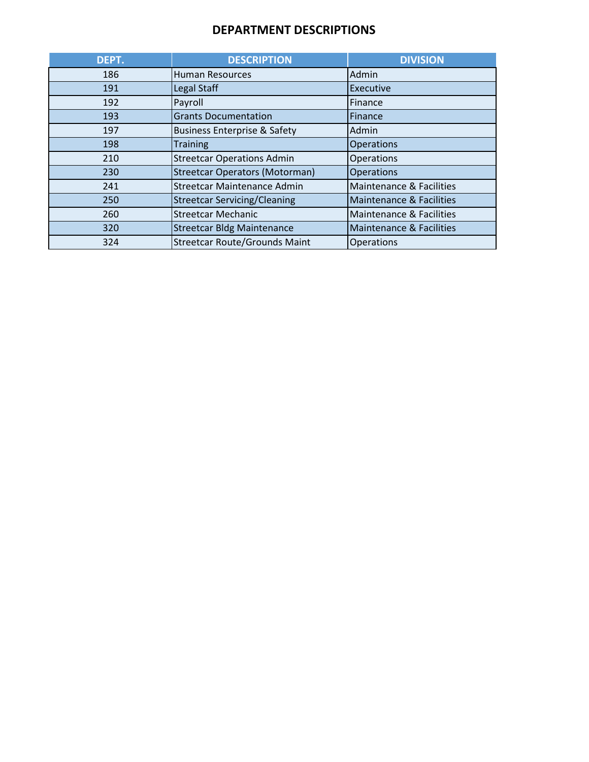# DEPARTMENT DESCRIPTIONS

| DEPT. | DESCRIPTION | DIVISION |
|---|---|---|
| 186 | Human Resources | Admin |
| 191 | Legal Staff | Executive |
| 192 | Payroll | Finance |
| 193 | Grants Documentation | Finance |
| 197 | Business Enterprise & Safety | Admin |
| 198 | Training | Operations |
| 210 | Streetcar Operations Admin | Operations |
| 230 | Streetcar Operators (Motorman) | Operations |
| 241 | Streetcar Maintenance Admin | Maintenance & Facilities |
| 250 | Streetcar Servicing/Cleaning | Maintenance & Facilities |
| 260 | Streetcar Mechanic | Maintenance & Facilities |
| 320 | Streetcar Bldg Maintenance | Maintenance & Facilities |
| 324 | Streetcar Route/Grounds Maint | Operations |